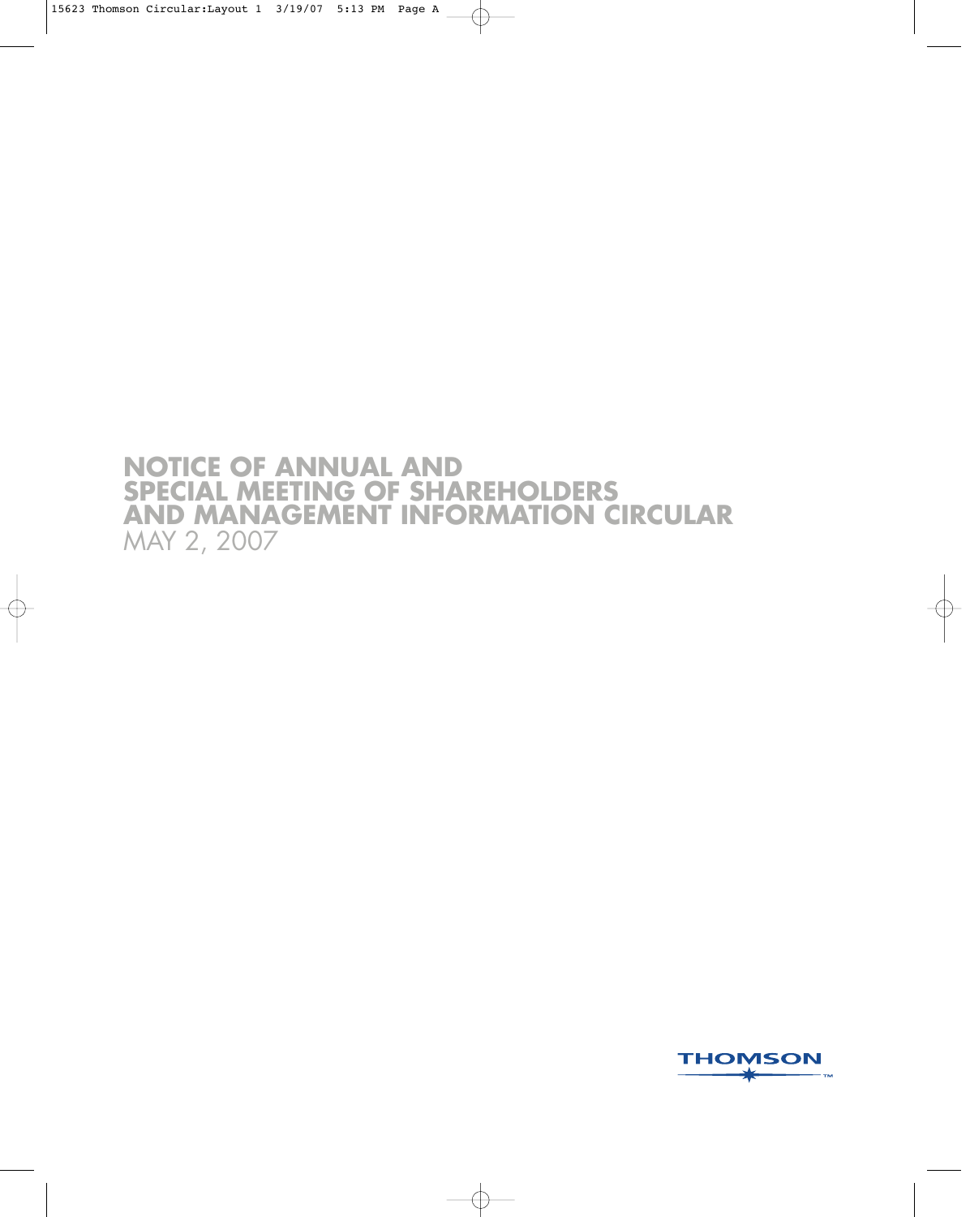# NOTICE OF ANNUAL AND SPECIAL MEETING OF SHAREHOLDERS AND MANAGEMENT INFORMATION CIRCULAR

MAY 2, 2007

THOMSON™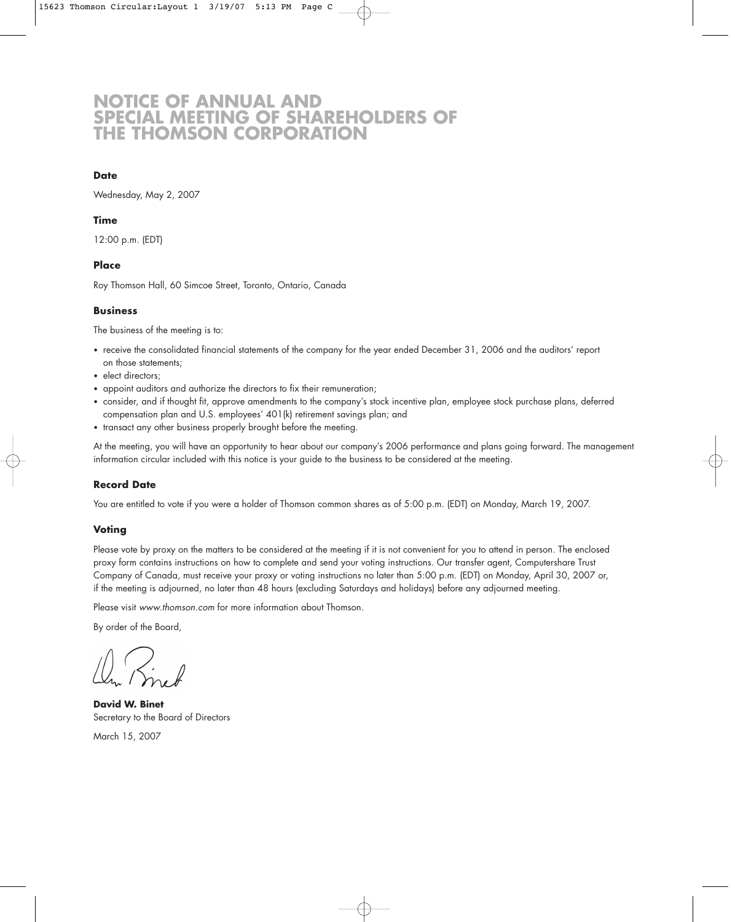# NOTICE OF ANNUAL AND SPECIAL MEETING OF SHAREHOLDERS OF THE THOMSON CORPORATION

### Date

Wednesday, May 2, 2007

### Time

12:00 p.m. (EDT)

### Place

Roy Thomson Hall, 60 Simcoe Street, Toronto, Ontario, Canada

### Business

The business of the meeting is to:

- receive the consolidated financial statements of the company for the year ended December 31, 2006 and the auditors' report on those statements;
- elect directors;
- appoint auditors and authorize the directors to fix their remuneration;
- consider, and if thought fit, approve amendments to the company's stock incentive plan, employee stock purchase plans, deferred compensation plan and U.S. employees' 401(k) retirement savings plan; and
- transact any other business properly brought before the meeting.

At the meeting, you will have an opportunity to hear about our company's 2006 performance and plans going forward. The management information circular included with this notice is your guide to the business to be considered at the meeting.

### Record Date

You are entitled to vote if you were a holder of Thomson common shares as of 5:00 p.m. (EDT) on Monday, March 19, 2007.

### Voting

Please vote by proxy on the matters to be considered at the meeting if it is not convenient for you to attend in person. The enclosed proxy form contains instructions on how to complete and send your voting instructions. Our transfer agent, Computershare Trust Company of Canada, must receive your proxy or voting instructions no later than 5:00 p.m. (EDT) on Monday, April 30, 2007 or, if the meeting is adjourned, no later than 48 hours (excluding Saturdays and holidays) before any adjourned meeting.

Please visit *www.thomson.com* for more information about Thomson.

By order of the Board,

**David W. Binet**
Secretary to the Board of Directors

March 15, 2007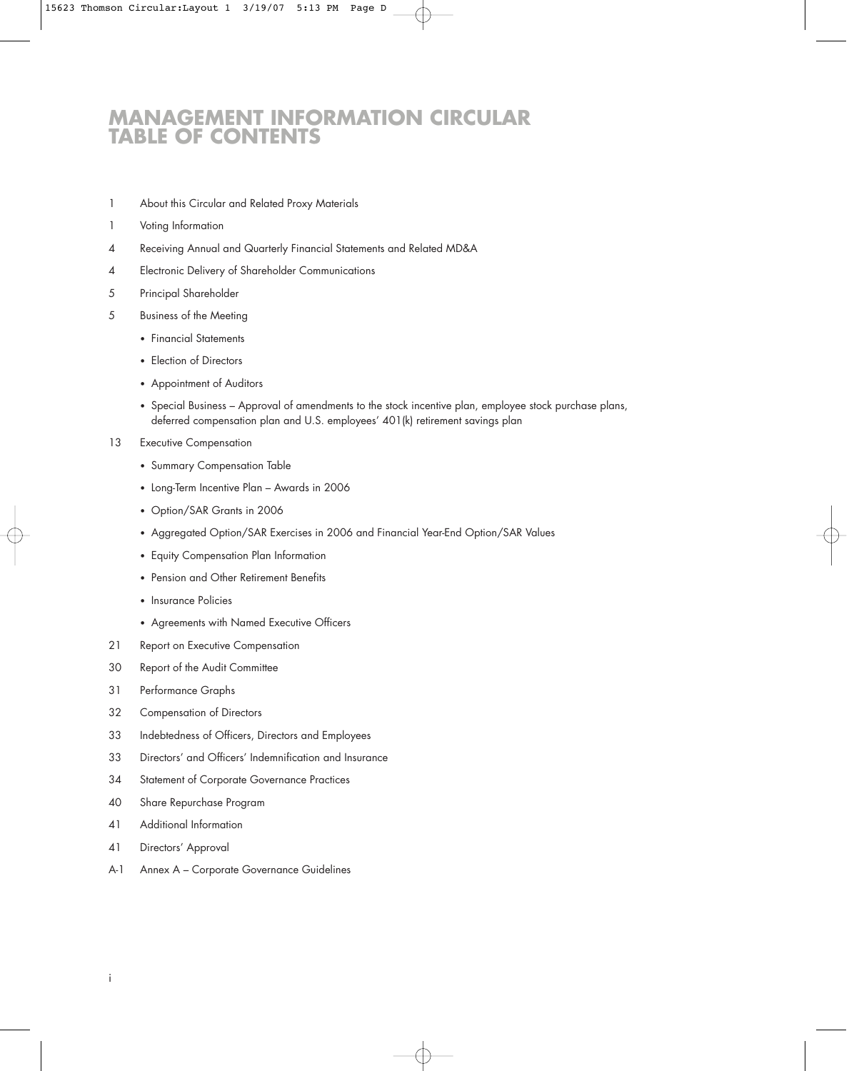# MANAGEMENT INFORMATION CIRCULAR TABLE OF CONTENTS

1 About this Circular and Related Proxy Materials

1 Voting Information

4 Receiving Annual and Quarterly Financial Statements and Related MD&A

4 Electronic Delivery of Shareholder Communications

5 Principal Shareholder

5 Business of the Meeting

- Financial Statements
- Election of Directors
- Appointment of Auditors
- Special Business – Approval of amendments to the stock incentive plan, employee stock purchase plans, deferred compensation plan and U.S. employees' 401(k) retirement savings plan

13 Executive Compensation

- Summary Compensation Table
- Long-Term Incentive Plan – Awards in 2006
- Option/SAR Grants in 2006
- Aggregated Option/SAR Exercises in 2006 and Financial Year-End Option/SAR Values
- Equity Compensation Plan Information
- Pension and Other Retirement Benefits
- Insurance Policies
- Agreements with Named Executive Officers

21 Report on Executive Compensation

30 Report of the Audit Committee

31 Performance Graphs

32 Compensation of Directors

33 Indebtedness of Officers, Directors and Employees

33 Directors' and Officers' Indemnification and Insurance

34 Statement of Corporate Governance Practices

40 Share Repurchase Program

41 Additional Information

41 Directors' Approval

A-1 Annex A – Corporate Governance Guidelines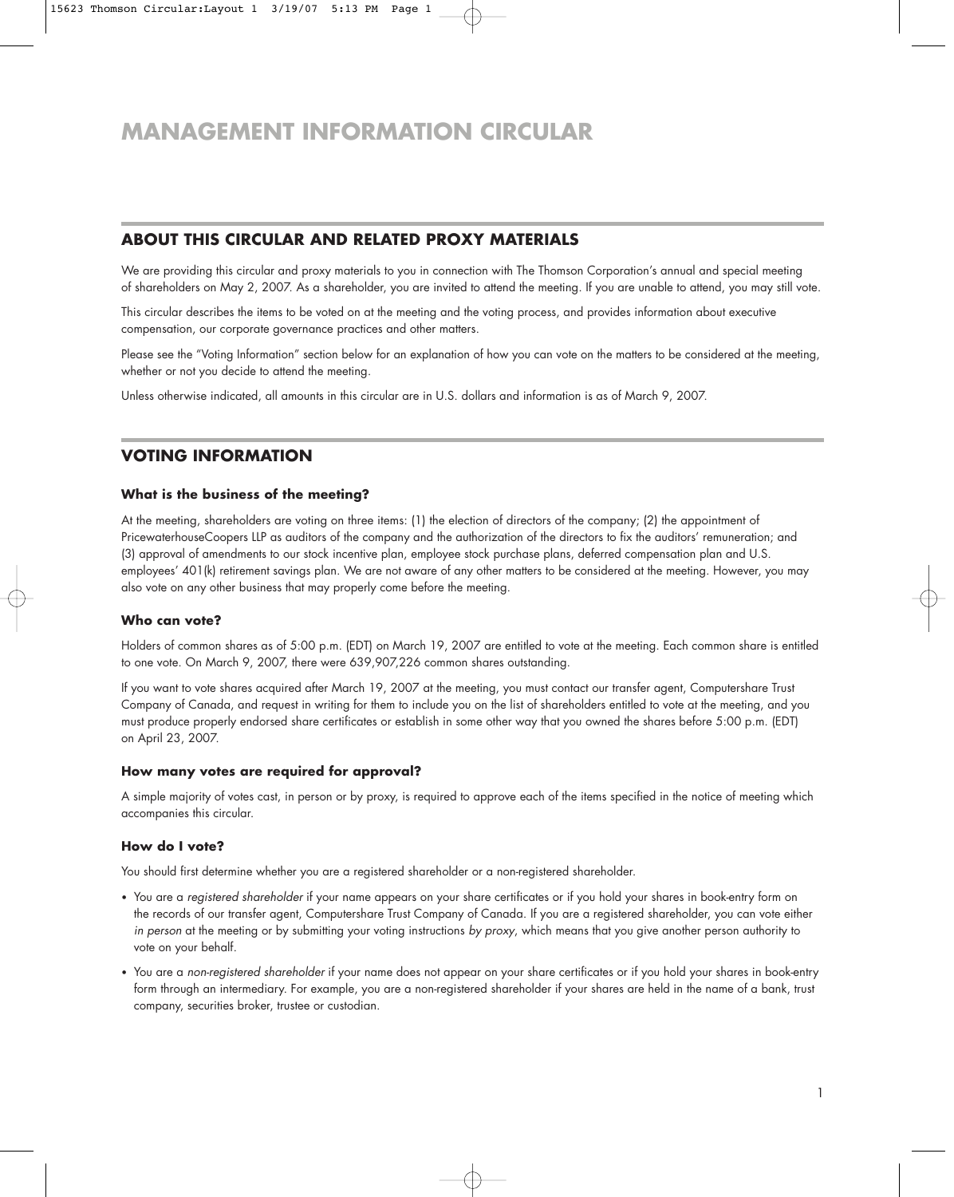# MANAGEMENT INFORMATION CIRCULAR

## ABOUT THIS CIRCULAR AND RELATED PROXY MATERIALS

We are providing this circular and proxy materials to you in connection with The Thomson Corporation's annual and special meeting of shareholders on May 2, 2007. As a shareholder, you are invited to attend the meeting. If you are unable to attend, you may still vote.

This circular describes the items to be voted on at the meeting and the voting process, and provides information about executive compensation, our corporate governance practices and other matters.

Please see the "Voting Information" section below for an explanation of how you can vote on the matters to be considered at the meeting, whether or not you decide to attend the meeting.

Unless otherwise indicated, all amounts in this circular are in U.S. dollars and information is as of March 9, 2007.

## VOTING INFORMATION

### What is the business of the meeting?

At the meeting, shareholders are voting on three items: (1) the election of directors of the company; (2) the appointment of PricewaterhouseCoopers LLP as auditors of the company and the authorization of the directors to fix the auditors' remuneration; and (3) approval of amendments to our stock incentive plan, employee stock purchase plans, deferred compensation plan and U.S. employees' 401(k) retirement savings plan. We are not aware of any other matters to be considered at the meeting. However, you may also vote on any other business that may properly come before the meeting.

### Who can vote?

Holders of common shares as of 5:00 p.m. (EDT) on March 19, 2007 are entitled to vote at the meeting. Each common share is entitled to one vote. On March 9, 2007, there were 639,907,226 common shares outstanding.

If you want to vote shares acquired after March 19, 2007 at the meeting, you must contact our transfer agent, Computershare Trust Company of Canada, and request in writing for them to include you on the list of shareholders entitled to vote at the meeting, and you must produce properly endorsed share certificates or establish in some other way that you owned the shares before 5:00 p.m. (EDT) on April 23, 2007.

### How many votes are required for approval?

A simple majority of votes cast, in person or by proxy, is required to approve each of the items specified in the notice of meeting which accompanies this circular.

### How do I vote?

You should first determine whether you are a registered shareholder or a non-registered shareholder.

- You are a *registered shareholder* if your name appears on your share certificates or if you hold your shares in book-entry form on the records of our transfer agent, Computershare Trust Company of Canada. If you are a registered shareholder, you can vote either *in person* at the meeting or by submitting your voting instructions *by proxy*, which means that you give another person authority to vote on your behalf.
- You are a *non-registered shareholder* if your name does not appear on your share certificates or if you hold your shares in book-entry form through an intermediary. For example, you are a non-registered shareholder if your shares are held in the name of a bank, trust company, securities broker, trustee or custodian.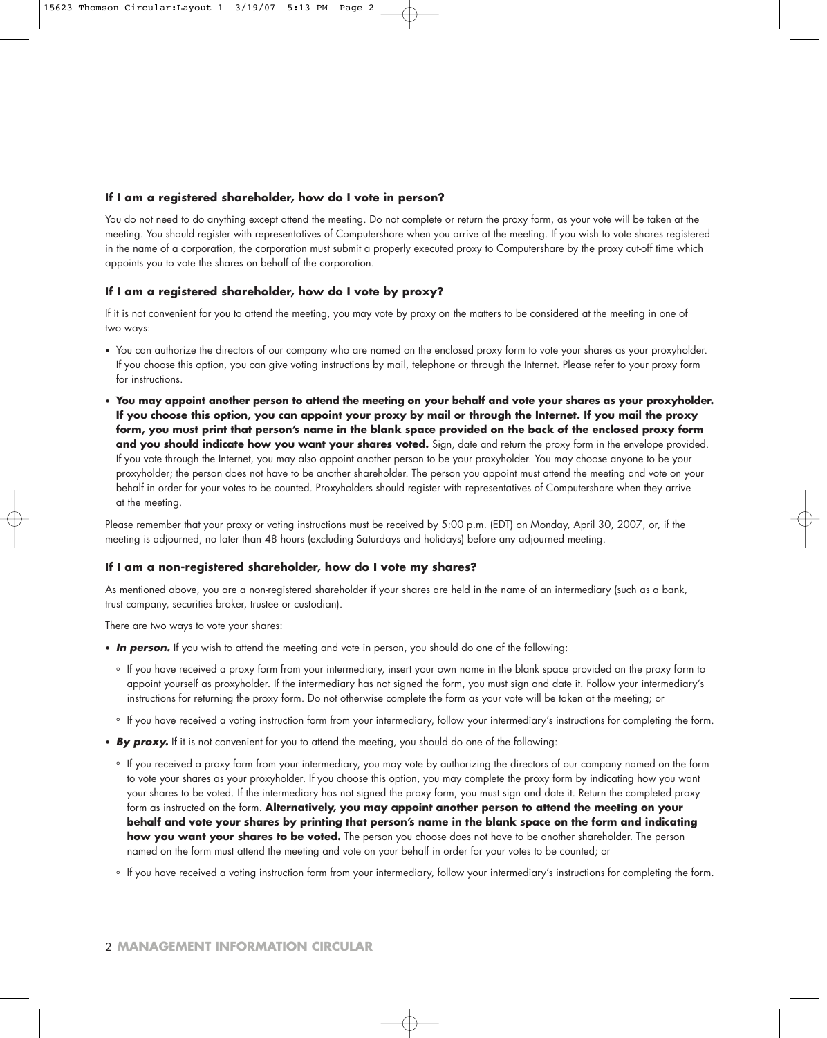### If I am a registered shareholder, how do I vote in person?

You do not need to do anything except attend the meeting. Do not complete or return the proxy form, as your vote will be taken at the meeting. You should register with representatives of Computershare when you arrive at the meeting. If you wish to vote shares registered in the name of a corporation, the corporation must submit a properly executed proxy to Computershare by the proxy cut-off time which appoints you to vote the shares on behalf of the corporation.

### If I am a registered shareholder, how do I vote by proxy?

If it is not convenient for you to attend the meeting, you may vote by proxy on the matters to be considered at the meeting in one of two ways:

- You can authorize the directors of our company who are named on the enclosed proxy form to vote your shares as your proxyholder. If you choose this option, you can give voting instructions by mail, telephone or through the Internet. Please refer to your proxy form for instructions.
- **You may appoint another person to attend the meeting on your behalf and vote your shares as your proxyholder. If you choose this option, you can appoint your proxy by mail or through the Internet. If you mail the proxy form, you must print that person's name in the blank space provided on the back of the enclosed proxy form and you should indicate how you want your shares voted.** Sign, date and return the proxy form in the envelope provided. If you vote through the Internet, you may also appoint another person to be your proxyholder. You may choose anyone to be your proxyholder; the person does not have to be another shareholder. The person you appoint must attend the meeting and vote on your behalf in order for your votes to be counted. Proxyholders should register with representatives of Computershare when they arrive at the meeting.

Please remember that your proxy or voting instructions must be received by 5:00 p.m. (EDT) on Monday, April 30, 2007, or, if the meeting is adjourned, no later than 48 hours (excluding Saturdays and holidays) before any adjourned meeting.

### If I am a non-registered shareholder, how do I vote my shares?

As mentioned above, you are a non-registered shareholder if your shares are held in the name of an intermediary (such as a bank, trust company, securities broker, trustee or custodian).

There are two ways to vote your shares:

- ***In person.*** If you wish to attend the meeting and vote in person, you should do one of the following:
  - If you have received a proxy form from your intermediary, insert your own name in the blank space provided on the proxy form to appoint yourself as proxyholder. If the intermediary has not signed the form, you must sign and date it. Follow your intermediary's instructions for returning the proxy form. Do not otherwise complete the form as your vote will be taken at the meeting; or
  - If you have received a voting instruction form from your intermediary, follow your intermediary's instructions for completing the form.
- ***By proxy.*** If it is not convenient for you to attend the meeting, you should do one of the following:
  - If you received a proxy form from your intermediary, you may vote by authorizing the directors of our company named on the form to vote your shares as your proxyholder. If you choose this option, you may complete the proxy form by indicating how you want your shares to be voted. If the intermediary has not signed the proxy form, you must sign and date it. Return the completed proxy form as instructed on the form. **Alternatively, you may appoint another person to attend the meeting on your behalf and vote your shares by printing that person's name in the blank space on the form and indicating how you want your shares to be voted.** The person you choose does not have to be another shareholder. The person named on the form must attend the meeting and vote on your behalf in order for your votes to be counted; or
  - If you have received a voting instruction form from your intermediary, follow your intermediary's instructions for completing the form.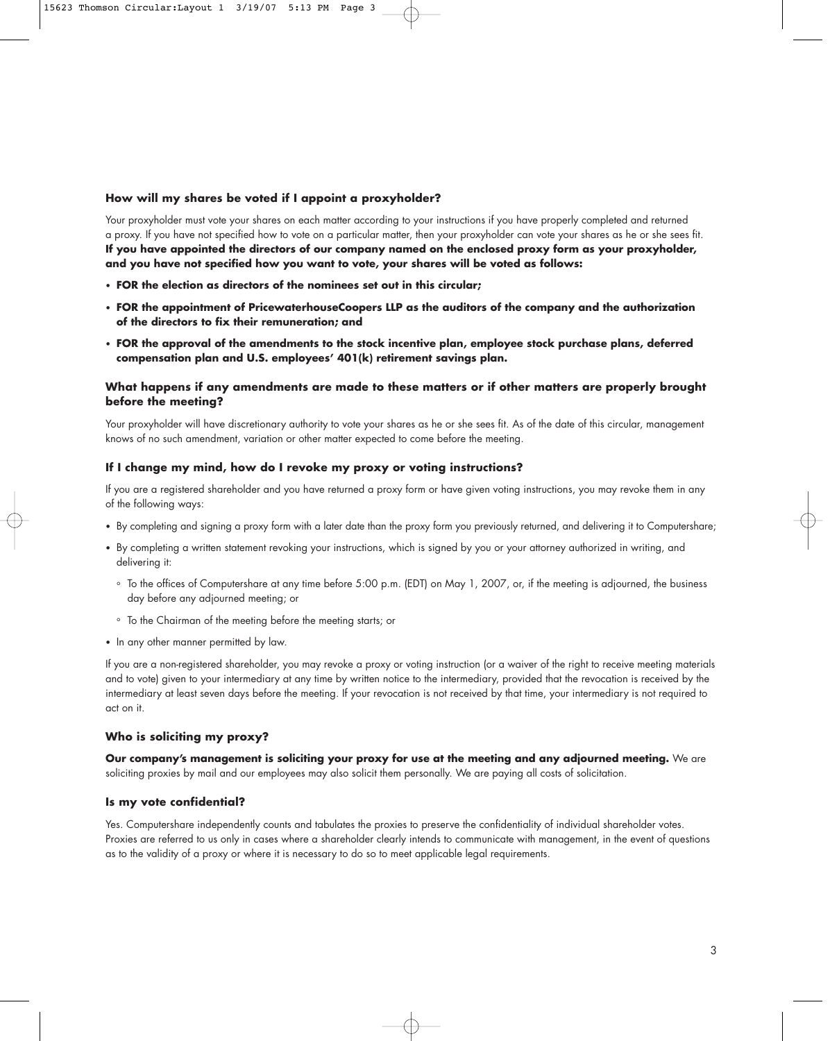### How will my shares be voted if I appoint a proxyholder?

Your proxyholder must vote your shares on each matter according to your instructions if you have properly completed and returned a proxy. If you have not specified how to vote on a particular matter, then your proxyholder can vote your shares as he or she sees fit. **If you have appointed the directors of our company named on the enclosed proxy form as your proxyholder, and you have not specified how you want to vote, your shares will be voted as follows:**

- **FOR the election as directors of the nominees set out in this circular;**
- **FOR the appointment of PricewaterhouseCoopers LLP as the auditors of the company and the authorization of the directors to fix their remuneration; and**
- **FOR the approval of the amendments to the stock incentive plan, employee stock purchase plans, deferred compensation plan and U.S. employees' 401(k) retirement savings plan.**

### What happens if any amendments are made to these matters or if other matters are properly brought before the meeting?

Your proxyholder will have discretionary authority to vote your shares as he or she sees fit. As of the date of this circular, management knows of no such amendment, variation or other matter expected to come before the meeting.

### If I change my mind, how do I revoke my proxy or voting instructions?

If you are a registered shareholder and you have returned a proxy form or have given voting instructions, you may revoke them in any of the following ways:

- By completing and signing a proxy form with a later date than the proxy form you previously returned, and delivering it to Computershare;
- By completing a written statement revoking your instructions, which is signed by you or your attorney authorized in writing, and delivering it:
  - To the offices of Computershare at any time before 5:00 p.m. (EDT) on May 1, 2007, or, if the meeting is adjourned, the business day before any adjourned meeting; or
  - To the Chairman of the meeting before the meeting starts; or
- In any other manner permitted by law.

If you are a non-registered shareholder, you may revoke a proxy or voting instruction (or a waiver of the right to receive meeting materials and to vote) given to your intermediary at any time by written notice to the intermediary, provided that the revocation is received by the intermediary at least seven days before the meeting. If your revocation is not received by that time, your intermediary is not required to act on it.

### Who is soliciting my proxy?

**Our company's management is soliciting your proxy for use at the meeting and any adjourned meeting.** We are soliciting proxies by mail and our employees may also solicit them personally. We are paying all costs of solicitation.

### Is my vote confidential?

Yes. Computershare independently counts and tabulates the proxies to preserve the confidentiality of individual shareholder votes. Proxies are referred to us only in cases where a shareholder clearly intends to communicate with management, in the event of questions as to the validity of a proxy or where it is necessary to do so to meet applicable legal requirements.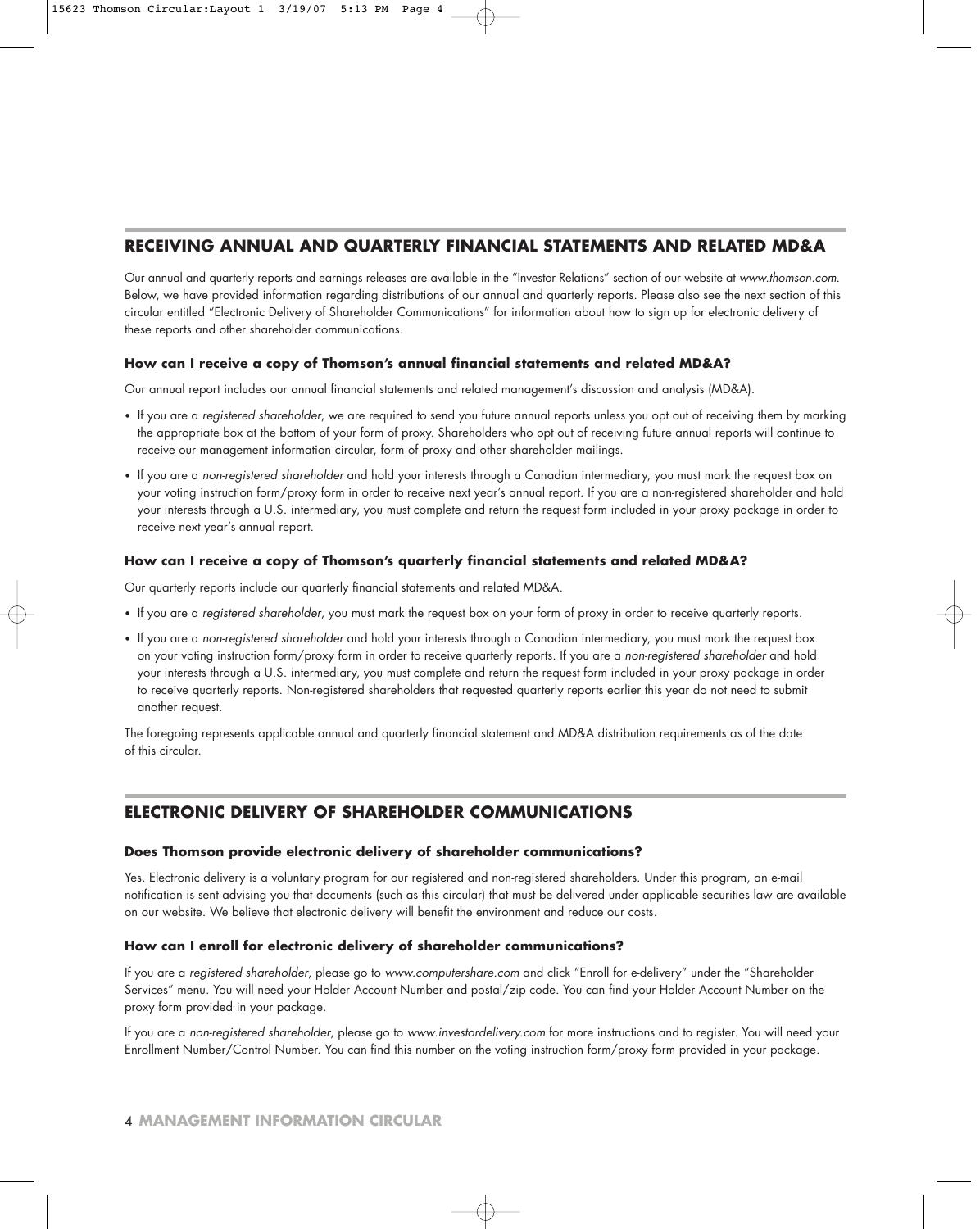## RECEIVING ANNUAL AND QUARTERLY FINANCIAL STATEMENTS AND RELATED MD&A

Our annual and quarterly reports and earnings releases are available in the "Investor Relations" section of our website at *www.thomson.com*. Below, we have provided information regarding distributions of our annual and quarterly reports. Please also see the next section of this circular entitled "Electronic Delivery of Shareholder Communications" for information about how to sign up for electronic delivery of these reports and other shareholder communications.

### How can I receive a copy of Thomson's annual financial statements and related MD&A?

Our annual report includes our annual financial statements and related management's discussion and analysis (MD&A).

- If you are a *registered shareholder*, we are required to send you future annual reports unless you opt out of receiving them by marking the appropriate box at the bottom of your form of proxy. Shareholders who opt out of receiving future annual reports will continue to receive our management information circular, form of proxy and other shareholder mailings.
- If you are a *non-registered shareholder* and hold your interests through a Canadian intermediary, you must mark the request box on your voting instruction form/proxy form in order to receive next year's annual report. If you are a non-registered shareholder and hold your interests through a U.S. intermediary, you must complete and return the request form included in your proxy package in order to receive next year's annual report.

### How can I receive a copy of Thomson's quarterly financial statements and related MD&A?

Our quarterly reports include our quarterly financial statements and related MD&A.

- If you are a *registered shareholder*, you must mark the request box on your form of proxy in order to receive quarterly reports.
- If you are a *non-registered shareholder* and hold your interests through a Canadian intermediary, you must mark the request box on your voting instruction form/proxy form in order to receive quarterly reports. If you are a *non-registered shareholder* and hold your interests through a U.S. intermediary, you must complete and return the request form included in your proxy package in order to receive quarterly reports. Non-registered shareholders that requested quarterly reports earlier this year do not need to submit another request.

The foregoing represents applicable annual and quarterly financial statement and MD&A distribution requirements as of the date of this circular.

## ELECTRONIC DELIVERY OF SHAREHOLDER COMMUNICATIONS

### Does Thomson provide electronic delivery of shareholder communications?

Yes. Electronic delivery is a voluntary program for our registered and non-registered shareholders. Under this program, an e-mail notification is sent advising you that documents (such as this circular) that must be delivered under applicable securities law are available on our website. We believe that electronic delivery will benefit the environment and reduce our costs.

### How can I enroll for electronic delivery of shareholder communications?

If you are a *registered shareholder*, please go to *www.computershare.com* and click "Enroll for e-delivery" under the "Shareholder Services" menu. You will need your Holder Account Number and postal/zip code. You can find your Holder Account Number on the proxy form provided in your package.

If you are a *non-registered shareholder*, please go to *www.investordelivery.com* for more instructions and to register. You will need your Enrollment Number/Control Number. You can find this number on the voting instruction form/proxy form provided in your package.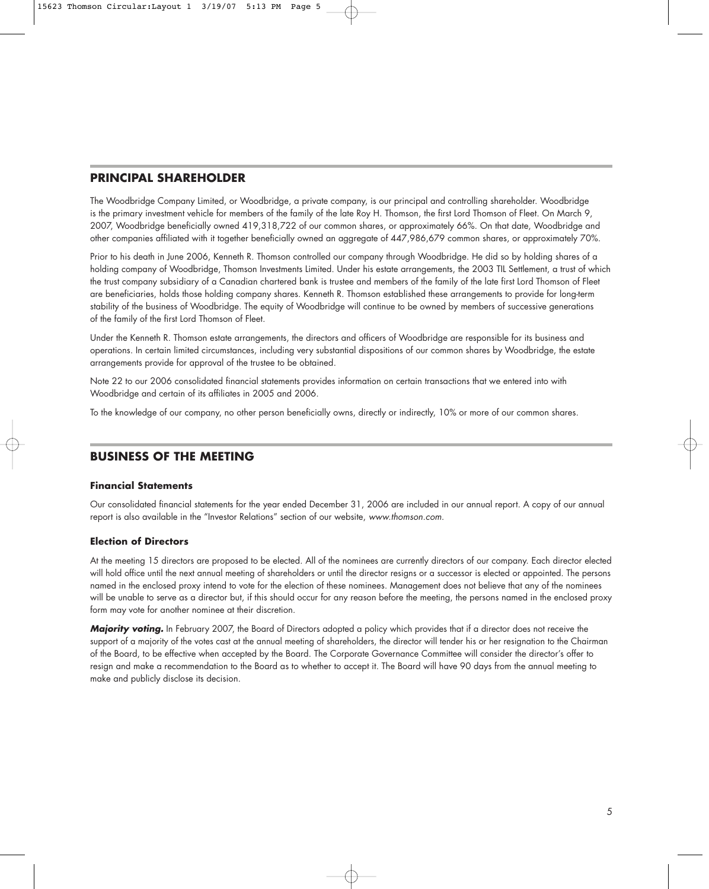## PRINCIPAL SHAREHOLDER

The Woodbridge Company Limited, or Woodbridge, a private company, is our principal and controlling shareholder. Woodbridge is the primary investment vehicle for members of the family of the late Roy H. Thomson, the first Lord Thomson of Fleet. On March 9, 2007, Woodbridge beneficially owned 419,318,722 of our common shares, or approximately 66%. On that date, Woodbridge and other companies affiliated with it together beneficially owned an aggregate of 447,986,679 common shares, or approximately 70%.

Prior to his death in June 2006, Kenneth R. Thomson controlled our company through Woodbridge. He did so by holding shares of a holding company of Woodbridge, Thomson Investments Limited. Under his estate arrangements, the 2003 TIL Settlement, a trust of which the trust company subsidiary of a Canadian chartered bank is trustee and members of the family of the late first Lord Thomson of Fleet are beneficiaries, holds those holding company shares. Kenneth R. Thomson established these arrangements to provide for long-term stability of the business of Woodbridge. The equity of Woodbridge will continue to be owned by members of successive generations of the family of the first Lord Thomson of Fleet.

Under the Kenneth R. Thomson estate arrangements, the directors and officers of Woodbridge are responsible for its business and operations. In certain limited circumstances, including very substantial dispositions of our common shares by Woodbridge, the estate arrangements provide for approval of the trustee to be obtained.

Note 22 to our 2006 consolidated financial statements provides information on certain transactions that we entered into with Woodbridge and certain of its affiliates in 2005 and 2006.

To the knowledge of our company, no other person beneficially owns, directly or indirectly, 10% or more of our common shares.

## BUSINESS OF THE MEETING

### Financial Statements

Our consolidated financial statements for the year ended December 31, 2006 are included in our annual report. A copy of our annual report is also available in the "Investor Relations" section of our website, *www.thomson.com*.

### Election of Directors

At the meeting 15 directors are proposed to be elected. All of the nominees are currently directors of our company. Each director elected will hold office until the next annual meeting of shareholders or until the director resigns or a successor is elected or appointed. The persons named in the enclosed proxy intend to vote for the election of these nominees. Management does not believe that any of the nominees will be unable to serve as a director but, if this should occur for any reason before the meeting, the persons named in the enclosed proxy form may vote for another nominee at their discretion.

***Majority voting.*** In February 2007, the Board of Directors adopted a policy which provides that if a director does not receive the support of a majority of the votes cast at the annual meeting of shareholders, the director will tender his or her resignation to the Chairman of the Board, to be effective when accepted by the Board. The Corporate Governance Committee will consider the director's offer to resign and make a recommendation to the Board as to whether to accept it. The Board will have 90 days from the annual meeting to make and publicly disclose its decision.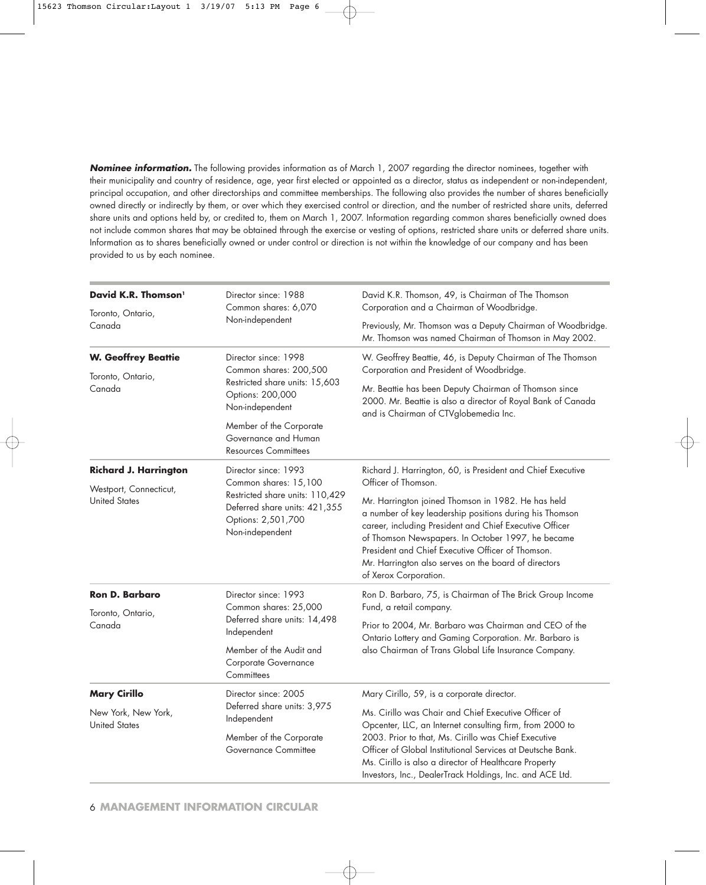***Nominee information.*** The following provides information as of March 1, 2007 regarding the director nominees, together with their municipality and country of residence, age, year first elected or appointed as a director, status as independent or non-independent, principal occupation, and other directorships and committee memberships. The following also provides the number of shares beneficially owned directly or indirectly by them, or over which they exercised control or direction, and the number of restricted share units, deferred share units and options held by, or credited to, them on March 1, 2007. Information regarding common shares beneficially owned does not include common shares that may be obtained through the exercise or vesting of options, restricted share units or deferred share units. Information as to shares beneficially owned or under control or direction is not within the knowledge of our company and has been provided to us by each nominee.

| | | |
|---|---|---|
| **David K.R. Thomson**[1]<br><br>Toronto, Ontario, Canada | Director since: 1988<br>Common shares: 6,070<br>Non-independent | David K.R. Thomson, 49, is Chairman of The Thomson Corporation and a Chairman of Woodbridge.<br><br>Previously, Mr. Thomson was a Deputy Chairman of Woodbridge. Mr. Thomson was named Chairman of Thomson in May 2002. |
| **W. Geoffrey Beattie**<br><br>Toronto, Ontario, Canada | Director since: 1998<br>Common shares: 200,500<br>Restricted share units: 15,603<br>Options: 200,000<br>Non-independent<br><br>Member of the Corporate Governance and Human Resources Committees | W. Geoffrey Beattie, 46, is Deputy Chairman of The Thomson Corporation and President of Woodbridge.<br><br>Mr. Beattie has been Deputy Chairman of Thomson since 2000. Mr. Beattie is also a director of Royal Bank of Canada and is Chairman of CTVglobemedia Inc. |
| **Richard J. Harrington**<br><br>Westport, Connecticut, United States | Director since: 1993<br>Common shares: 15,100<br>Restricted share units: 110,429<br>Deferred share units: 421,355<br>Options: 2,501,700<br>Non-independent | Richard J. Harrington, 60, is President and Chief Executive Officer of Thomson.<br><br>Mr. Harrington joined Thomson in 1982. He has held a number of key leadership positions during his Thomson career, including President and Chief Executive Officer of Thomson Newspapers. In October 1997, he became President and Chief Executive Officer of Thomson. Mr. Harrington also serves on the board of directors of Xerox Corporation. |
| **Ron D. Barbaro**<br><br>Toronto, Ontario, Canada | Director since: 1993<br>Common shares: 25,000<br>Deferred share units: 14,498<br>Independent<br><br>Member of the Audit and Corporate Governance Committees | Ron D. Barbaro, 75, is Chairman of The Brick Group Income Fund, a retail company.<br><br>Prior to 2004, Mr. Barbaro was Chairman and CEO of the Ontario Lottery and Gaming Corporation. Mr. Barbaro is also Chairman of Trans Global Life Insurance Company. |
| **Mary Cirillo**<br><br>New York, New York, United States | Director since: 2005<br>Deferred share units: 3,975<br>Independent<br><br>Member of the Corporate Governance Committee | Mary Cirillo, 59, is a corporate director.<br><br>Ms. Cirillo was Chair and Chief Executive Officer of Opcenter, LLC, an Internet consulting firm, from 2000 to 2003. Prior to that, Ms. Cirillo was Chief Executive Officer of Global Institutional Services at Deutsche Bank. Ms. Cirillo is also a director of Healthcare Property Investors, Inc., DealerTrack Holdings, Inc. and ACE Ltd. |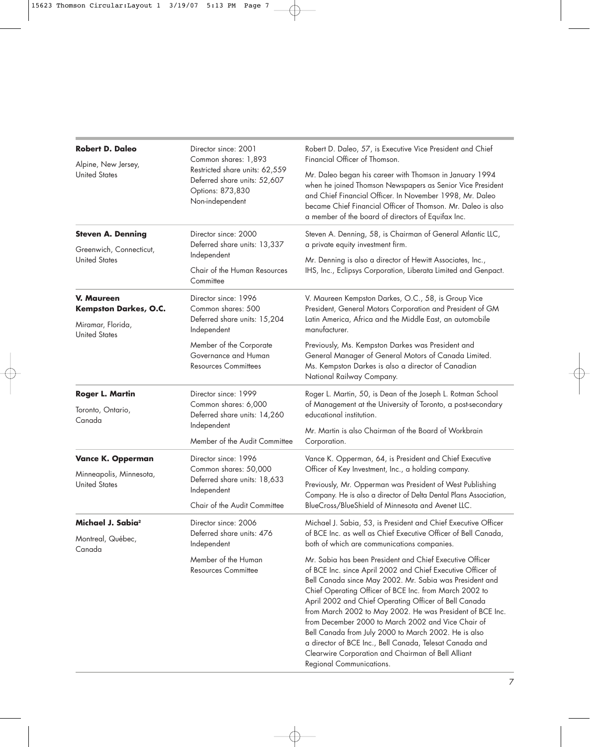| | | |
|---|---|---|
| **Robert D. Daleo**<br><br>Alpine, New Jersey,<br>United States | Director since: 2001<br>Common shares: 1,893<br>Restricted share units: 62,559<br>Deferred share units: 52,607<br>Options: 873,830<br>Non-independent | Robert D. Daleo, 57, is Executive Vice President and Chief Financial Officer of Thomson.<br><br>Mr. Daleo began his career with Thomson in January 1994 when he joined Thomson Newspapers as Senior Vice President and Chief Financial Officer. In November 1998, Mr. Daleo became Chief Financial Officer of Thomson. Mr. Daleo is also a member of the board of directors of Equifax Inc. |
| **Steven A. Denning**<br><br>Greenwich, Connecticut,<br>United States | Director since: 2000<br>Deferred share units: 13,337<br>Independent<br><br>Chair of the Human Resources Committee | Steven A. Denning, 58, is Chairman of General Atlantic LLC, a private equity investment firm.<br><br>Mr. Denning is also a director of Hewitt Associates, Inc., IHS, Inc., Eclipsys Corporation, Liberata Limited and Genpact. |
| **V. Maureen Kempston Darkes, O.C.**<br><br>Miramar, Florida,<br>United States | Director since: 1996<br>Common shares: 500<br>Deferred share units: 15,204<br>Independent<br><br>Member of the Corporate Governance and Human Resources Committees | V. Maureen Kempston Darkes, O.C., 58, is Group Vice President, General Motors Corporation and President of GM Latin America, Africa and the Middle East, an automobile manufacturer.<br><br>Previously, Ms. Kempston Darkes was President and General Manager of General Motors of Canada Limited. Ms. Kempston Darkes is also a director of Canadian National Railway Company. |
| **Roger L. Martin**<br><br>Toronto, Ontario,<br>Canada | Director since: 1999<br>Common shares: 6,000<br>Deferred share units: 14,260<br>Independent<br><br>Member of the Audit Committee | Roger L. Martin, 50, is Dean of the Joseph L. Rotman School of Management at the University of Toronto, a post-secondary educational institution.<br><br>Mr. Martin is also Chairman of the Board of Workbrain Corporation. |
| **Vance K. Opperman**<br><br>Minneapolis, Minnesota,<br>United States | Director since: 1996<br>Common shares: 50,000<br>Deferred share units: 18,633<br>Independent<br><br>Chair of the Audit Committee | Vance K. Opperman, 64, is President and Chief Executive Officer of Key Investment, Inc., a holding company.<br><br>Previously, Mr. Opperman was President of West Publishing Company. He is also a director of Delta Dental Plans Association, BlueCross/BlueShield of Minnesota and Avenet LLC. |
| **Michael J. Sabia**[2]<br><br>Montreal, Québec,<br>Canada | Director since: 2006<br>Deferred share units: 476<br>Independent<br><br>Member of the Human Resources Committee | Michael J. Sabia, 53, is President and Chief Executive Officer of BCE Inc. as well as Chief Executive Officer of Bell Canada, both of which are communications companies.<br><br>Mr. Sabia has been President and Chief Executive Officer of BCE Inc. since April 2002 and Chief Executive Officer of Bell Canada since May 2002. Mr. Sabia was President and Chief Operating Officer of BCE Inc. from March 2002 to April 2002 and Chief Operating Officer of Bell Canada from March 2002 to May 2002. He was President of BCE Inc. from December 2000 to March 2002 and Vice Chair of Bell Canada from July 2000 to March 2002. He is also a director of BCE Inc., Bell Canada, Telesat Canada and Clearwire Corporation and Chairman of Bell Aliant Regional Communications. |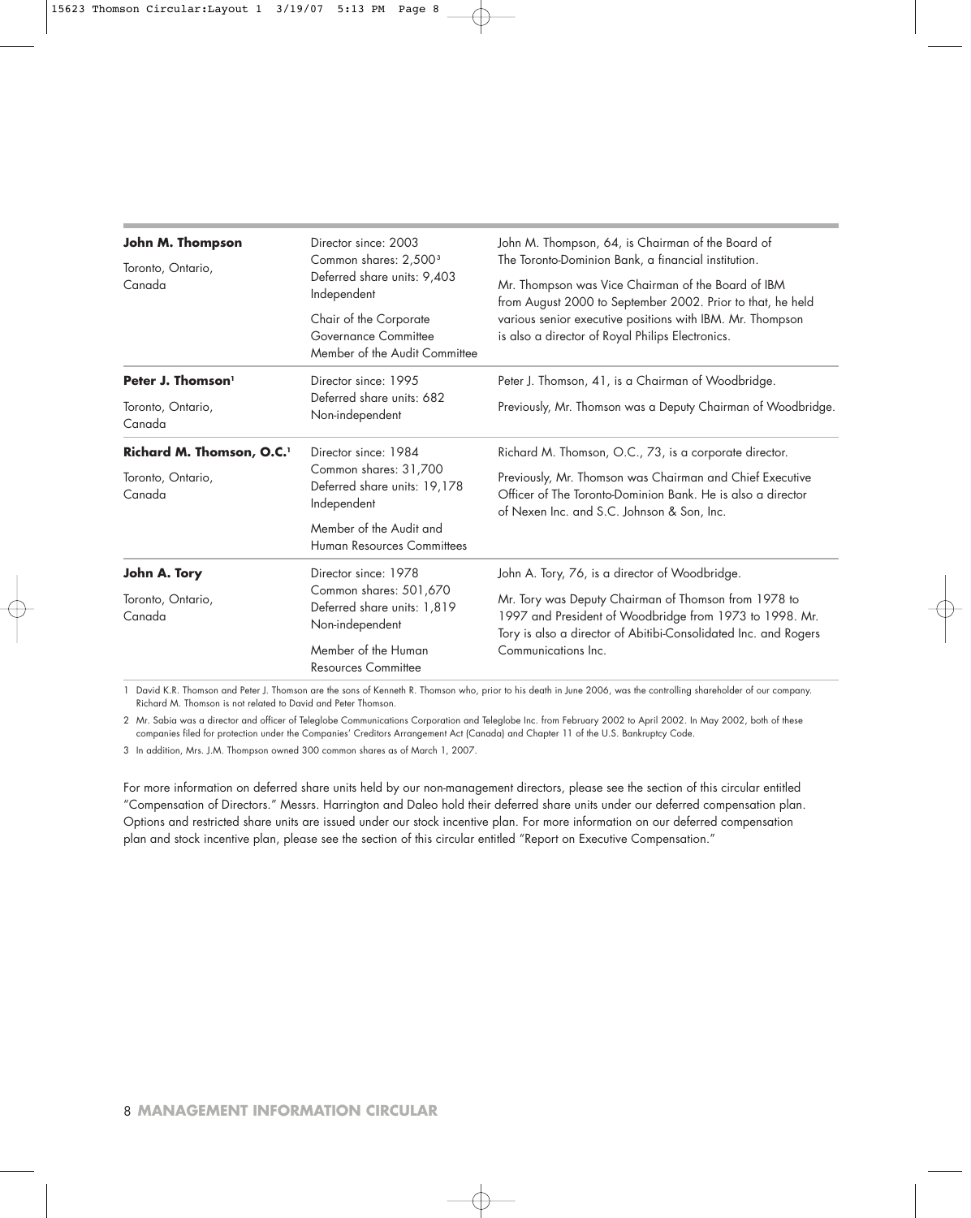| | | |
|---|---|---|
| **John M. Thompson**<br>Toronto, Ontario, Canada | Director since: 2003<br>Common shares: 2,500[3]<br>Deferred share units: 9,403<br>Independent<br><br>Chair of the Corporate Governance Committee<br>Member of the Audit Committee | John M. Thompson, 64, is Chairman of the Board of The Toronto-Dominion Bank, a financial institution.<br><br>Mr. Thompson was Vice Chairman of the Board of IBM from August 2000 to September 2002. Prior to that, he held various senior executive positions with IBM. Mr. Thompson is also a director of Royal Philips Electronics. |
| **Peter J. Thomson**[1]<br>Toronto, Ontario, Canada | Director since: 1995<br>Deferred share units: 682<br>Non-independent | Peter J. Thomson, 41, is a Chairman of Woodbridge.<br><br>Previously, Mr. Thomson was a Deputy Chairman of Woodbridge. |
| **Richard M. Thomson, O.C.**[1]<br>Toronto, Ontario, Canada | Director since: 1984<br>Common shares: 31,700<br>Deferred share units: 19,178<br>Independent<br><br>Member of the Audit and Human Resources Committees | Richard M. Thomson, O.C., 73, is a corporate director.<br><br>Previously, Mr. Thomson was Chairman and Chief Executive Officer of The Toronto-Dominion Bank. He is also a director of Nexen Inc. and S.C. Johnson & Son, Inc. |
| **John A. Tory**<br>Toronto, Ontario, Canada | Director since: 1978<br>Common shares: 501,670<br>Deferred share units: 1,819<br>Non-independent<br><br>Member of the Human Resources Committee | John A. Tory, 76, is a director of Woodbridge.<br><br>Mr. Tory was Deputy Chairman of Thomson from 1978 to 1997 and President of Woodbridge from 1973 to 1998. Mr. Tory is also a director of Abitibi-Consolidated Inc. and Rogers Communications Inc. |

1 David K.R. Thomson and Peter J. Thomson are the sons of Kenneth R. Thomson who, prior to his death in June 2006, was the controlling shareholder of our company. Richard M. Thomson is not related to David and Peter Thomson.

2 Mr. Sabia was a director and officer of Teleglobe Communications Corporation and Teleglobe Inc. from February 2002 to April 2002. In May 2002, both of these companies filed for protection under the Companies' Creditors Arrangement Act (Canada) and Chapter 11 of the U.S. Bankruptcy Code.

3 In addition, Mrs. J.M. Thompson owned 300 common shares as of March 1, 2007.

For more information on deferred share units held by our non-management directors, please see the section of this circular entitled "Compensation of Directors." Messrs. Harrington and Daleo hold their deferred share units under our deferred compensation plan. Options and restricted share units are issued under our stock incentive plan. For more information on our deferred compensation plan and stock incentive plan, please see the section of this circular entitled "Report on Executive Compensation."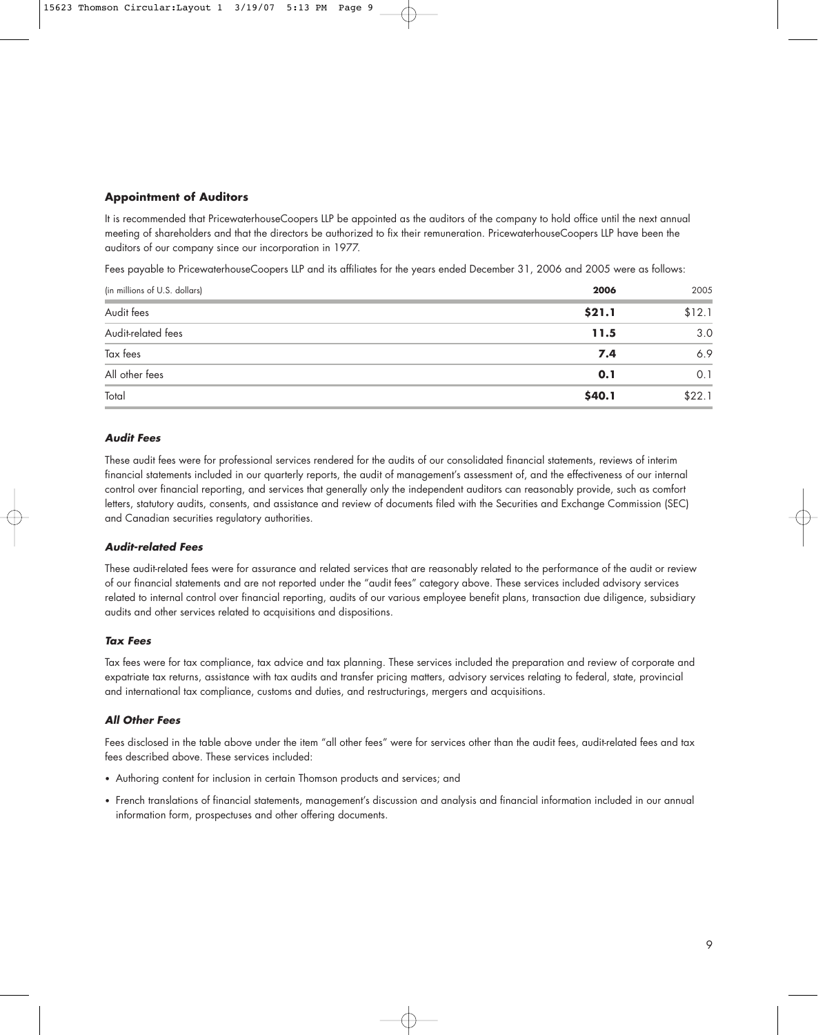## Appointment of Auditors

It is recommended that PricewaterhouseCoopers LLP be appointed as the auditors of the company to hold office until the next annual meeting of shareholders and that the directors be authorized to fix their remuneration. PricewaterhouseCoopers LLP have been the auditors of our company since our incorporation in 1977.

Fees payable to PricewaterhouseCoopers LLP and its affiliates for the years ended December 31, 2006 and 2005 were as follows:

| (in millions of U.S. dollars) | **2006** | 2005 |
| --- | --- | --- |
| Audit fees | **$21.1** | $12.1 |
| Audit-related fees | **11.5** | 3.0 |
| Tax fees | **7.4** | 6.9 |
| All other fees | **0.1** | 0.1 |
| Total | **$40.1** | $22.1 |

### *Audit Fees*

These audit fees were for professional services rendered for the audits of our consolidated financial statements, reviews of interim financial statements included in our quarterly reports, the audit of management's assessment of, and the effectiveness of our internal control over financial reporting, and services that generally only the independent auditors can reasonably provide, such as comfort letters, statutory audits, consents, and assistance and review of documents filed with the Securities and Exchange Commission (SEC) and Canadian securities regulatory authorities.

### *Audit-related Fees*

These audit-related fees were for assurance and related services that are reasonably related to the performance of the audit or review of our financial statements and are not reported under the "audit fees" category above. These services included advisory services related to internal control over financial reporting, audits of our various employee benefit plans, transaction due diligence, subsidiary audits and other services related to acquisitions and dispositions.

### *Tax Fees*

Tax fees were for tax compliance, tax advice and tax planning. These services included the preparation and review of corporate and expatriate tax returns, assistance with tax audits and transfer pricing matters, advisory services relating to federal, state, provincial and international tax compliance, customs and duties, and restructurings, mergers and acquisitions.

### *All Other Fees*

Fees disclosed in the table above under the item "all other fees" were for services other than the audit fees, audit-related fees and tax fees described above. These services included:

- Authoring content for inclusion in certain Thomson products and services; and
- French translations of financial statements, management's discussion and analysis and financial information included in our annual information form, prospectuses and other offering documents.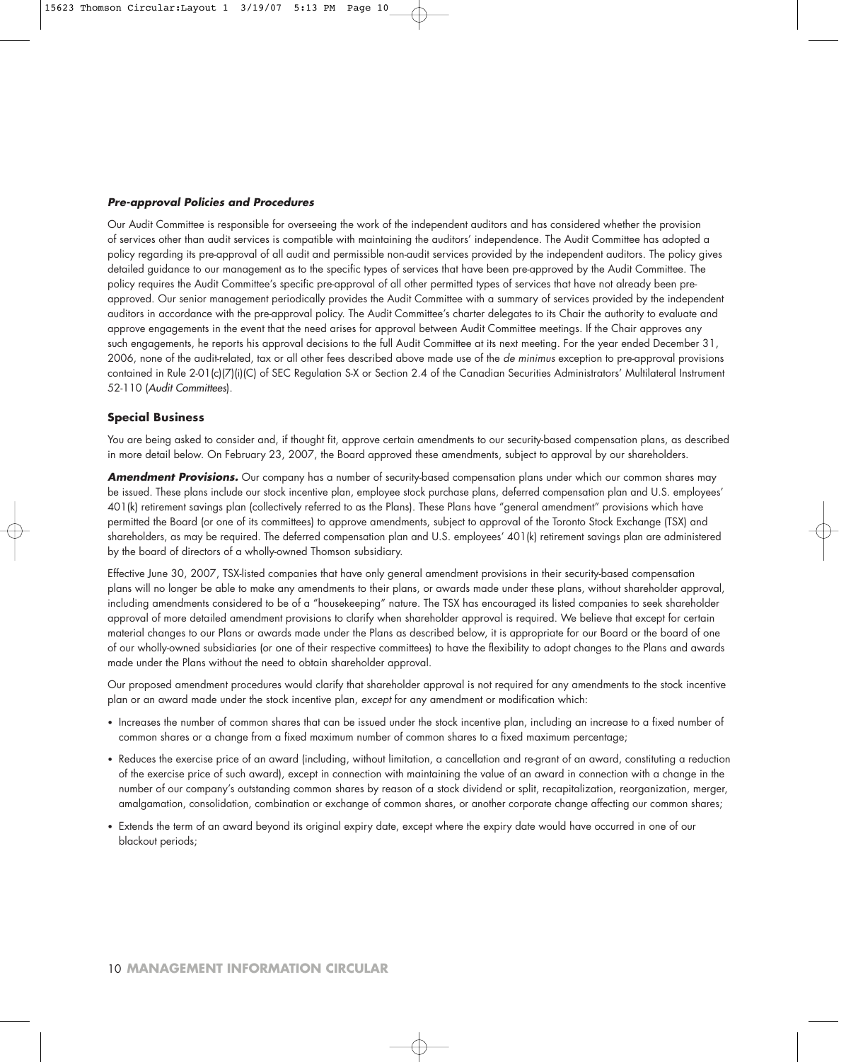***Pre-approval Policies and Procedures***

Our Audit Committee is responsible for overseeing the work of the independent auditors and has considered whether the provision of services other than audit services is compatible with maintaining the auditors' independence. The Audit Committee has adopted a policy regarding its pre-approval of all audit and permissible non-audit services provided by the independent auditors. The policy gives detailed guidance to our management as to the specific types of services that have been pre-approved by the Audit Committee. The policy requires the Audit Committee's specific pre-approval of all other permitted types of services that have not already been pre-approved. Our senior management periodically provides the Audit Committee with a summary of services provided by the independent auditors in accordance with the pre-approval policy. The Audit Committee's charter delegates to its Chair the authority to evaluate and approve engagements in the event that the need arises for approval between Audit Committee meetings. If the Chair approves any such engagements, he reports his approval decisions to the full Audit Committee at its next meeting. For the year ended December 31, 2006, none of the audit-related, tax or all other fees described above made use of the *de minimus* exception to pre-approval provisions contained in Rule 2-01(c)(7)(i)(C) of SEC Regulation S-X or Section 2.4 of the Canadian Securities Administrators' Multilateral Instrument 52-110 (*Audit Committees*).

## Special Business

You are being asked to consider and, if thought fit, approve certain amendments to our security-based compensation plans, as described in more detail below. On February 23, 2007, the Board approved these amendments, subject to approval by our shareholders.

***Amendment Provisions.*** Our company has a number of security-based compensation plans under which our common shares may be issued. These plans include our stock incentive plan, employee stock purchase plans, deferred compensation plan and U.S. employees' 401(k) retirement savings plan (collectively referred to as the Plans). These Plans have "general amendment" provisions which have permitted the Board (or one of its committees) to approve amendments, subject to approval of the Toronto Stock Exchange (TSX) and shareholders, as may be required. The deferred compensation plan and U.S. employees' 401(k) retirement savings plan are administered by the board of directors of a wholly-owned Thomson subsidiary.

Effective June 30, 2007, TSX-listed companies that have only general amendment provisions in their security-based compensation plans will no longer be able to make any amendments to their plans, or awards made under these plans, without shareholder approval, including amendments considered to be of a "housekeeping" nature. The TSX has encouraged its listed companies to seek shareholder approval of more detailed amendment provisions to clarify when shareholder approval is required. We believe that except for certain material changes to our Plans or awards made under the Plans as described below, it is appropriate for our Board or the board of one of our wholly-owned subsidiaries (or one of their respective committees) to have the flexibility to adopt changes to the Plans and awards made under the Plans without the need to obtain shareholder approval.

Our proposed amendment procedures would clarify that shareholder approval is not required for any amendments to the stock incentive plan or an award made under the stock incentive plan, *except* for any amendment or modification which:

- Increases the number of common shares that can be issued under the stock incentive plan, including an increase to a fixed number of common shares or a change from a fixed maximum number of common shares to a fixed maximum percentage;
- Reduces the exercise price of an award (including, without limitation, a cancellation and re-grant of an award, constituting a reduction of the exercise price of such award), except in connection with maintaining the value of an award in connection with a change in the number of our company's outstanding common shares by reason of a stock dividend or split, recapitalization, reorganization, merger, amalgamation, consolidation, combination or exchange of common shares, or another corporate change affecting our common shares;
- Extends the term of an award beyond its original expiry date, except where the expiry date would have occurred in one of our blackout periods;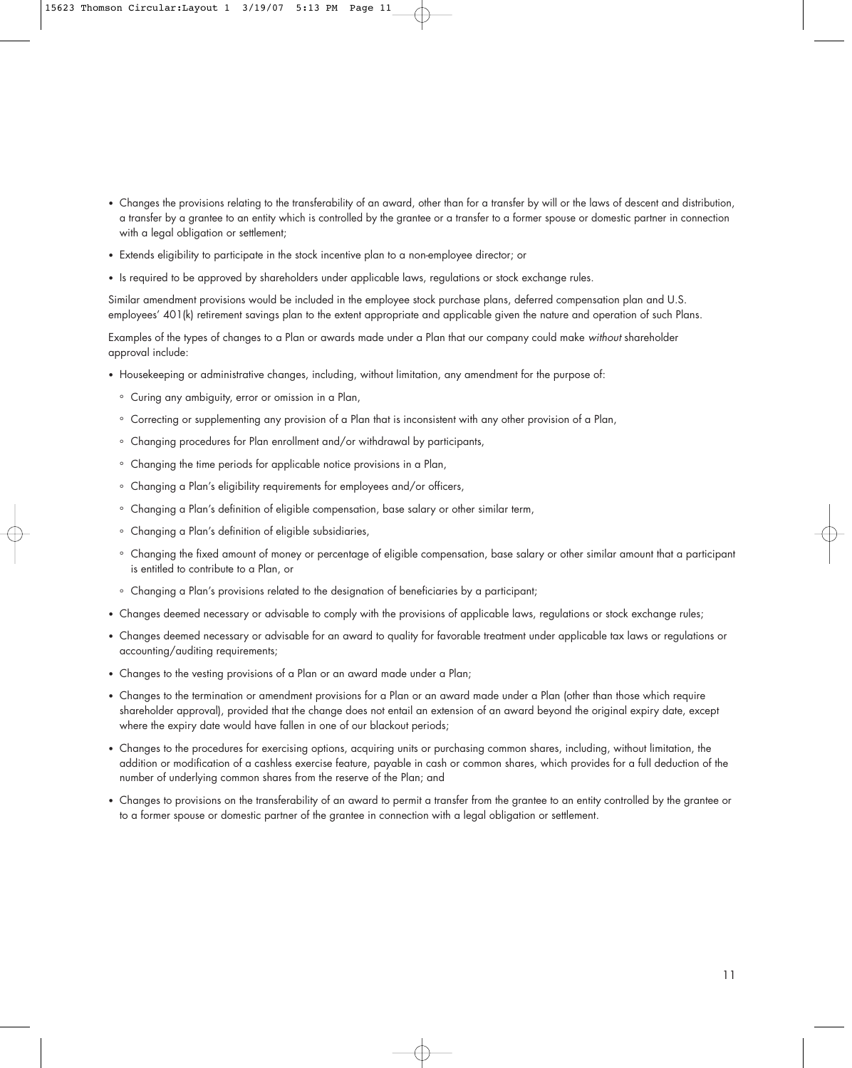- Changes the provisions relating to the transferability of an award, other than for a transfer by will or the laws of descent and distribution, a transfer by a grantee to an entity which is controlled by the grantee or a transfer to a former spouse or domestic partner in connection with a legal obligation or settlement;
- Extends eligibility to participate in the stock incentive plan to a non-employee director; or
- Is required to be approved by shareholders under applicable laws, regulations or stock exchange rules.

Similar amendment provisions would be included in the employee stock purchase plans, deferred compensation plan and U.S. employees' 401(k) retirement savings plan to the extent appropriate and applicable given the nature and operation of such Plans.

Examples of the types of changes to a Plan or awards made under a Plan that our company could make *without* shareholder approval include:

- Housekeeping or administrative changes, including, without limitation, any amendment for the purpose of:
  - Curing any ambiguity, error or omission in a Plan,
  - Correcting or supplementing any provision of a Plan that is inconsistent with any other provision of a Plan,
  - Changing procedures for Plan enrollment and/or withdrawal by participants,
  - Changing the time periods for applicable notice provisions in a Plan,
  - Changing a Plan's eligibility requirements for employees and/or officers,
  - Changing a Plan's definition of eligible compensation, base salary or other similar term,
  - Changing a Plan's definition of eligible subsidiaries,
  - Changing the fixed amount of money or percentage of eligible compensation, base salary or other similar amount that a participant is entitled to contribute to a Plan, or
  - Changing a Plan's provisions related to the designation of beneficiaries by a participant;
- Changes deemed necessary or advisable to comply with the provisions of applicable laws, regulations or stock exchange rules;
- Changes deemed necessary or advisable for an award to quality for favorable treatment under applicable tax laws or regulations or accounting/auditing requirements;
- Changes to the vesting provisions of a Plan or an award made under a Plan;
- Changes to the termination or amendment provisions for a Plan or an award made under a Plan (other than those which require shareholder approval), provided that the change does not entail an extension of an award beyond the original expiry date, except where the expiry date would have fallen in one of our blackout periods;
- Changes to the procedures for exercising options, acquiring units or purchasing common shares, including, without limitation, the addition or modification of a cashless exercise feature, payable in cash or common shares, which provides for a full deduction of the number of underlying common shares from the reserve of the Plan; and
- Changes to provisions on the transferability of an award to permit a transfer from the grantee to an entity controlled by the grantee or to a former spouse or domestic partner of the grantee in connection with a legal obligation or settlement.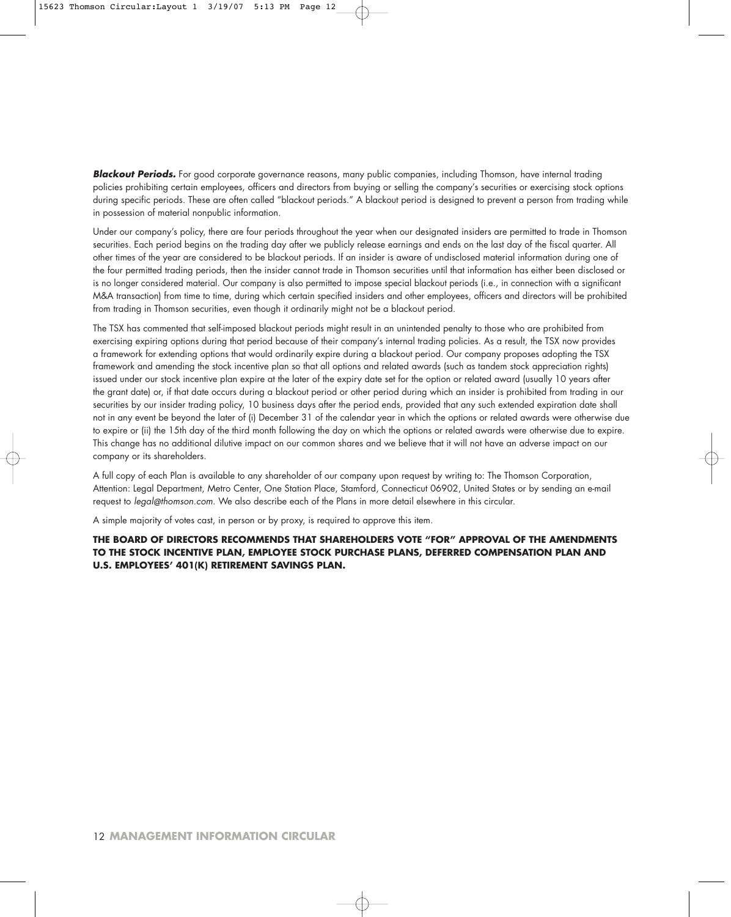***Blackout Periods.*** For good corporate governance reasons, many public companies, including Thomson, have internal trading policies prohibiting certain employees, officers and directors from buying or selling the company's securities or exercising stock options during specific periods. These are often called "blackout periods." A blackout period is designed to prevent a person from trading while in possession of material nonpublic information.

Under our company's policy, there are four periods throughout the year when our designated insiders are permitted to trade in Thomson securities. Each period begins on the trading day after we publicly release earnings and ends on the last day of the fiscal quarter. All other times of the year are considered to be blackout periods. If an insider is aware of undisclosed material information during one of the four permitted trading periods, then the insider cannot trade in Thomson securities until that information has either been disclosed or is no longer considered material. Our company is also permitted to impose special blackout periods (i.e., in connection with a significant M&A transaction) from time to time, during which certain specified insiders and other employees, officers and directors will be prohibited from trading in Thomson securities, even though it ordinarily might not be a blackout period.

The TSX has commented that self-imposed blackout periods might result in an unintended penalty to those who are prohibited from exercising expiring options during that period because of their company's internal trading policies. As a result, the TSX now provides a framework for extending options that would ordinarily expire during a blackout period. Our company proposes adopting the TSX framework and amending the stock incentive plan so that all options and related awards (such as tandem stock appreciation rights) issued under our stock incentive plan expire at the later of the expiry date set for the option or related award (usually 10 years after the grant date) or, if that date occurs during a blackout period or other period during which an insider is prohibited from trading in our securities by our insider trading policy, 10 business days after the period ends, provided that any such extended expiration date shall not in any event be beyond the later of (i) December 31 of the calendar year in which the options or related awards were otherwise due to expire or (ii) the 15th day of the third month following the day on which the options or related awards were otherwise due to expire. This change has no additional dilutive impact on our common shares and we believe that it will not have an adverse impact on our company or its shareholders.

A full copy of each Plan is available to any shareholder of our company upon request by writing to: The Thomson Corporation, Attention: Legal Department, Metro Center, One Station Place, Stamford, Connecticut 06902, United States or by sending an e-mail request to *legal@thomson.com*. We also describe each of the Plans in more detail elsewhere in this circular.

A simple majority of votes cast, in person or by proxy, is required to approve this item.

**THE BOARD OF DIRECTORS RECOMMENDS THAT SHAREHOLDERS VOTE "FOR" APPROVAL OF THE AMENDMENTS TO THE STOCK INCENTIVE PLAN, EMPLOYEE STOCK PURCHASE PLANS, DEFERRED COMPENSATION PLAN AND U.S. EMPLOYEES' 401(K) RETIREMENT SAVINGS PLAN.**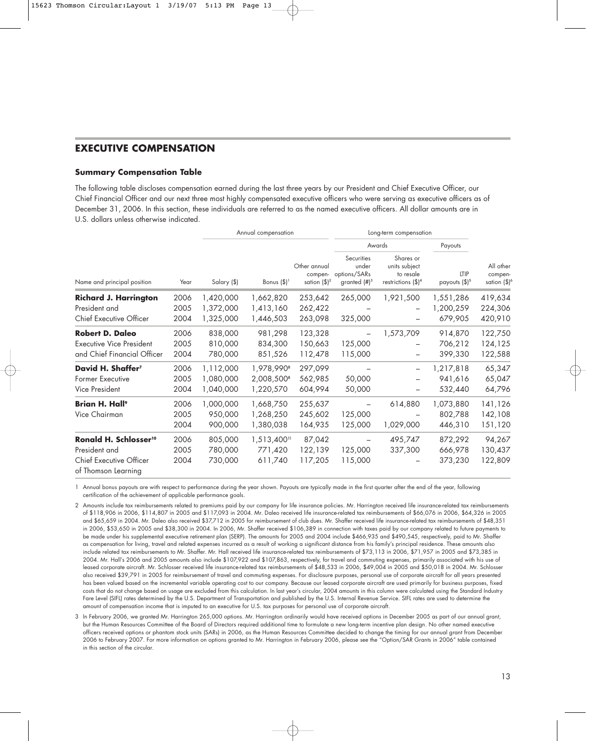## EXECUTIVE COMPENSATION

### Summary Compensation Table

The following table discloses compensation earned during the last three years by our President and Chief Executive Officer, our Chief Financial Officer and our next three most highly compensated executive officers who were serving as executive officers as of December 31, 2006. In this section, these individuals are referred to as the named executive officers. All dollar amounts are in U.S. dollars unless otherwise indicated.

| | | Annual compensation | | | Long-term compensation | | | |
|---|---|---|---|---|---|---|---|---|
| | | | | | Awards | | Payouts | |
| Name and principal position | Year | Salary ($) | Bonus ($)[1] | Other annual compen-sation ($)[2] | Securities under options/SARs granted (#)[3] | Shares or units subject to resale restrictions ($)[4] | LTIP payouts ($)[5] | All other compen-sation ($)[6] |
| **Richard J. Harrington** | 2006 | 1,420,000 | 1,662,820 | 253,642 | 265,000 | 1,921,500 | 1,551,286 | 419,634 |
| President and | 2005 | 1,372,000 | 1,413,160 | 262,422 | – | – | 1,200,259 | 224,306 |
| Chief Executive Officer | 2004 | 1,325,000 | 1,446,503 | 263,098 | 325,000 | – | 679,905 | 420,910 |
| **Robert D. Daleo** | 2006 | 838,000 | 981,298 | 123,328 | – | 1,573,709 | 914,870 | 122,750 |
| Executive Vice President | 2005 | 810,000 | 834,300 | 150,663 | 125,000 | – | 706,212 | 124,125 |
| and Chief Financial Officer | 2004 | 780,000 | 851,526 | 112,478 | 115,000 | – | 399,330 | 122,588 |
| **David H. Shaffer**[7] | 2006 | 1,112,000 | 1,978,990[8] | 297,099 | – | – | 1,217,818 | 65,347 |
| Former Executive | 2005 | 1,080,000 | 2,008,500[8] | 562,985 | 50,000 | – | 941,616 | 65,047 |
| Vice President | 2004 | 1,040,000 | 1,220,570 | 604,994 | 50,000 | – | 532,440 | 64,796 |
| **Brian H. Hall**[9] | 2006 | 1,000,000 | 1,668,750 | 255,637 | – | 614,880 | 1,073,880 | 141,126 |
| Vice Chairman | 2005 | 950,000 | 1,268,250 | 245,602 | 125,000 | – | 802,788 | 142,108 |
| | 2004 | 900,000 | 1,380,038 | 164,935 | 125,000 | 1,029,000 | 446,310 | 151,120 |
| **Ronald H. Schlosser**[10] | 2006 | 805,000 | 1,513,400[11] | 87,042 | – | 495,747 | 872,292 | 94,267 |
| President and | 2005 | 780,000 | 771,420 | 122,139 | 125,000 | 337,300 | 666,978 | 130,437 |
| Chief Executive Officer | 2004 | 730,000 | 611,740 | 117,205 | 115,000 | – | 373,230 | 122,809 |
| of Thomson Learning | | | | | | | | |

1 Annual bonus payouts are with respect to performance during the year shown. Payouts are typically made in the first quarter after the end of the year, following certification of the achievement of applicable performance goals.

2 Amounts include tax reimbursements related to premiums paid by our company for life insurance policies. Mr. Harrington received life insurance-related tax reimbursements of $118,906 in 2006, $114,807 in 2005 and $117,093 in 2004. Mr. Daleo received life insurance-related tax reimbursements of $66,076 in 2006, $64,326 in 2005 and $65,659 in 2004. Mr. Daleo also received $37,712 in 2005 for reimbursement of club dues. Mr. Shaffer received life insurance-related tax reimbursements of $48,351 in 2006, $53,650 in 2005 and $38,300 in 2004. In 2006, Mr. Shaffer received $106,389 in connection with taxes paid by our company related to future payments to be made under his supplemental executive retirement plan (SERP). The amounts for 2005 and 2004 include $466,935 and $490,545, respectively, paid to Mr. Shaffer as compensation for living, travel and related expenses incurred as a result of working a significant distance from his family's principal residence. These amounts also include related tax reimbursements to Mr. Shaffer. Mr. Hall received life insurance-related tax reimbursements of $73,113 in 2006, $71,957 in 2005 and $73,385 in 2004. Mr. Hall's 2006 and 2005 amounts also include $107,922 and $107,863, respectively, for travel and commuting expenses, primarily associated with his use of leased corporate aircraft. Mr. Schlosser received life insurance-related tax reimbursements of $48,533 in 2006, $49,004 in 2005 and $50,018 in 2004. Mr. Schlosser also received $39,791 in 2005 for reimbursement of travel and commuting expenses. For disclosure purposes, personal use of corporate aircraft for all years presented has been valued based on the incremental variable operating cost to our company. Because our leased corporate aircraft are used primarily for business purposes, fixed costs that do not change based on usage are excluded from this calculation. In last year's circular, 2004 amounts in this column were calculated using the Standard Industry Fare Level (SIFL) rates determined by the U.S. Department of Transportation and published by the U.S. Internal Revenue Service. SIFL rates are used to determine the amount of compensation income that is imputed to an executive for U.S. tax purposes for personal use of corporate aircraft.

3 In February 2006, we granted Mr. Harrington 265,000 options. Mr. Harrington ordinarily would have received options in December 2005 as part of our annual grant, but the Human Resources Committee of the Board of Directors required additional time to formulate a new long-term incentive plan design. No other named executive officers received options or phantom stock units (SARs) in 2006, as the Human Resources Committee decided to change the timing for our annual grant from December 2006 to February 2007. For more information on options granted to Mr. Harrington in February 2006, please see the "Option/SAR Grants in 2006" table contained in this section of the circular.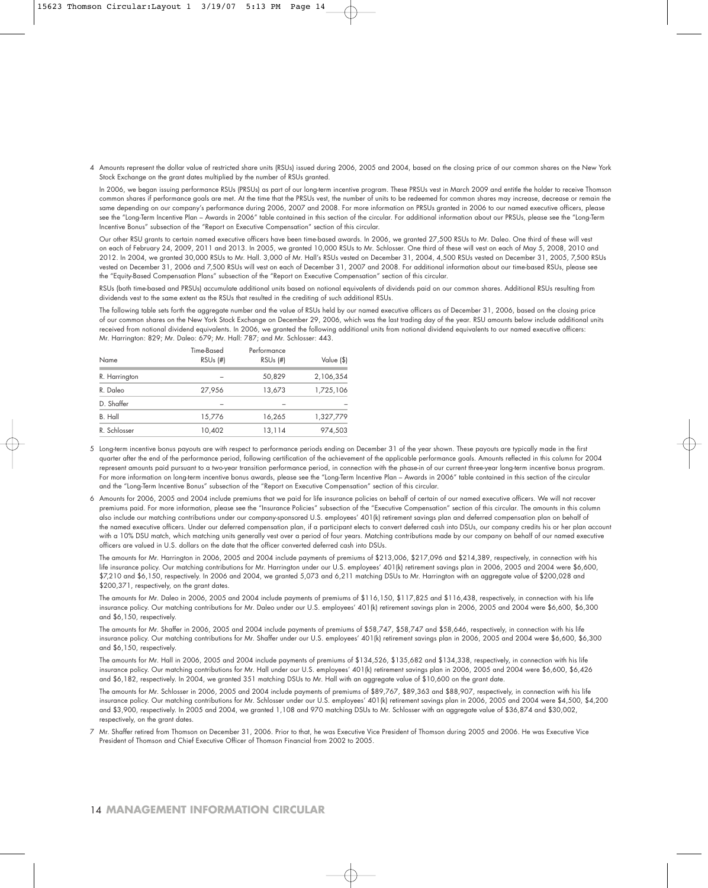4 Amounts represent the dollar value of restricted share units (RSUs) issued during 2006, 2005 and 2004, based on the closing price of our common shares on the New York Stock Exchange on the grant dates multiplied by the number of RSUs granted.

In 2006, we began issuing performance RSUs (PRSUs) as part of our long-term incentive program. These PRSUs vest in March 2009 and entitle the holder to receive Thomson common shares if performance goals are met. At the time that the PRSUs vest, the number of units to be redeemed for common shares may increase, decrease or remain the same depending on our company's performance during 2006, 2007 and 2008. For more information on PRSUs granted in 2006 to our named executive officers, please see the "Long-Term Incentive Plan – Awards in 2006" table contained in this section of the circular. For additional information about our PRSUs, please see the "Long-Term Incentive Bonus" subsection of the "Report on Executive Compensation" section of this circular.

Our other RSU grants to certain named executive officers have been time-based awards. In 2006, we granted 27,500 RSUs to Mr. Daleo. One third of these will vest on each of February 24, 2009, 2011 and 2013. In 2005, we granted 10,000 RSUs to Mr. Schlosser. One third of these will vest on each of May 5, 2008, 2010 and 2012. In 2004, we granted 30,000 RSUs to Mr. Hall. 3,000 of Mr. Hall's RSUs vested on December 31, 2004, 4,500 RSUs vested on December 31, 2005, 7,500 RSUs vested on December 31, 2006 and 7,500 RSUs will vest on each of December 31, 2007 and 2008. For additional information about our time-based RSUs, please see the "Equity-Based Compensation Plans" subsection of the "Report on Executive Compensation" section of this circular.

RSUs (both time-based and PRSUs) accumulate additional units based on notional equivalents of dividends paid on our common shares. Additional RSUs resulting from dividends vest to the same extent as the RSUs that resulted in the crediting of such additional RSUs.

The following table sets forth the aggregate number and the value of RSUs held by our named executive officers as of December 31, 2006, based on the closing price of our common shares on the New York Stock Exchange on December 29, 2006, which was the last trading day of the year. RSU amounts below include additional units received from notional dividend equivalents. In 2006, we granted the following additional units from notional dividend equivalents to our named executive officers: Mr. Harrington: 829; Mr. Daleo: 679; Mr. Hall: 787; and Mr. Schlosser: 443.

| Name | Time-Based RSUs (#) | Performance RSUs (#) | Value ($) |
|---|---|---|---|
| R. Harrington | – | 50,829 | 2,106,354 |
| R. Daleo | 27,956 | 13,673 | 1,725,106 |
| D. Shaffer | – | – | – |
| B. Hall | 15,776 | 16,265 | 1,327,779 |
| R. Schlosser | 10,402 | 13,114 | 974,503 |

5 Long-term incentive bonus payouts are with respect to performance periods ending on December 31 of the year shown. These payouts are typically made in the first quarter after the end of the performance period, following certification of the achievement of the applicable performance goals. Amounts reflected in this column for 2004 represent amounts paid pursuant to a two-year transition performance period, in connection with the phase-in of our current three-year long-term incentive bonus program. For more information on long-term incentive bonus awards, please see the "Long-Term Incentive Plan – Awards in 2006" table contained in this section of the circular and the "Long-Term Incentive Bonus" subsection of the "Report on Executive Compensation" section of this circular.

6 Amounts for 2006, 2005 and 2004 include premiums that we paid for life insurance policies on behalf of certain of our named executive officers. We will not recover premiums paid. For more information, please see the "Insurance Policies" subsection of the "Executive Compensation" section of this circular. The amounts in this column also include our matching contributions under our company-sponsored U.S. employees' 401(k) retirement savings plan and deferred compensation plan on behalf of the named executive officers. Under our deferred compensation plan, if a participant elects to convert deferred cash into DSUs, our company credits his or her plan account with a 10% DSU match, which matching units generally vest over a period of four years. Matching contributions made by our company on behalf of our named executive officers are valued in U.S. dollars on the date that the officer converted deferred cash into DSUs.

The amounts for Mr. Harrington in 2006, 2005 and 2004 include payments of premiums of $213,006, $217,096 and $214,389, respectively, in connection with his life insurance policy. Our matching contributions for Mr. Harrington under our U.S. employees' 401(k) retirement savings plan in 2006, 2005 and 2004 were $6,600, $7,210 and $6,150, respectively. In 2006 and 2004, we granted 5,073 and 6,211 matching DSUs to Mr. Harrington with an aggregate value of $200,028 and $200,371, respectively, on the grant dates.

The amounts for Mr. Daleo in 2006, 2005 and 2004 include payments of premiums of $116,150, $117,825 and $116,438, respectively, in connection with his life insurance policy. Our matching contributions for Mr. Daleo under our U.S. employees' 401(k) retirement savings plan in 2006, 2005 and 2004 were $6,600, $6,300 and $6,150, respectively.

The amounts for Mr. Shaffer in 2006, 2005 and 2004 include payments of premiums of $58,747, $58,747 and $58,646, respectively, in connection with his life insurance policy. Our matching contributions for Mr. Shaffer under our U.S. employees' 401(k) retirement savings plan in 2006, 2005 and 2004 were $6,600, $6,300 and $6,150, respectively.

The amounts for Mr. Hall in 2006, 2005 and 2004 include payments of premiums of $134,526, $135,682 and $134,338, respectively, in connection with his life insurance policy. Our matching contributions for Mr. Hall under our U.S. employees' 401(k) retirement savings plan in 2006, 2005 and 2004 were $6,600, $6,426 and $6,182, respectively. In 2004, we granted 351 matching DSUs to Mr. Hall with an aggregate value of $10,600 on the grant date.

The amounts for Mr. Schlosser in 2006, 2005 and 2004 include payments of premiums of $89,767, $89,363 and $88,907, respectively, in connection with his life insurance policy. Our matching contributions for Mr. Schlosser under our U.S. employees' 401(k) retirement savings plan in 2006, 2005 and 2004 were $4,500, $4,200 and $3,900, respectively. In 2005 and 2004, we granted 1,108 and 970 matching DSUs to Mr. Schlosser with an aggregate value of $36,874 and $30,002, respectively, on the grant dates.

7 Mr. Shaffer retired from Thomson on December 31, 2006. Prior to that, he was Executive Vice President of Thomson during 2005 and 2006. He was Executive Vice President of Thomson and Chief Executive Officer of Thomson Financial from 2002 to 2005.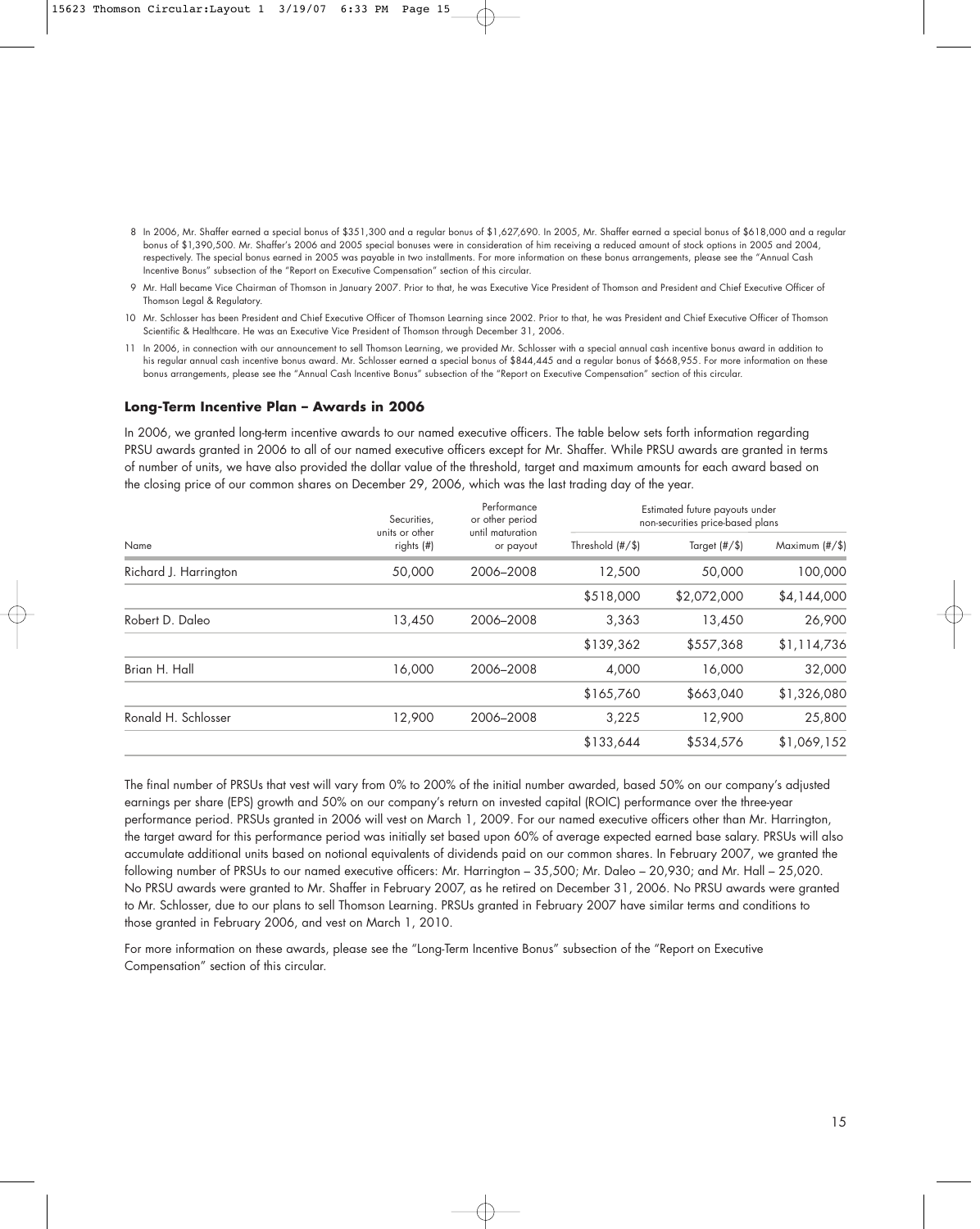8 In 2006, Mr. Shaffer earned a special bonus of $351,300 and a regular bonus of $1,627,690. In 2005, Mr. Shaffer earned a special bonus of $618,000 and a regular bonus of $1,390,500. Mr. Shaffer's 2006 and 2005 special bonuses were in consideration of him receiving a reduced amount of stock options in 2005 and 2004, respectively. The special bonus earned in 2005 was payable in two installments. For more information on these bonus arrangements, please see the "Annual Cash Incentive Bonus" subsection of the "Report on Executive Compensation" section of this circular.

9 Mr. Hall became Vice Chairman of Thomson in January 2007. Prior to that, he was Executive Vice President of Thomson and President and Chief Executive Officer of Thomson Legal & Regulatory.

10 Mr. Schlosser has been President and Chief Executive Officer of Thomson Learning since 2002. Prior to that, he was President and Chief Executive Officer of Thomson Scientific & Healthcare. He was an Executive Vice President of Thomson through December 31, 2006.

11 In 2006, in connection with our announcement to sell Thomson Learning, we provided Mr. Schlosser with a special annual cash incentive bonus award in addition to his regular annual cash incentive bonus award. Mr. Schlosser earned a special bonus of $844,445 and a regular bonus of $668,955. For more information on these bonus arrangements, please see the "Annual Cash Incentive Bonus" subsection of the "Report on Executive Compensation" section of this circular.

### Long-Term Incentive Plan – Awards in 2006

In 2006, we granted long-term incentive awards to our named executive officers. The table below sets forth information regarding PRSU awards granted in 2006 to all of our named executive officers except for Mr. Shaffer. While PRSU awards are granted in terms of number of units, we have also provided the dollar value of the threshold, target and maximum amounts for each award based on the closing price of our common shares on December 29, 2006, which was the last trading day of the year.

| Name | Securities, units or other rights (#) | Performance or other period until maturation or payout | Estimated future payouts under non-securities price-based plans | | |
|---|---|---|---|---|---|
| | | | Threshold (#/$) | Target (#/$) | Maximum (#/$) |
| Richard J. Harrington | 50,000 | 2006–2008 | 12,500 | 50,000 | 100,000 |
| | | | $518,000 | $2,072,000 | $4,144,000 |
| Robert D. Daleo | 13,450 | 2006–2008 | 3,363 | 13,450 | 26,900 |
| | | | $139,362 | $557,368 | $1,114,736 |
| Brian H. Hall | 16,000 | 2006–2008 | 4,000 | 16,000 | 32,000 |
| | | | $165,760 | $663,040 | $1,326,080 |
| Ronald H. Schlosser | 12,900 | 2006–2008 | 3,225 | 12,900 | 25,800 |
| | | | $133,644 | $534,576 | $1,069,152 |

The final number of PRSUs that vest will vary from 0% to 200% of the initial number awarded, based 50% on our company's adjusted earnings per share (EPS) growth and 50% on our company's return on invested capital (ROIC) performance over the three-year performance period. PRSUs granted in 2006 will vest on March 1, 2009. For our named executive officers other than Mr. Harrington, the target award for this performance period was initially set based upon 60% of average expected earned base salary. PRSUs will also accumulate additional units based on notional equivalents of dividends paid on our common shares. In February 2007, we granted the following number of PRSUs to our named executive officers: Mr. Harrington – 35,500; Mr. Daleo – 20,930; and Mr. Hall – 25,020. No PRSU awards were granted to Mr. Shaffer in February 2007, as he retired on December 31, 2006. No PRSU awards were granted to Mr. Schlosser, due to our plans to sell Thomson Learning. PRSUs granted in February 2007 have similar terms and conditions to those granted in February 2006, and vest on March 1, 2010.

For more information on these awards, please see the "Long-Term Incentive Bonus" subsection of the "Report on Executive Compensation" section of this circular.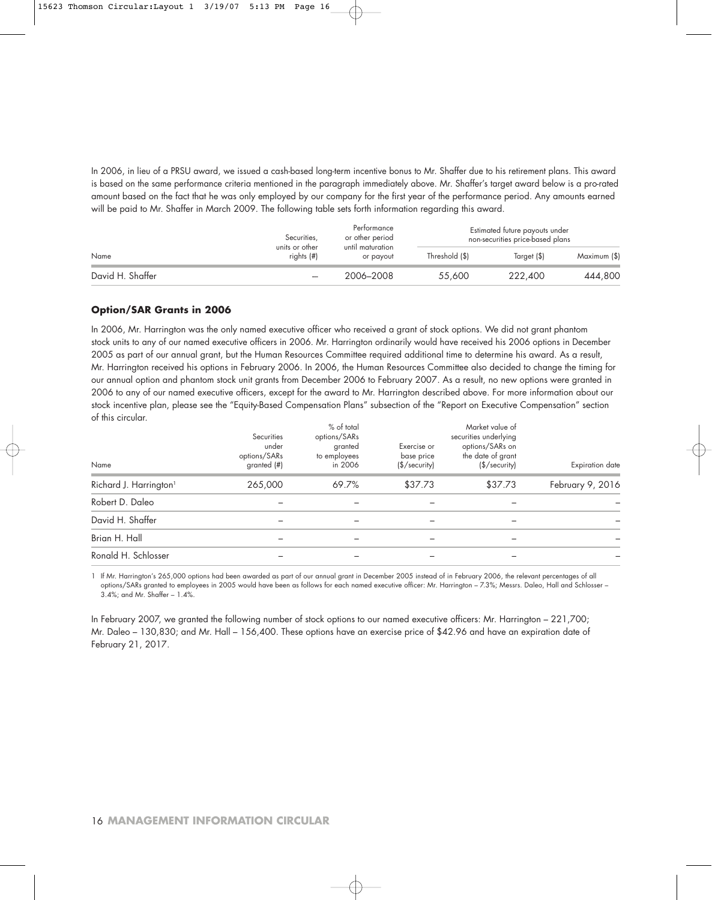In 2006, in lieu of a PRSU award, we issued a cash-based long-term incentive bonus to Mr. Shaffer due to his retirement plans. This award is based on the same performance criteria mentioned in the paragraph immediately above. Mr. Shaffer's target award below is a pro-rated amount based on the fact that he was only employed by our company for the first year of the performance period. Any amounts earned will be paid to Mr. Shaffer in March 2009. The following table sets forth information regarding this award.

| Name | Securities, units or other rights (#) | Performance or other period until maturation or payout | Estimated future payouts under non-securities price-based plans | | |
|---|---|---|---|---|---|
| | | | Threshold ($) | Target ($) | Maximum ($) |
| David H. Shaffer | – | 2006–2008 | 55,600 | 222,400 | 444,800 |

### Option/SAR Grants in 2006

In 2006, Mr. Harrington was the only named executive officer who received a grant of stock options. We did not grant phantom stock units to any of our named executive officers in 2006. Mr. Harrington ordinarily would have received his 2006 options in December 2005 as part of our annual grant, but the Human Resources Committee required additional time to determine his award. As a result, Mr. Harrington received his options in February 2006. In 2006, the Human Resources Committee also decided to change the timing for our annual option and phantom stock unit grants from December 2006 to February 2007. As a result, no new options were granted in 2006 to any of our named executive officers, except for the award to Mr. Harrington described above. For more information about our stock incentive plan, please see the "Equity-Based Compensation Plans" subsection of the "Report on Executive Compensation" section of this circular.

| Name | Securities under options/SARs granted (#) | % of total options/SARs granted to employees in 2006 | Exercise or base price ($/security) | Market value of securities underlying options/SARs on the date of grant ($/security) | Expiration date |
|---|---|---|---|---|---|
| Richard J. Harrington[1] | 265,000 | 69.7% | $37.73 | $37.73 | February 9, 2016 |
| Robert D. Daleo | – | – | – | – | – |
| David H. Shaffer | – | – | – | – | – |
| Brian H. Hall | – | – | – | – | – |
| Ronald H. Schlosser | – | – | – | – | – |

1 If Mr. Harrington's 265,000 options had been awarded as part of our annual grant in December 2005 instead of in February 2006, the relevant percentages of all options/SARs granted to employees in 2005 would have been as follows for each named executive officer: Mr. Harrington – 7.3%; Messrs. Daleo, Hall and Schlosser – 3.4%; and Mr. Shaffer – 1.4%.

In February 2007, we granted the following number of stock options to our named executive officers: Mr. Harrington – 221,700; Mr. Daleo – 130,830; and Mr. Hall – 156,400. These options have an exercise price of $42.96 and have an expiration date of February 21, 2017.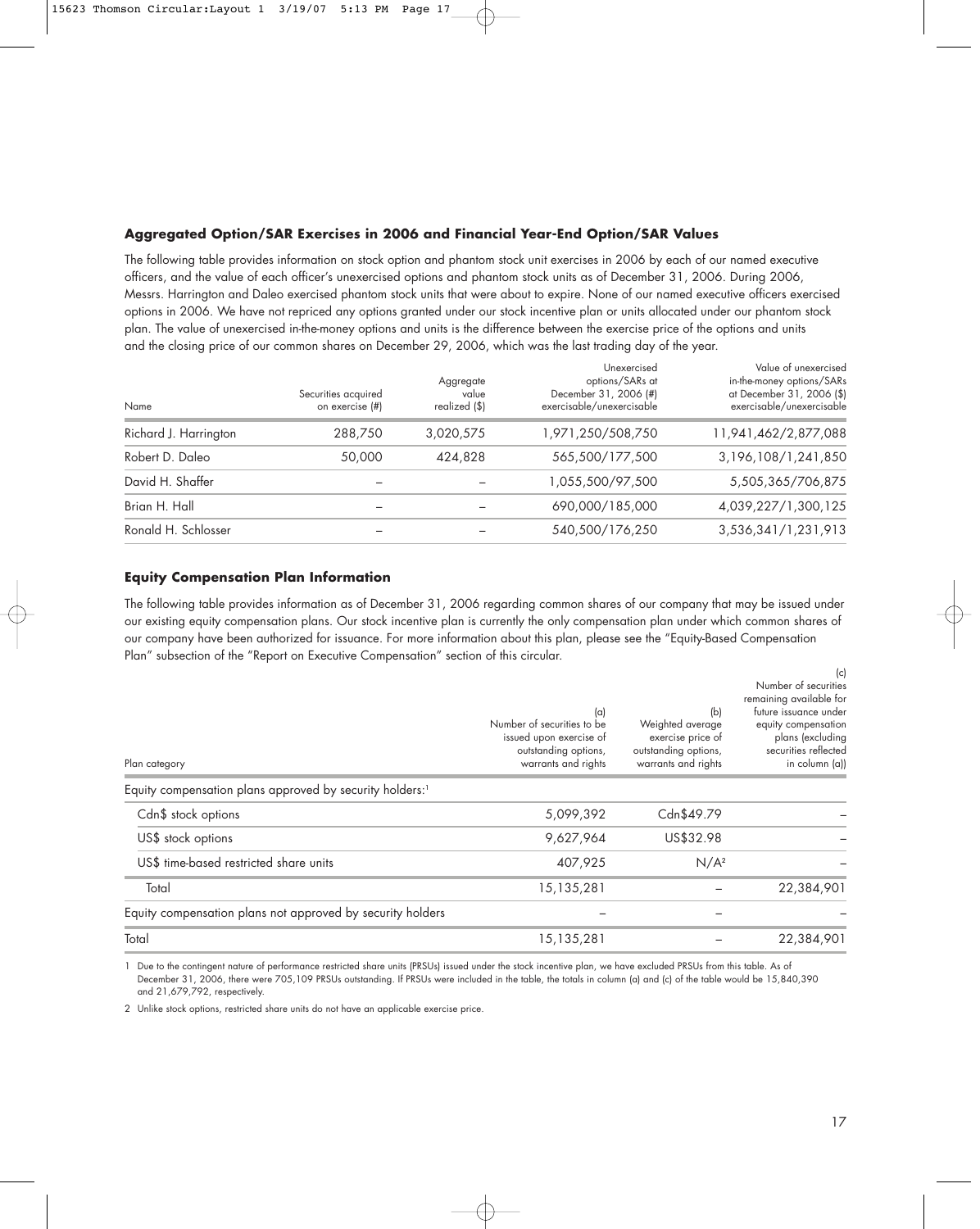### Aggregated Option/SAR Exercises in 2006 and Financial Year-End Option/SAR Values

The following table provides information on stock option and phantom stock unit exercises in 2006 by each of our named executive officers, and the value of each officer's unexercised options and phantom stock units as of December 31, 2006. During 2006, Messrs. Harrington and Daleo exercised phantom stock units that were about to expire. None of our named executive officers exercised options in 2006. We have not repriced any options granted under our stock incentive plan or units allocated under our phantom stock plan. The value of unexercised in-the-money options and units is the difference between the exercise price of the options and units and the closing price of our common shares on December 29, 2006, which was the last trading day of the year.

| Name | Securities acquired on exercise (#) | Aggregate value realized ($) | Unexercised options/SARs at December 31, 2006 (#) exercisable/unexercisable | Value of unexercised in-the-money options/SARs at December 31, 2006 ($) exercisable/unexercisable |
|---|---|---|---|---|
| Richard J. Harrington | 288,750 | 3,020,575 | 1,971,250/508,750 | 11,941,462/2,877,088 |
| Robert D. Daleo | 50,000 | 424,828 | 565,500/177,500 | 3,196,108/1,241,850 |
| David H. Shaffer | – | – | 1,055,500/97,500 | 5,505,365/706,875 |
| Brian H. Hall | – | – | 690,000/185,000 | 4,039,227/1,300,125 |
| Ronald H. Schlosser | – | – | 540,500/176,250 | 3,536,341/1,231,913 |

### Equity Compensation Plan Information

The following table provides information as of December 31, 2006 regarding common shares of our company that may be issued under our existing equity compensation plans. Our stock incentive plan is currently the only compensation plan under which common shares of our company have been authorized for issuance. For more information about this plan, please see the "Equity-Based Compensation Plan" subsection of the "Report on Executive Compensation" section of this circular.

| Plan category | (a) Number of securities to be issued upon exercise of outstanding options, warrants and rights | (b) Weighted average exercise price of outstanding options, warrants and rights | (c) Number of securities remaining available for future issuance under equity compensation plans (excluding securities reflected in column (a)) |
|---|---|---|---|
| Equity compensation plans approved by security holders:[1] | | | |
| Cdn$ stock options | 5,099,392 | Cdn$49.79 | – |
| US$ stock options | 9,627,964 | US$32.98 | – |
| US$ time-based restricted share units | 407,925 | N/A[2] | – |
| Total | 15,135,281 | – | 22,384,901 |
| Equity compensation plans not approved by security holders | – | – | – |
| Total | 15,135,281 | – | 22,384,901 |

1 Due to the contingent nature of performance restricted share units (PRSUs) issued under the stock incentive plan, we have excluded PRSUs from this table. As of December 31, 2006, there were 705,109 PRSUs outstanding. If PRSUs were included in the table, the totals in column (a) and (c) of the table would be 15,840,390 and 21,679,792, respectively.

2 Unlike stock options, restricted share units do not have an applicable exercise price.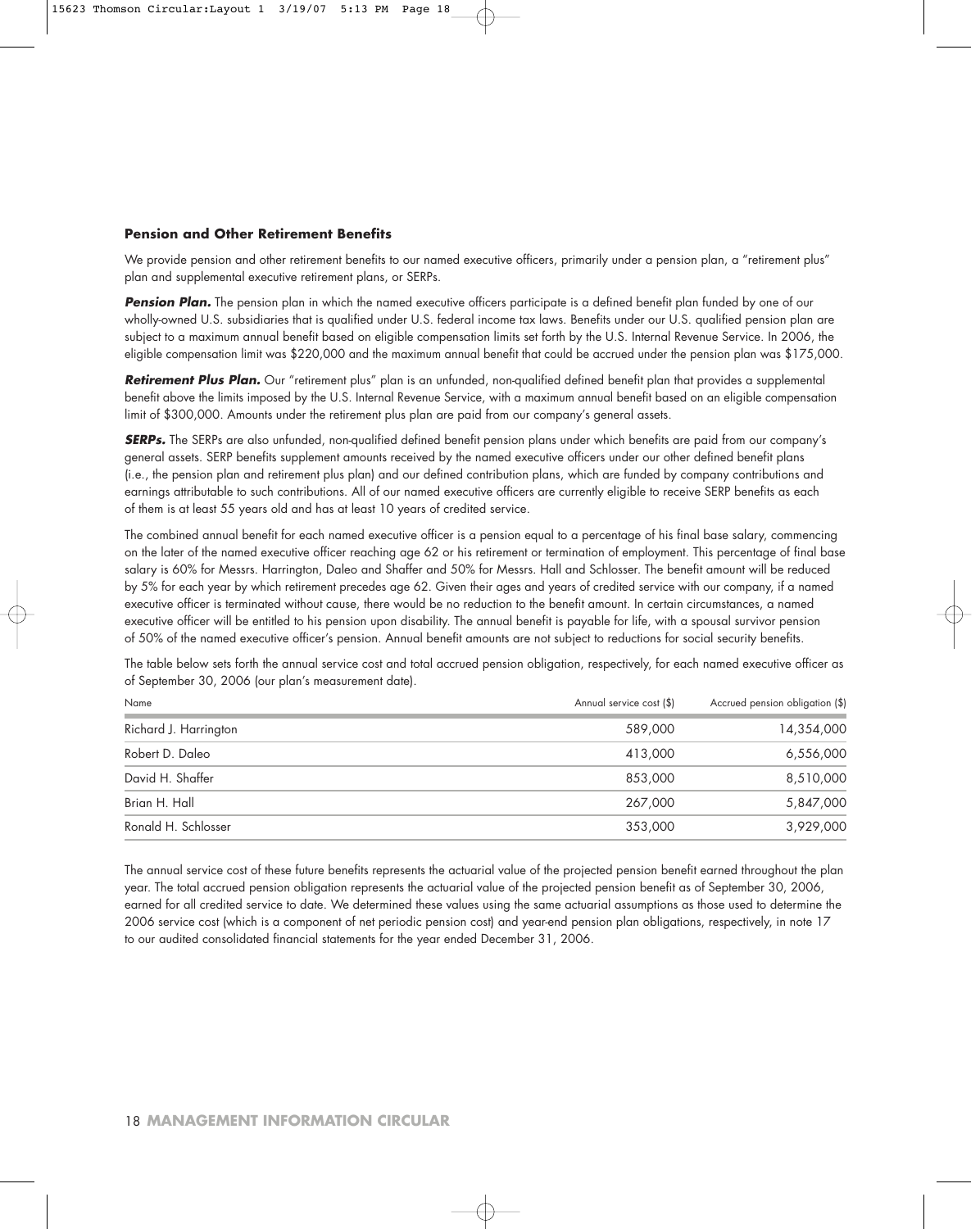### Pension and Other Retirement Benefits

We provide pension and other retirement benefits to our named executive officers, primarily under a pension plan, a "retirement plus" plan and supplemental executive retirement plans, or SERPs.

***Pension Plan.*** The pension plan in which the named executive officers participate is a defined benefit plan funded by one of our wholly-owned U.S. subsidiaries that is qualified under U.S. federal income tax laws. Benefits under our U.S. qualified pension plan are subject to a maximum annual benefit based on eligible compensation limits set forth by the U.S. Internal Revenue Service. In 2006, the eligible compensation limit was $220,000 and the maximum annual benefit that could be accrued under the pension plan was $175,000.

***Retirement Plus Plan.*** Our "retirement plus" plan is an unfunded, non-qualified defined benefit plan that provides a supplemental benefit above the limits imposed by the U.S. Internal Revenue Service, with a maximum annual benefit based on an eligible compensation limit of $300,000. Amounts under the retirement plus plan are paid from our company's general assets.

***SERPs.*** The SERPs are also unfunded, non-qualified defined benefit pension plans under which benefits are paid from our company's general assets. SERP benefits supplement amounts received by the named executive officers under our other defined benefit plans (i.e., the pension plan and retirement plus plan) and our defined contribution plans, which are funded by company contributions and earnings attributable to such contributions. All of our named executive officers are currently eligible to receive SERP benefits as each of them is at least 55 years old and has at least 10 years of credited service.

The combined annual benefit for each named executive officer is a pension equal to a percentage of his final base salary, commencing on the later of the named executive officer reaching age 62 or his retirement or termination of employment. This percentage of final base salary is 60% for Messrs. Harrington, Daleo and Shaffer and 50% for Messrs. Hall and Schlosser. The benefit amount will be reduced by 5% for each year by which retirement precedes age 62. Given their ages and years of credited service with our company, if a named executive officer is terminated without cause, there would be no reduction to the benefit amount. In certain circumstances, a named executive officer will be entitled to his pension upon disability. The annual benefit is payable for life, with a spousal survivor pension of 50% of the named executive officer's pension. Annual benefit amounts are not subject to reductions for social security benefits.

The table below sets forth the annual service cost and total accrued pension obligation, respectively, for each named executive officer as of September 30, 2006 (our plan's measurement date).

| Name | Annual service cost ($) | Accrued pension obligation ($) |
|---|---|---|
| Richard J. Harrington | 589,000 | 14,354,000 |
| Robert D. Daleo | 413,000 | 6,556,000 |
| David H. Shaffer | 853,000 | 8,510,000 |
| Brian H. Hall | 267,000 | 5,847,000 |
| Ronald H. Schlosser | 353,000 | 3,929,000 |

The annual service cost of these future benefits represents the actuarial value of the projected pension benefit earned throughout the plan year. The total accrued pension obligation represents the actuarial value of the projected pension benefit as of September 30, 2006, earned for all credited service to date. We determined these values using the same actuarial assumptions as those used to determine the 2006 service cost (which is a component of net periodic pension cost) and year-end pension plan obligations, respectively, in note 17 to our audited consolidated financial statements for the year ended December 31, 2006.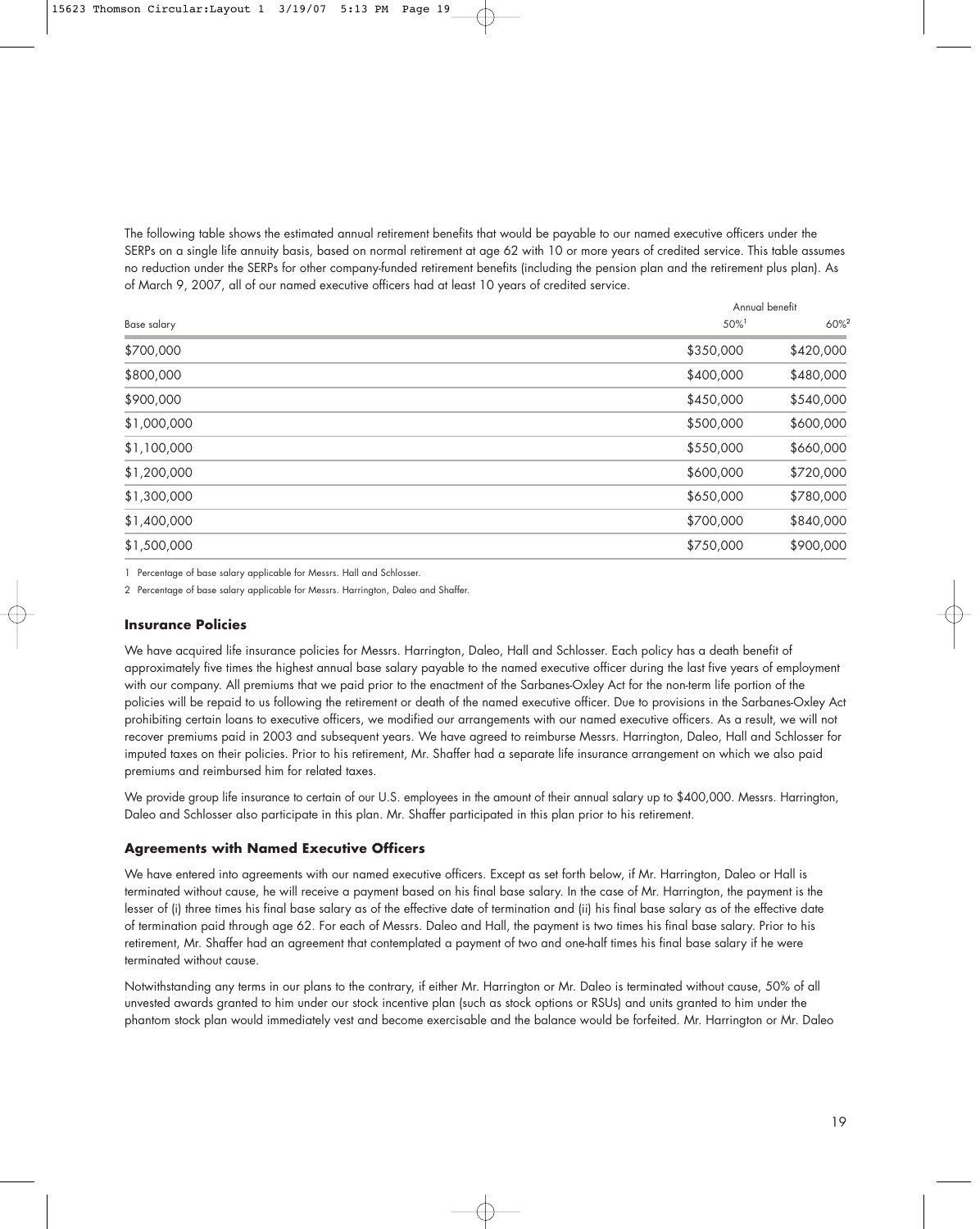The following table shows the estimated annual retirement benefits that would be payable to our named executive officers under the SERPs on a single life annuity basis, based on normal retirement at age 62 with 10 or more years of credited service. This table assumes no reduction under the SERPs for other company-funded retirement benefits (including the pension plan and the retirement plus plan). As of March 9, 2007, all of our named executive officers had at least 10 years of credited service.

| | Annual benefit | |
|---|---|---|
| Base salary | 50%[1] | 60%[2] |
| $700,000 | $350,000 | $420,000 |
| $800,000 | $400,000 | $480,000 |
| $900,000 | $450,000 | $540,000 |
| $1,000,000 | $500,000 | $600,000 |
| $1,100,000 | $550,000 | $660,000 |
| $1,200,000 | $600,000 | $720,000 |
| $1,300,000 | $650,000 | $780,000 |
| $1,400,000 | $700,000 | $840,000 |
| $1,500,000 | $750,000 | $900,000 |

1 Percentage of base salary applicable for Messrs. Hall and Schlosser.

2 Percentage of base salary applicable for Messrs. Harrington, Daleo and Shaffer.

### Insurance Policies

We have acquired life insurance policies for Messrs. Harrington, Daleo, Hall and Schlosser. Each policy has a death benefit of approximately five times the highest annual base salary payable to the named executive officer during the last five years of employment with our company. All premiums that we paid prior to the enactment of the Sarbanes-Oxley Act for the non-term life portion of the policies will be repaid to us following the retirement or death of the named executive officer. Due to provisions in the Sarbanes-Oxley Act prohibiting certain loans to executive officers, we modified our arrangements with our named executive officers. As a result, we will not recover premiums paid in 2003 and subsequent years. We have agreed to reimburse Messrs. Harrington, Daleo, Hall and Schlosser for imputed taxes on their policies. Prior to his retirement, Mr. Shaffer had a separate life insurance arrangement on which we also paid premiums and reimbursed him for related taxes.

We provide group life insurance to certain of our U.S. employees in the amount of their annual salary up to $400,000. Messrs. Harrington, Daleo and Schlosser also participate in this plan. Mr. Shaffer participated in this plan prior to his retirement.

### Agreements with Named Executive Officers

We have entered into agreements with our named executive officers. Except as set forth below, if Mr. Harrington, Daleo or Hall is terminated without cause, he will receive a payment based on his final base salary. In the case of Mr. Harrington, the payment is the lesser of (i) three times his final base salary as of the effective date of termination and (ii) his final base salary as of the effective date of termination paid through age 62. For each of Messrs. Daleo and Hall, the payment is two times his final base salary. Prior to his retirement, Mr. Shaffer had an agreement that contemplated a payment of two and one-half times his final base salary if he were terminated without cause.

Notwithstanding any terms in our plans to the contrary, if either Mr. Harrington or Mr. Daleo is terminated without cause, 50% of all unvested awards granted to him under our stock incentive plan (such as stock options or RSUs) and units granted to him under the phantom stock plan would immediately vest and become exercisable and the balance would be forfeited. Mr. Harrington or Mr. Daleo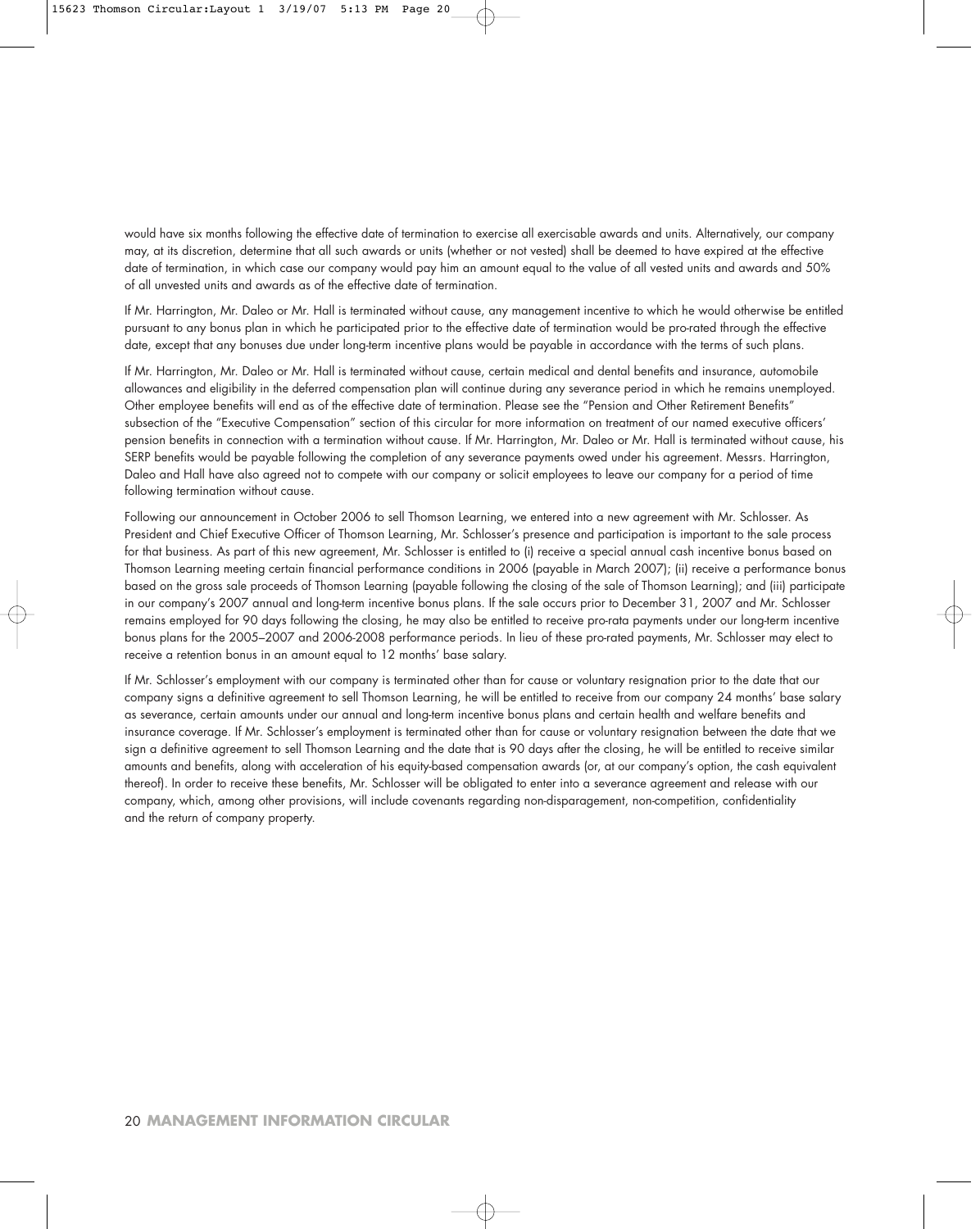would have six months following the effective date of termination to exercise all exercisable awards and units. Alternatively, our company may, at its discretion, determine that all such awards or units (whether or not vested) shall be deemed to have expired at the effective date of termination, in which case our company would pay him an amount equal to the value of all vested units and awards and 50% of all unvested units and awards as of the effective date of termination.

If Mr. Harrington, Mr. Daleo or Mr. Hall is terminated without cause, any management incentive to which he would otherwise be entitled pursuant to any bonus plan in which he participated prior to the effective date of termination would be pro-rated through the effective date, except that any bonuses due under long-term incentive plans would be payable in accordance with the terms of such plans.

If Mr. Harrington, Mr. Daleo or Mr. Hall is terminated without cause, certain medical and dental benefits and insurance, automobile allowances and eligibility in the deferred compensation plan will continue during any severance period in which he remains unemployed. Other employee benefits will end as of the effective date of termination. Please see the "Pension and Other Retirement Benefits" subsection of the "Executive Compensation" section of this circular for more information on treatment of our named executive officers' pension benefits in connection with a termination without cause. If Mr. Harrington, Mr. Daleo or Mr. Hall is terminated without cause, his SERP benefits would be payable following the completion of any severance payments owed under his agreement. Messrs. Harrington, Daleo and Hall have also agreed not to compete with our company or solicit employees to leave our company for a period of time following termination without cause.

Following our announcement in October 2006 to sell Thomson Learning, we entered into a new agreement with Mr. Schlosser. As President and Chief Executive Officer of Thomson Learning, Mr. Schlosser's presence and participation is important to the sale process for that business. As part of this new agreement, Mr. Schlosser is entitled to (i) receive a special annual cash incentive bonus based on Thomson Learning meeting certain financial performance conditions in 2006 (payable in March 2007); (ii) receive a performance bonus based on the gross sale proceeds of Thomson Learning (payable following the closing of the sale of Thomson Learning); and (iii) participate in our company's 2007 annual and long-term incentive bonus plans. If the sale occurs prior to December 31, 2007 and Mr. Schlosser remains employed for 90 days following the closing, he may also be entitled to receive pro-rata payments under our long-term incentive bonus plans for the 2005–2007 and 2006-2008 performance periods. In lieu of these pro-rated payments, Mr. Schlosser may elect to receive a retention bonus in an amount equal to 12 months' base salary.

If Mr. Schlosser's employment with our company is terminated other than for cause or voluntary resignation prior to the date that our company signs a definitive agreement to sell Thomson Learning, he will be entitled to receive from our company 24 months' base salary as severance, certain amounts under our annual and long-term incentive bonus plans and certain health and welfare benefits and insurance coverage. If Mr. Schlosser's employment is terminated other than for cause or voluntary resignation between the date that we sign a definitive agreement to sell Thomson Learning and the date that is 90 days after the closing, he will be entitled to receive similar amounts and benefits, along with acceleration of his equity-based compensation awards (or, at our company's option, the cash equivalent thereof). In order to receive these benefits, Mr. Schlosser will be obligated to enter into a severance agreement and release with our company, which, among other provisions, will include covenants regarding non-disparagement, non-competition, confidentiality and the return of company property.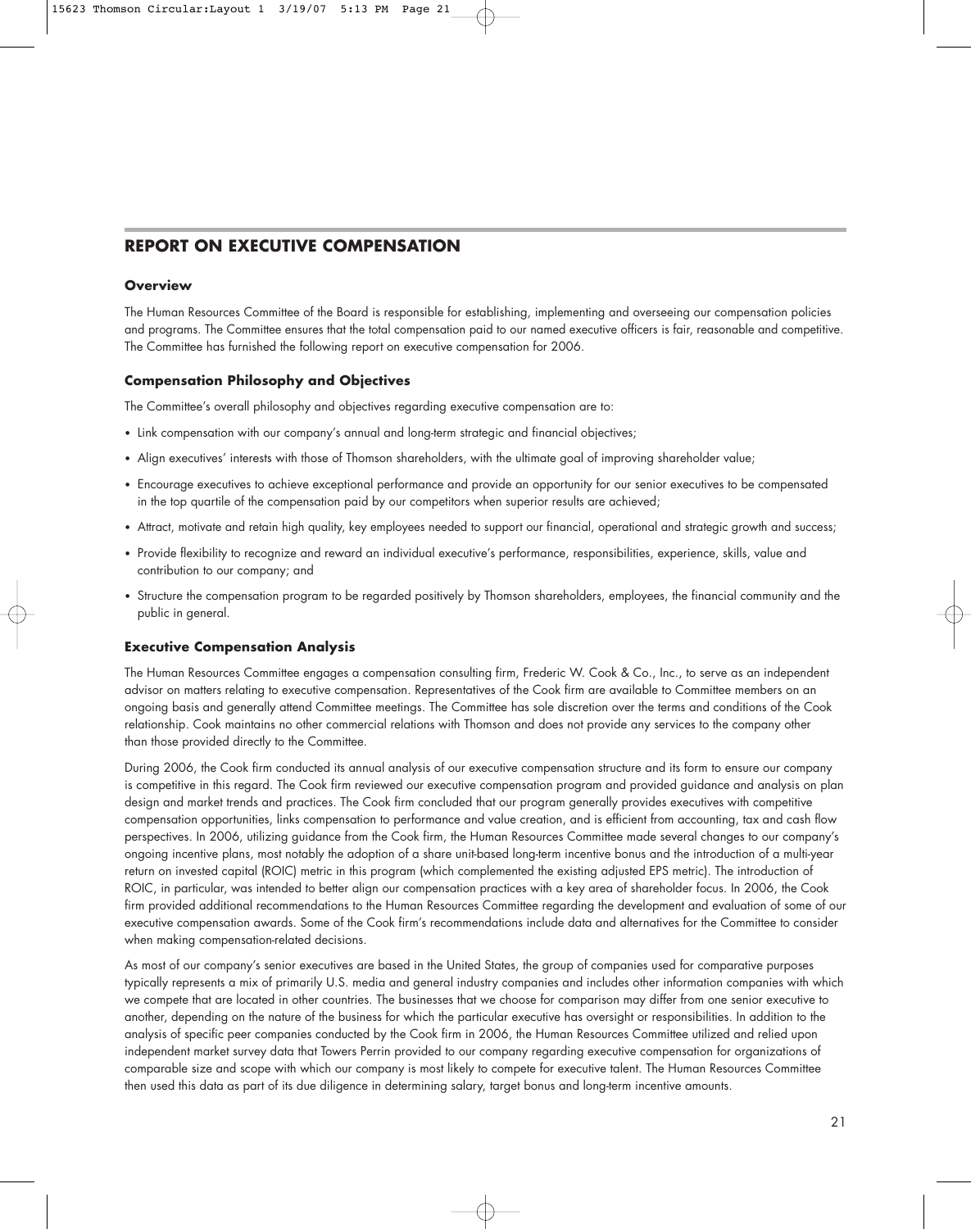## REPORT ON EXECUTIVE COMPENSATION

### Overview

The Human Resources Committee of the Board is responsible for establishing, implementing and overseeing our compensation policies and programs. The Committee ensures that the total compensation paid to our named executive officers is fair, reasonable and competitive. The Committee has furnished the following report on executive compensation for 2006.

### Compensation Philosophy and Objectives

The Committee's overall philosophy and objectives regarding executive compensation are to:

- Link compensation with our company's annual and long-term strategic and financial objectives;
- Align executives' interests with those of Thomson shareholders, with the ultimate goal of improving shareholder value;
- Encourage executives to achieve exceptional performance and provide an opportunity for our senior executives to be compensated in the top quartile of the compensation paid by our competitors when superior results are achieved;
- Attract, motivate and retain high quality, key employees needed to support our financial, operational and strategic growth and success;
- Provide flexibility to recognize and reward an individual executive's performance, responsibilities, experience, skills, value and contribution to our company; and
- Structure the compensation program to be regarded positively by Thomson shareholders, employees, the financial community and the public in general.

### Executive Compensation Analysis

The Human Resources Committee engages a compensation consulting firm, Frederic W. Cook & Co., Inc., to serve as an independent advisor on matters relating to executive compensation. Representatives of the Cook firm are available to Committee members on an ongoing basis and generally attend Committee meetings. The Committee has sole discretion over the terms and conditions of the Cook relationship. Cook maintains no other commercial relations with Thomson and does not provide any services to the company other than those provided directly to the Committee.

During 2006, the Cook firm conducted its annual analysis of our executive compensation structure and its form to ensure our company is competitive in this regard. The Cook firm reviewed our executive compensation program and provided guidance and analysis on plan design and market trends and practices. The Cook firm concluded that our program generally provides executives with competitive compensation opportunities, links compensation to performance and value creation, and is efficient from accounting, tax and cash flow perspectives. In 2006, utilizing guidance from the Cook firm, the Human Resources Committee made several changes to our company's ongoing incentive plans, most notably the adoption of a share unit-based long-term incentive bonus and the introduction of a multi-year return on invested capital (ROIC) metric in this program (which complemented the existing adjusted EPS metric). The introduction of ROIC, in particular, was intended to better align our compensation practices with a key area of shareholder focus. In 2006, the Cook firm provided additional recommendations to the Human Resources Committee regarding the development and evaluation of some of our executive compensation awards. Some of the Cook firm's recommendations include data and alternatives for the Committee to consider when making compensation-related decisions.

As most of our company's senior executives are based in the United States, the group of companies used for comparative purposes typically represents a mix of primarily U.S. media and general industry companies and includes other information companies with which we compete that are located in other countries. The businesses that we choose for comparison may differ from one senior executive to another, depending on the nature of the business for which the particular executive has oversight or responsibilities. In addition to the analysis of specific peer companies conducted by the Cook firm in 2006, the Human Resources Committee utilized and relied upon independent market survey data that Towers Perrin provided to our company regarding executive compensation for organizations of comparable size and scope with which our company is most likely to compete for executive talent. The Human Resources Committee then used this data as part of its due diligence in determining salary, target bonus and long-term incentive amounts.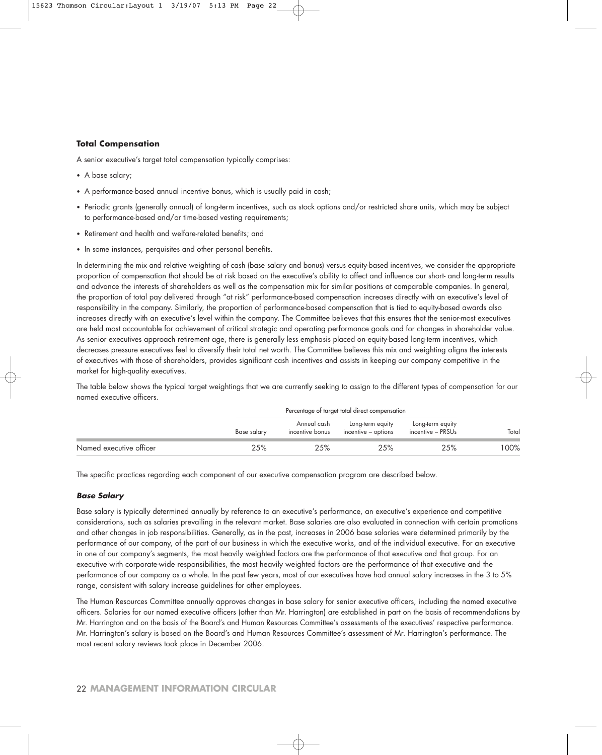### Total Compensation

A senior executive's target total compensation typically comprises:

- A base salary;
- A performance-based annual incentive bonus, which is usually paid in cash;
- Periodic grants (generally annual) of long-term incentives, such as stock options and/or restricted share units, which may be subject to performance-based and/or time-based vesting requirements;
- Retirement and health and welfare-related benefits; and
- In some instances, perquisites and other personal benefits.

In determining the mix and relative weighting of cash (base salary and bonus) versus equity-based incentives, we consider the appropriate proportion of compensation that should be at risk based on the executive's ability to affect and influence our short- and long-term results and advance the interests of shareholders as well as the compensation mix for similar positions at comparable companies. In general, the proportion of total pay delivered through "at risk" performance-based compensation increases directly with an executive's level of responsibility in the company. Similarly, the proportion of performance-based compensation that is tied to equity-based awards also increases directly with an executive's level within the company. The Committee believes that this ensures that the senior-most executives are held most accountable for achievement of critical strategic and operating performance goals and for changes in shareholder value. As senior executives approach retirement age, there is generally less emphasis placed on equity-based long-term incentives, which decreases pressure executives feel to diversify their total net worth. The Committee believes this mix and weighting aligns the interests of executives with those of shareholders, provides significant cash incentives and assists in keeping our company competitive in the market for high-quality executives.

The table below shows the typical target weightings that we are currently seeking to assign to the different types of compensation for our named executive officers.

| | Percentage of target total direct compensation | | | | |
|---|---|---|---|---|---|
| | Base salary | Annual cash incentive bonus | Long-term equity incentive – options | Long-term equity incentive – PRSUs | Total |
| Named executive officer | 25% | 25% | 25% | 25% | 100% |

The specific practices regarding each component of our executive compensation program are described below.

#### *Base Salary*

Base salary is typically determined annually by reference to an executive's performance, an executive's experience and competitive considerations, such as salaries prevailing in the relevant market. Base salaries are also evaluated in connection with certain promotions and other changes in job responsibilities. Generally, as in the past, increases in 2006 base salaries were determined primarily by the performance of our company, of the part of our business in which the executive works, and of the individual executive. For an executive in one of our company's segments, the most heavily weighted factors are the performance of that executive and that group. For an executive with corporate-wide responsibilities, the most heavily weighted factors are the performance of that executive and the performance of our company as a whole. In the past few years, most of our executives have had annual salary increases in the 3 to 5% range, consistent with salary increase guidelines for other employees.

The Human Resources Committee annually approves changes in base salary for senior executive officers, including the named executive officers. Salaries for our named executive officers (other than Mr. Harrington) are established in part on the basis of recommendations by Mr. Harrington and on the basis of the Board's and Human Resources Committee's assessments of the executives' respective performance. Mr. Harrington's salary is based on the Board's and Human Resources Committee's assessment of Mr. Harrington's performance. The most recent salary reviews took place in December 2006.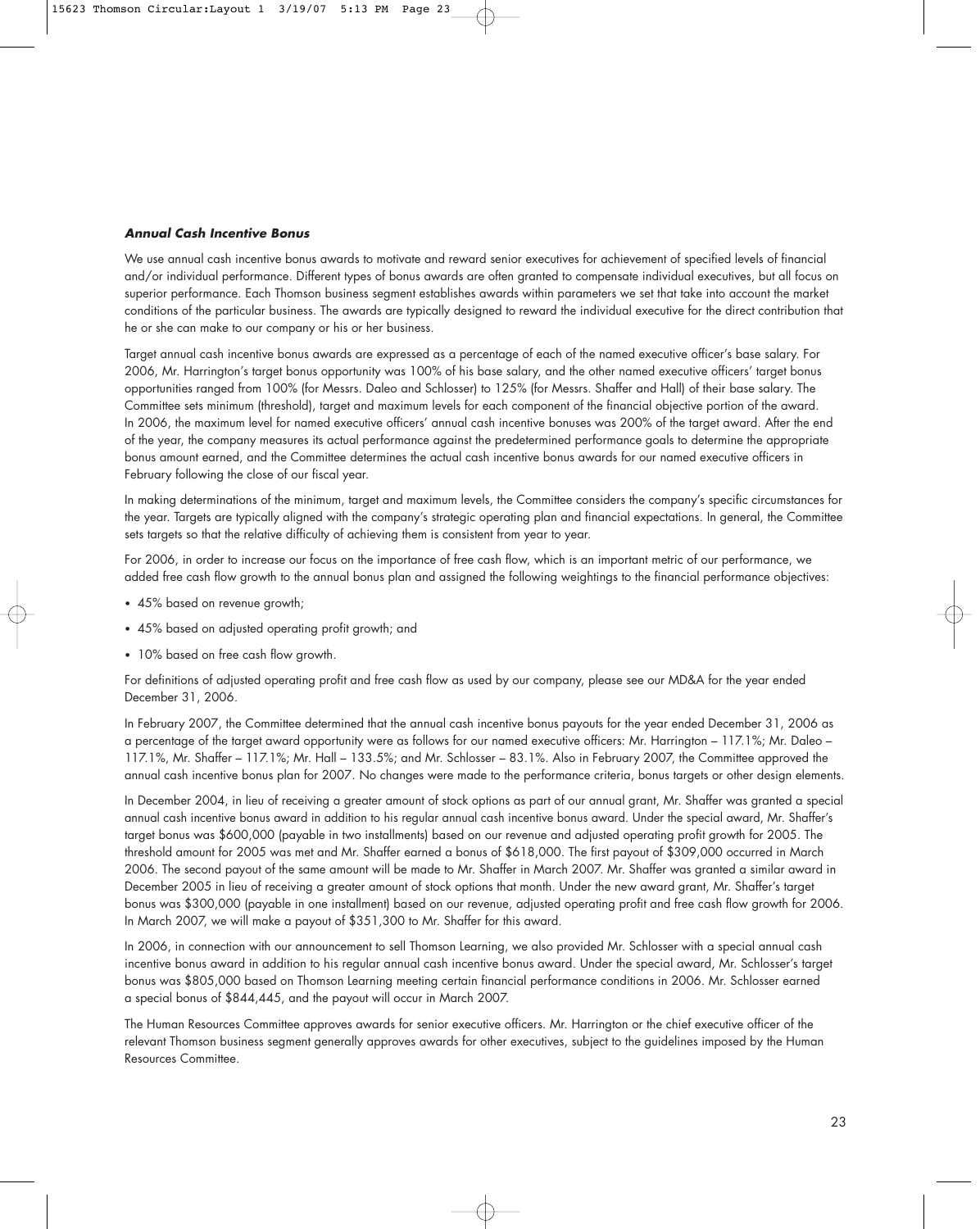### ***Annual Cash Incentive Bonus***

We use annual cash incentive bonus awards to motivate and reward senior executives for achievement of specified levels of financial and/or individual performance. Different types of bonus awards are often granted to compensate individual executives, but all focus on superior performance. Each Thomson business segment establishes awards within parameters we set that take into account the market conditions of the particular business. The awards are typically designed to reward the individual executive for the direct contribution that he or she can make to our company or his or her business.

Target annual cash incentive bonus awards are expressed as a percentage of each of the named executive officer's base salary. For 2006, Mr. Harrington's target bonus opportunity was 100% of his base salary, and the other named executive officers' target bonus opportunities ranged from 100% (for Messrs. Daleo and Schlosser) to 125% (for Messrs. Shaffer and Hall) of their base salary. The Committee sets minimum (threshold), target and maximum levels for each component of the financial objective portion of the award. In 2006, the maximum level for named executive officers' annual cash incentive bonuses was 200% of the target award. After the end of the year, the company measures its actual performance against the predetermined performance goals to determine the appropriate bonus amount earned, and the Committee determines the actual cash incentive bonus awards for our named executive officers in February following the close of our fiscal year.

In making determinations of the minimum, target and maximum levels, the Committee considers the company's specific circumstances for the year. Targets are typically aligned with the company's strategic operating plan and financial expectations. In general, the Committee sets targets so that the relative difficulty of achieving them is consistent from year to year.

For 2006, in order to increase our focus on the importance of free cash flow, which is an important metric of our performance, we added free cash flow growth to the annual bonus plan and assigned the following weightings to the financial performance objectives:

- 45% based on revenue growth;
- 45% based on adjusted operating profit growth; and
- 10% based on free cash flow growth.

For definitions of adjusted operating profit and free cash flow as used by our company, please see our MD&A for the year ended December 31, 2006.

In February 2007, the Committee determined that the annual cash incentive bonus payouts for the year ended December 31, 2006 as a percentage of the target award opportunity were as follows for our named executive officers: Mr. Harrington – 117.1%; Mr. Daleo – 117.1%, Mr. Shaffer – 117.1%; Mr. Hall – 133.5%; and Mr. Schlosser – 83.1%. Also in February 2007, the Committee approved the annual cash incentive bonus plan for 2007. No changes were made to the performance criteria, bonus targets or other design elements.

In December 2004, in lieu of receiving a greater amount of stock options as part of our annual grant, Mr. Shaffer was granted a special annual cash incentive bonus award in addition to his regular annual cash incentive bonus award. Under the special award, Mr. Shaffer's target bonus was $600,000 (payable in two installments) based on our revenue and adjusted operating profit growth for 2005. The threshold amount for 2005 was met and Mr. Shaffer earned a bonus of $618,000. The first payout of $309,000 occurred in March 2006. The second payout of the same amount will be made to Mr. Shaffer in March 2007. Mr. Shaffer was granted a similar award in December 2005 in lieu of receiving a greater amount of stock options that month. Under the new award grant, Mr. Shaffer's target bonus was $300,000 (payable in one installment) based on our revenue, adjusted operating profit and free cash flow growth for 2006. In March 2007, we will make a payout of $351,300 to Mr. Shaffer for this award.

In 2006, in connection with our announcement to sell Thomson Learning, we also provided Mr. Schlosser with a special annual cash incentive bonus award in addition to his regular annual cash incentive bonus award. Under the special award, Mr. Schlosser's target bonus was $805,000 based on Thomson Learning meeting certain financial performance conditions in 2006. Mr. Schlosser earned a special bonus of $844,445, and the payout will occur in March 2007.

The Human Resources Committee approves awards for senior executive officers. Mr. Harrington or the chief executive officer of the relevant Thomson business segment generally approves awards for other executives, subject to the guidelines imposed by the Human Resources Committee.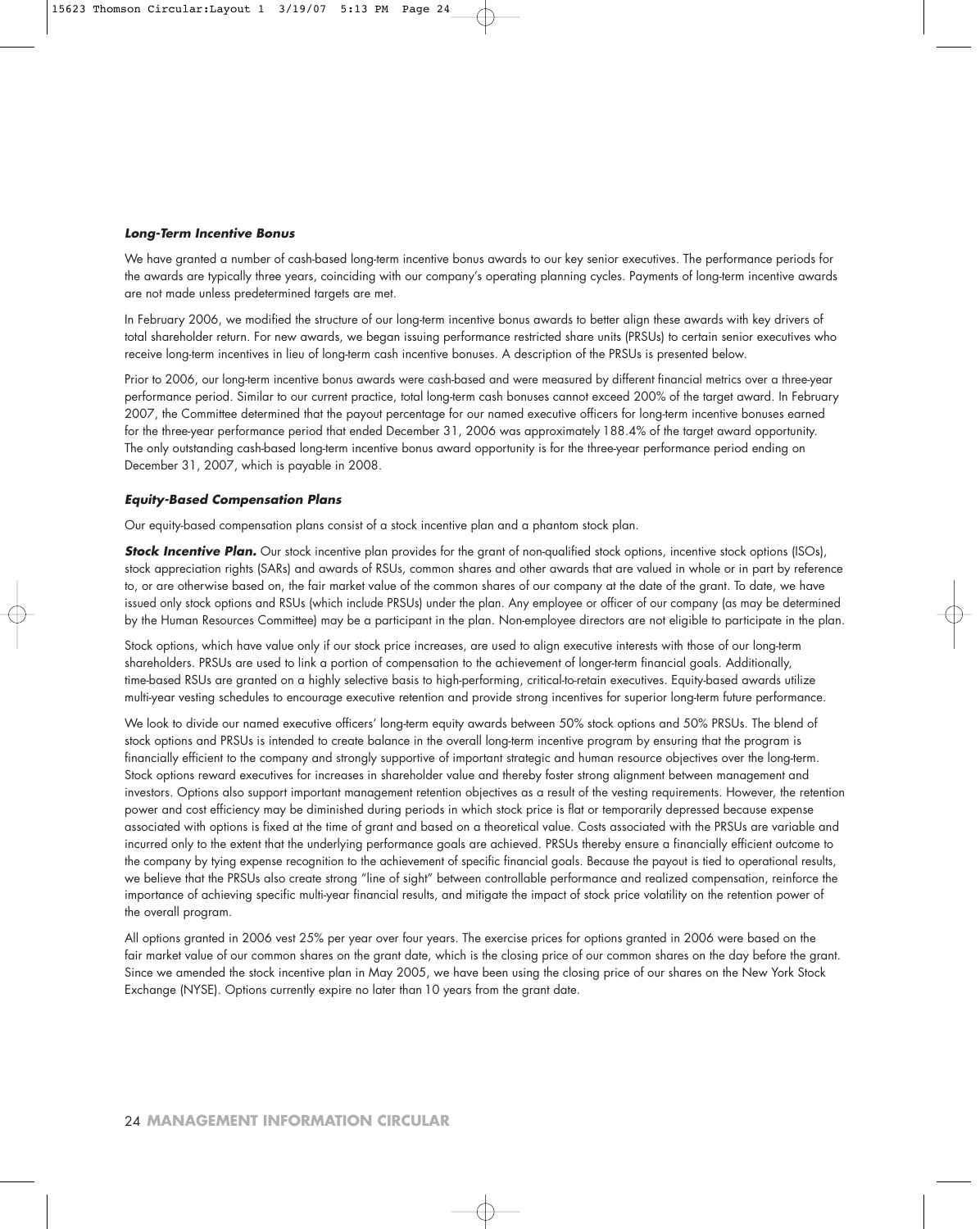***Long-Term Incentive Bonus***

We have granted a number of cash-based long-term incentive bonus awards to our key senior executives. The performance periods for the awards are typically three years, coinciding with our company's operating planning cycles. Payments of long-term incentive awards are not made unless predetermined targets are met.

In February 2006, we modified the structure of our long-term incentive bonus awards to better align these awards with key drivers of total shareholder return. For new awards, we began issuing performance restricted share units (PRSUs) to certain senior executives who receive long-term incentives in lieu of long-term cash incentive bonuses. A description of the PRSUs is presented below.

Prior to 2006, our long-term incentive bonus awards were cash-based and were measured by different financial metrics over a three-year performance period. Similar to our current practice, total long-term cash bonuses cannot exceed 200% of the target award. In February 2007, the Committee determined that the payout percentage for our named executive officers for long-term incentive bonuses earned for the three-year performance period that ended December 31, 2006 was approximately 188.4% of the target award opportunity. The only outstanding cash-based long-term incentive bonus award opportunity is for the three-year performance period ending on December 31, 2007, which is payable in 2008.

***Equity-Based Compensation Plans***

Our equity-based compensation plans consist of a stock incentive plan and a phantom stock plan.

***Stock Incentive Plan.*** Our stock incentive plan provides for the grant of non-qualified stock options, incentive stock options (ISOs), stock appreciation rights (SARs) and awards of RSUs, common shares and other awards that are valued in whole or in part by reference to, or are otherwise based on, the fair market value of the common shares of our company at the date of the grant. To date, we have issued only stock options and RSUs (which include PRSUs) under the plan. Any employee or officer of our company (as may be determined by the Human Resources Committee) may be a participant in the plan. Non-employee directors are not eligible to participate in the plan.

Stock options, which have value only if our stock price increases, are used to align executive interests with those of our long-term shareholders. PRSUs are used to link a portion of compensation to the achievement of longer-term financial goals. Additionally, time-based RSUs are granted on a highly selective basis to high-performing, critical-to-retain executives. Equity-based awards utilize multi-year vesting schedules to encourage executive retention and provide strong incentives for superior long-term future performance.

We look to divide our named executive officers' long-term equity awards between 50% stock options and 50% PRSUs. The blend of stock options and PRSUs is intended to create balance in the overall long-term incentive program by ensuring that the program is financially efficient to the company and strongly supportive of important strategic and human resource objectives over the long-term. Stock options reward executives for increases in shareholder value and thereby foster strong alignment between management and investors. Options also support important management retention objectives as a result of the vesting requirements. However, the retention power and cost efficiency may be diminished during periods in which stock price is flat or temporarily depressed because expense associated with options is fixed at the time of grant and based on a theoretical value. Costs associated with the PRSUs are variable and incurred only to the extent that the underlying performance goals are achieved. PRSUs thereby ensure a financially efficient outcome to the company by tying expense recognition to the achievement of specific financial goals. Because the payout is tied to operational results, we believe that the PRSUs also create strong "line of sight" between controllable performance and realized compensation, reinforce the importance of achieving specific multi-year financial results, and mitigate the impact of stock price volatility on the retention power of the overall program.

All options granted in 2006 vest 25% per year over four years. The exercise prices for options granted in 2006 were based on the fair market value of our common shares on the grant date, which is the closing price of our common shares on the day before the grant. Since we amended the stock incentive plan in May 2005, we have been using the closing price of our shares on the New York Stock Exchange (NYSE). Options currently expire no later than 10 years from the grant date.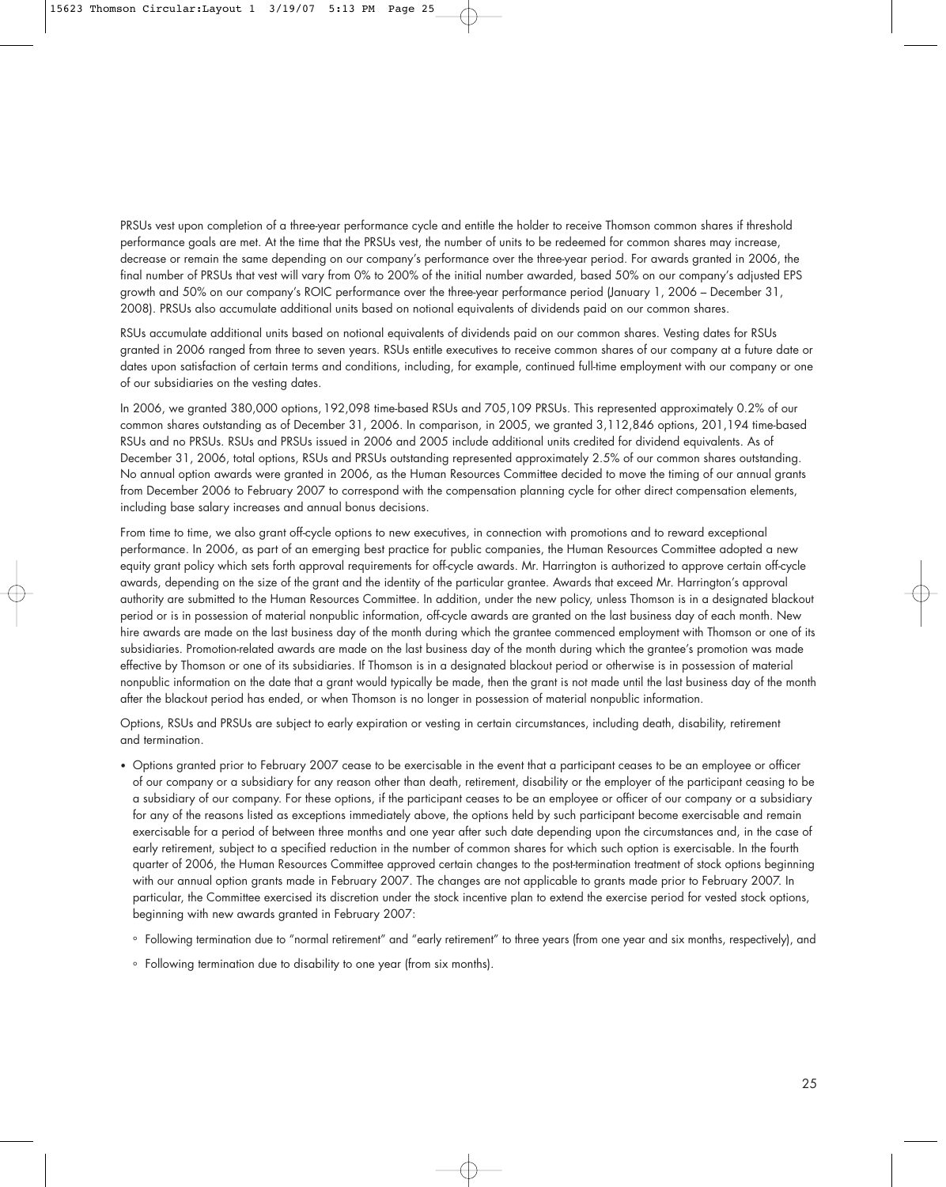PRSUs vest upon completion of a three-year performance cycle and entitle the holder to receive Thomson common shares if threshold performance goals are met. At the time that the PRSUs vest, the number of units to be redeemed for common shares may increase, decrease or remain the same depending on our company's performance over the three-year period. For awards granted in 2006, the final number of PRSUs that vest will vary from 0% to 200% of the initial number awarded, based 50% on our company's adjusted EPS growth and 50% on our company's ROIC performance over the three-year performance period (January 1, 2006 – December 31, 2008). PRSUs also accumulate additional units based on notional equivalents of dividends paid on our common shares.

RSUs accumulate additional units based on notional equivalents of dividends paid on our common shares. Vesting dates for RSUs granted in 2006 ranged from three to seven years. RSUs entitle executives to receive common shares of our company at a future date or dates upon satisfaction of certain terms and conditions, including, for example, continued full-time employment with our company or one of our subsidiaries on the vesting dates.

In 2006, we granted 380,000 options, 192,098 time-based RSUs and 705,109 PRSUs. This represented approximately 0.2% of our common shares outstanding as of December 31, 2006. In comparison, in 2005, we granted 3,112,846 options, 201,194 time-based RSUs and no PRSUs. RSUs and PRSUs issued in 2006 and 2005 include additional units credited for dividend equivalents. As of December 31, 2006, total options, RSUs and PRSUs outstanding represented approximately 2.5% of our common shares outstanding. No annual option awards were granted in 2006, as the Human Resources Committee decided to move the timing of our annual grants from December 2006 to February 2007 to correspond with the compensation planning cycle for other direct compensation elements, including base salary increases and annual bonus decisions.

From time to time, we also grant off-cycle options to new executives, in connection with promotions and to reward exceptional performance. In 2006, as part of an emerging best practice for public companies, the Human Resources Committee adopted a new equity grant policy which sets forth approval requirements for off-cycle awards. Mr. Harrington is authorized to approve certain off-cycle awards, depending on the size of the grant and the identity of the particular grantee. Awards that exceed Mr. Harrington's approval authority are submitted to the Human Resources Committee. In addition, under the new policy, unless Thomson is in a designated blackout period or is in possession of material nonpublic information, off-cycle awards are granted on the last business day of each month. New hire awards are made on the last business day of the month during which the grantee commenced employment with Thomson or one of its subsidiaries. Promotion-related awards are made on the last business day of the month during which the grantee's promotion was made effective by Thomson or one of its subsidiaries. If Thomson is in a designated blackout period or otherwise is in possession of material nonpublic information on the date that a grant would typically be made, then the grant is not made until the last business day of the month after the blackout period has ended, or when Thomson is no longer in possession of material nonpublic information.

Options, RSUs and PRSUs are subject to early expiration or vesting in certain circumstances, including death, disability, retirement and termination.

- Options granted prior to February 2007 cease to be exercisable in the event that a participant ceases to be an employee or officer of our company or a subsidiary for any reason other than death, retirement, disability or the employer of the participant ceasing to be a subsidiary of our company. For these options, if the participant ceases to be an employee or officer of our company or a subsidiary for any of the reasons listed as exceptions immediately above, the options held by such participant become exercisable and remain exercisable for a period of between three months and one year after such date depending upon the circumstances and, in the case of early retirement, subject to a specified reduction in the number of common shares for which such option is exercisable. In the fourth quarter of 2006, the Human Resources Committee approved certain changes to the post-termination treatment of stock options beginning with our annual option grants made in February 2007. The changes are not applicable to grants made prior to February 2007. In particular, the Committee exercised its discretion under the stock incentive plan to extend the exercise period for vested stock options, beginning with new awards granted in February 2007:
  - Following termination due to "normal retirement" and "early retirement" to three years (from one year and six months, respectively), and
  - Following termination due to disability to one year (from six months).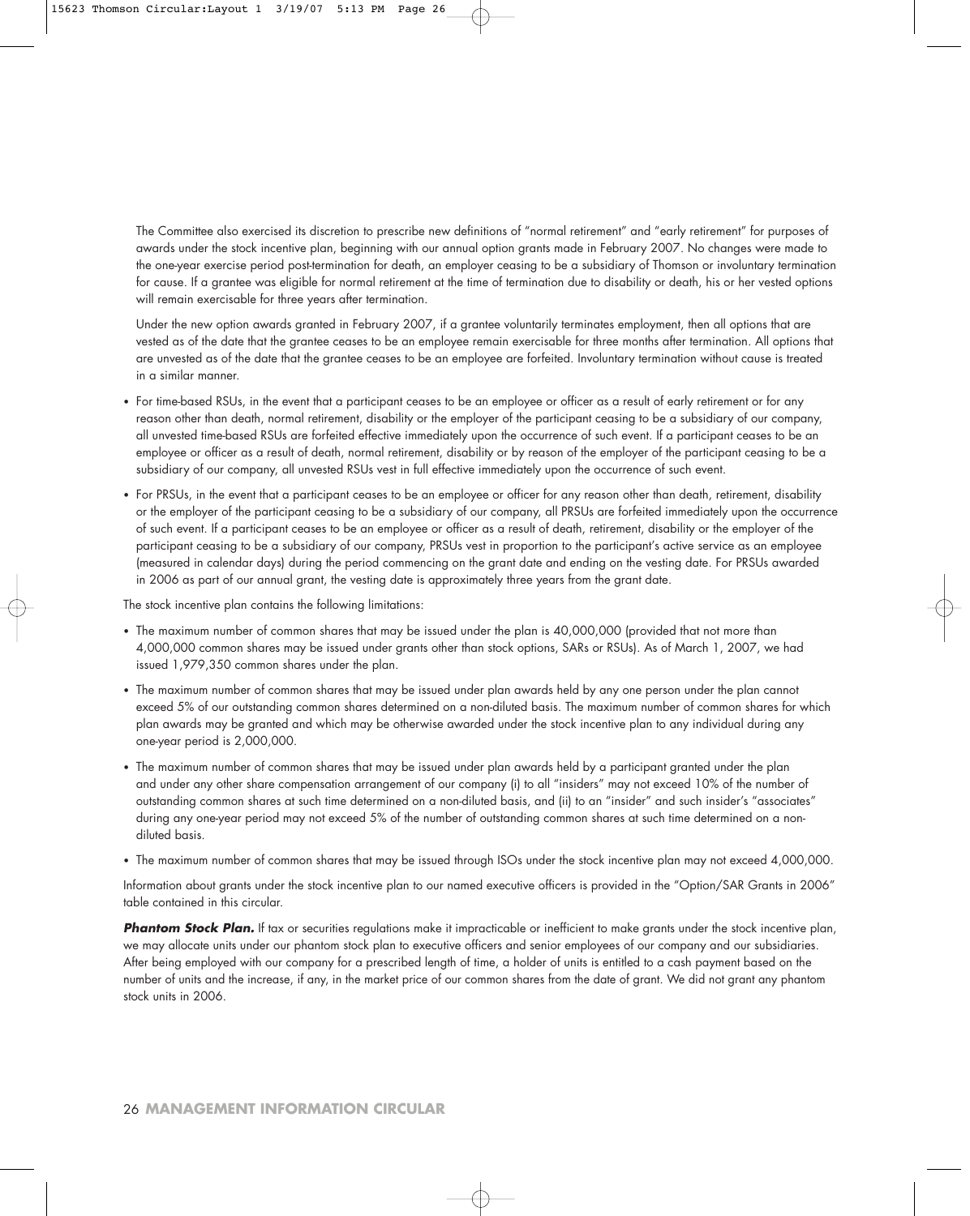The Committee also exercised its discretion to prescribe new definitions of "normal retirement" and "early retirement" for purposes of awards under the stock incentive plan, beginning with our annual option grants made in February 2007. No changes were made to the one-year exercise period post-termination for death, an employer ceasing to be a subsidiary of Thomson or involuntary termination for cause. If a grantee was eligible for normal retirement at the time of termination due to disability or death, his or her vested options will remain exercisable for three years after termination.

Under the new option awards granted in February 2007, if a grantee voluntarily terminates employment, then all options that are vested as of the date that the grantee ceases to be an employee remain exercisable for three months after termination. All options that are unvested as of the date that the grantee ceases to be an employee are forfeited. Involuntary termination without cause is treated in a similar manner.

- For time-based RSUs, in the event that a participant ceases to be an employee or officer as a result of early retirement or for any reason other than death, normal retirement, disability or the employer of the participant ceasing to be a subsidiary of our company, all unvested time-based RSUs are forfeited effective immediately upon the occurrence of such event. If a participant ceases to be an employee or officer as a result of death, normal retirement, disability or by reason of the employer of the participant ceasing to be a subsidiary of our company, all unvested RSUs vest in full effective immediately upon the occurrence of such event.
- For PRSUs, in the event that a participant ceases to be an employee or officer for any reason other than death, retirement, disability or the employer of the participant ceasing to be a subsidiary of our company, all PRSUs are forfeited immediately upon the occurrence of such event. If a participant ceases to be an employee or officer as a result of death, retirement, disability or the employer of the participant ceasing to be a subsidiary of our company, PRSUs vest in proportion to the participant's active service as an employee (measured in calendar days) during the period commencing on the grant date and ending on the vesting date. For PRSUs awarded in 2006 as part of our annual grant, the vesting date is approximately three years from the grant date.

The stock incentive plan contains the following limitations:

- The maximum number of common shares that may be issued under the plan is 40,000,000 (provided that not more than 4,000,000 common shares may be issued under grants other than stock options, SARs or RSUs). As of March 1, 2007, we had issued 1,979,350 common shares under the plan.
- The maximum number of common shares that may be issued under plan awards held by any one person under the plan cannot exceed 5% of our outstanding common shares determined on a non-diluted basis. The maximum number of common shares for which plan awards may be granted and which may be otherwise awarded under the stock incentive plan to any individual during any one-year period is 2,000,000.
- The maximum number of common shares that may be issued under plan awards held by a participant granted under the plan and under any other share compensation arrangement of our company (i) to all "insiders" may not exceed 10% of the number of outstanding common shares at such time determined on a non-diluted basis, and (ii) to an "insider" and such insider's "associates" during any one-year period may not exceed 5% of the number of outstanding common shares at such time determined on a non-diluted basis.
- The maximum number of common shares that may be issued through ISOs under the stock incentive plan may not exceed 4,000,000.

Information about grants under the stock incentive plan to our named executive officers is provided in the "Option/SAR Grants in 2006" table contained in this circular.

***Phantom Stock Plan.*** If tax or securities regulations make it impracticable or inefficient to make grants under the stock incentive plan, we may allocate units under our phantom stock plan to executive officers and senior employees of our company and our subsidiaries. After being employed with our company for a prescribed length of time, a holder of units is entitled to a cash payment based on the number of units and the increase, if any, in the market price of our common shares from the date of grant. We did not grant any phantom stock units in 2006.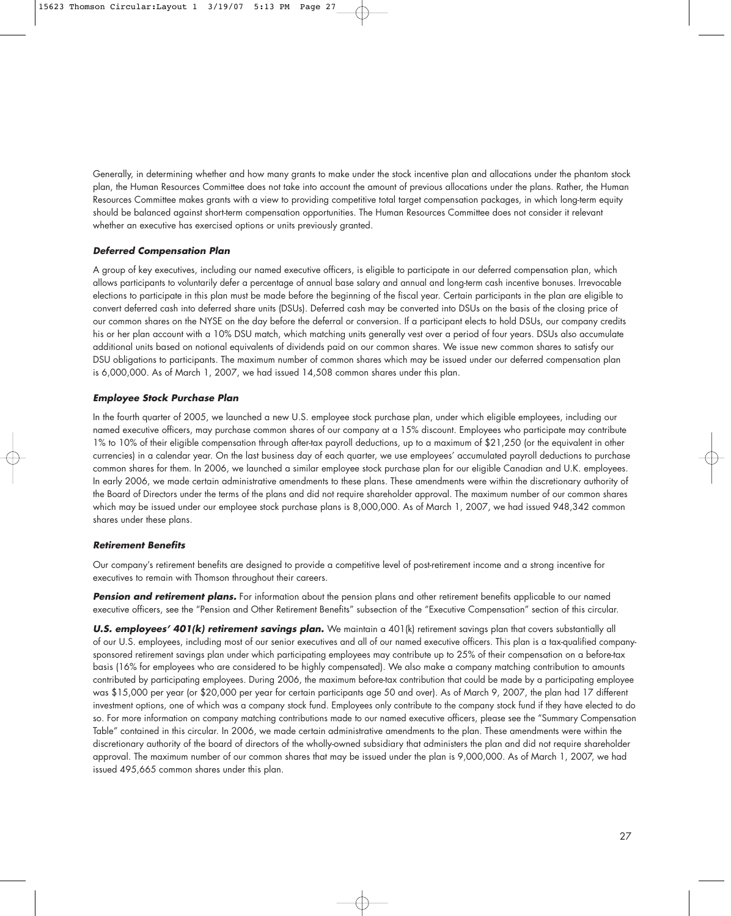Generally, in determining whether and how many grants to make under the stock incentive plan and allocations under the phantom stock plan, the Human Resources Committee does not take into account the amount of previous allocations under the plans. Rather, the Human Resources Committee makes grants with a view to providing competitive total target compensation packages, in which long-term equity should be balanced against short-term compensation opportunities. The Human Resources Committee does not consider it relevant whether an executive has exercised options or units previously granted.

***Deferred Compensation Plan***

A group of key executives, including our named executive officers, is eligible to participate in our deferred compensation plan, which allows participants to voluntarily defer a percentage of annual base salary and annual and long-term cash incentive bonuses. Irrevocable elections to participate in this plan must be made before the beginning of the fiscal year. Certain participants in the plan are eligible to convert deferred cash into deferred share units (DSUs). Deferred cash may be converted into DSUs on the basis of the closing price of our common shares on the NYSE on the day before the deferral or conversion. If a participant elects to hold DSUs, our company credits his or her plan account with a 10% DSU match, which matching units generally vest over a period of four years. DSUs also accumulate additional units based on notional equivalents of dividends paid on our common shares. We issue new common shares to satisfy our DSU obligations to participants. The maximum number of common shares which may be issued under our deferred compensation plan is 6,000,000. As of March 1, 2007, we had issued 14,508 common shares under this plan.

***Employee Stock Purchase Plan***

In the fourth quarter of 2005, we launched a new U.S. employee stock purchase plan, under which eligible employees, including our named executive officers, may purchase common shares of our company at a 15% discount. Employees who participate may contribute 1% to 10% of their eligible compensation through after-tax payroll deductions, up to a maximum of $21,250 (or the equivalent in other currencies) in a calendar year. On the last business day of each quarter, we use employees' accumulated payroll deductions to purchase common shares for them. In 2006, we launched a similar employee stock purchase plan for our eligible Canadian and U.K. employees. In early 2006, we made certain administrative amendments to these plans. These amendments were within the discretionary authority of the Board of Directors under the terms of the plans and did not require shareholder approval. The maximum number of our common shares which may be issued under our employee stock purchase plans is 8,000,000. As of March 1, 2007, we had issued 948,342 common shares under these plans.

***Retirement Benefits***

Our company's retirement benefits are designed to provide a competitive level of post-retirement income and a strong incentive for executives to remain with Thomson throughout their careers.

***Pension and retirement plans.*** For information about the pension plans and other retirement benefits applicable to our named executive officers, see the "Pension and Other Retirement Benefits" subsection of the "Executive Compensation" section of this circular.

***U.S. employees' 401(k) retirement savings plan.*** We maintain a 401(k) retirement savings plan that covers substantially all of our U.S. employees, including most of our senior executives and all of our named executive officers. This plan is a tax-qualified company-sponsored retirement savings plan under which participating employees may contribute up to 25% of their compensation on a before-tax basis (16% for employees who are considered to be highly compensated). We also make a company matching contribution to amounts contributed by participating employees. During 2006, the maximum before-tax contribution that could be made by a participating employee was $15,000 per year (or $20,000 per year for certain participants age 50 and over). As of March 9, 2007, the plan had 17 different investment options, one of which was a company stock fund. Employees only contribute to the company stock fund if they have elected to do so. For more information on company matching contributions made to our named executive officers, please see the "Summary Compensation Table" contained in this circular. In 2006, we made certain administrative amendments to the plan. These amendments were within the discretionary authority of the board of directors of the wholly-owned subsidiary that administers the plan and did not require shareholder approval. The maximum number of our common shares that may be issued under the plan is 9,000,000. As of March 1, 2007, we had issued 495,665 common shares under this plan.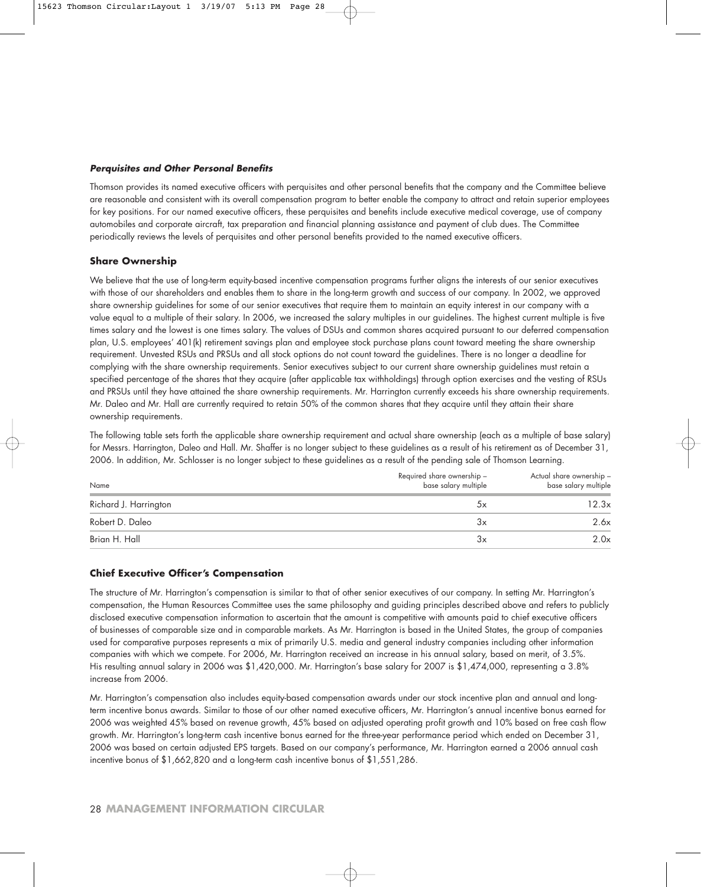#### ***Perquisites and Other Personal Benefits***

Thomson provides its named executive officers with perquisites and other personal benefits that the company and the Committee believe are reasonable and consistent with its overall compensation program to better enable the company to attract and retain superior employees for key positions. For our named executive officers, these perquisites and benefits include executive medical coverage, use of company automobiles and corporate aircraft, tax preparation and financial planning assistance and payment of club dues. The Committee periodically reviews the levels of perquisites and other personal benefits provided to the named executive officers.

### **Share Ownership**

We believe that the use of long-term equity-based incentive compensation programs further aligns the interests of our senior executives with those of our shareholders and enables them to share in the long-term growth and success of our company. In 2002, we approved share ownership guidelines for some of our senior executives that require them to maintain an equity interest in our company with a value equal to a multiple of their salary. In 2006, we increased the salary multiples in our guidelines. The highest current multiple is five times salary and the lowest is one times salary. The values of DSUs and common shares acquired pursuant to our deferred compensation plan, U.S. employees' 401(k) retirement savings plan and employee stock purchase plans count toward meeting the share ownership requirement. Unvested RSUs and PRSUs and all stock options do not count toward the guidelines. There is no longer a deadline for complying with the share ownership requirements. Senior executives subject to our current share ownership guidelines must retain a specified percentage of the shares that they acquire (after applicable tax withholdings) through option exercises and the vesting of RSUs and PRSUs until they have attained the share ownership requirements. Mr. Harrington currently exceeds his share ownership requirements. Mr. Daleo and Mr. Hall are currently required to retain 50% of the common shares that they acquire until they attain their share ownership requirements.

The following table sets forth the applicable share ownership requirement and actual share ownership (each as a multiple of base salary) for Messrs. Harrington, Daleo and Hall. Mr. Shaffer is no longer subject to these guidelines as a result of his retirement as of December 31, 2006. In addition, Mr. Schlosser is no longer subject to these guidelines as a result of the pending sale of Thomson Learning.

| Name | Required share ownership – base salary multiple | Actual share ownership – base salary multiple |
|---|---|---|
| Richard J. Harrington | 5x | 12.3x |
| Robert D. Daleo | 3x | 2.6x |
| Brian H. Hall | 3x | 2.0x |

### **Chief Executive Officer's Compensation**

The structure of Mr. Harrington's compensation is similar to that of other senior executives of our company. In setting Mr. Harrington's compensation, the Human Resources Committee uses the same philosophy and guiding principles described above and refers to publicly disclosed executive compensation information to ascertain that the amount is competitive with amounts paid to chief executive officers of businesses of comparable size and in comparable markets. As Mr. Harrington is based in the United States, the group of companies used for comparative purposes represents a mix of primarily U.S. media and general industry companies including other information companies with which we compete. For 2006, Mr. Harrington received an increase in his annual salary, based on merit, of 3.5%. His resulting annual salary in 2006 was $1,420,000. Mr. Harrington's base salary for 2007 is $1,474,000, representing a 3.8% increase from 2006.

Mr. Harrington's compensation also includes equity-based compensation awards under our stock incentive plan and annual and long-term incentive bonus awards. Similar to those of our other named executive officers, Mr. Harrington's annual incentive bonus earned for 2006 was weighted 45% based on revenue growth, 45% based on adjusted operating profit growth and 10% based on free cash flow growth. Mr. Harrington's long-term cash incentive bonus earned for the three-year performance period which ended on December 31, 2006 was based on certain adjusted EPS targets. Based on our company's performance, Mr. Harrington earned a 2006 annual cash incentive bonus of $1,662,820 and a long-term cash incentive bonus of $1,551,286.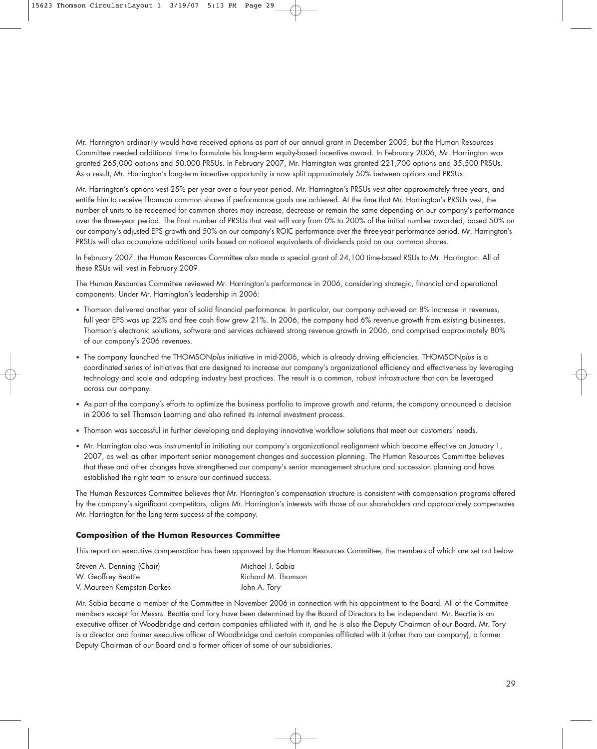Mr. Harrington ordinarily would have received options as part of our annual grant in December 2005, but the Human Resources Committee needed additional time to formulate his long-term equity-based incentive award. In February 2006, Mr. Harrington was granted 265,000 options and 50,000 PRSUs. In February 2007, Mr. Harrington was granted 221,700 options and 35,500 PRSUs. As a result, Mr. Harrington's long-term incentive opportunity is now split approximately 50% between options and PRSUs.

Mr. Harrington's options vest 25% per year over a four-year period. Mr. Harrington's PRSUs vest after approximately three years, and entitle him to receive Thomson common shares if performance goals are achieved. At the time that Mr. Harrington's PRSUs vest, the number of units to be redeemed for common shares may increase, decrease or remain the same depending on our company's performance over the three-year period. The final number of PRSUs that vest will vary from 0% to 200% of the initial number awarded, based 50% on our company's adjusted EPS growth and 50% on our company's ROIC performance over the three-year performance period. Mr. Harrington's PRSUs will also accumulate additional units based on notional equivalents of dividends paid on our common shares.

In February 2007, the Human Resources Committee also made a special grant of 24,100 time-based RSUs to Mr. Harrington. All of these RSUs will vest in February 2009.

The Human Resources Committee reviewed Mr. Harrington's performance in 2006, considering strategic, financial and operational components. Under Mr. Harrington's leadership in 2006:

- Thomson delivered another year of solid financial performance. In particular, our company achieved an 8% increase in revenues, full year EPS was up 22% and free cash flow grew 21%. In 2006, the company had 6% revenue growth from existing businesses. Thomson's electronic solutions, software and services achieved strong revenue growth in 2006, and comprised approximately 80% of our company's 2006 revenues.
- The company launched the THOMSON*plus* initiative in mid-2006, which is already driving efficiencies. THOMSON*plus* is a coordinated series of initiatives that are designed to increase our company's organizational efficiency and effectiveness by leveraging technology and scale and adopting industry best practices. The result is a common, robust infrastructure that can be leveraged across our company.
- As part of the company's efforts to optimize the business portfolio to improve growth and returns, the company announced a decision in 2006 to sell Thomson Learning and also refined its internal investment process.
- Thomson was successful in further developing and deploying innovative workflow solutions that meet our customers' needs.
- Mr. Harrington also was instrumental in initiating our company's organizational realignment which became effective on January 1, 2007, as well as other important senior management changes and succession planning. The Human Resources Committee believes that these and other changes have strengthened our company's senior management structure and succession planning and have established the right team to ensure our continued success.

The Human Resources Committee believes that Mr. Harrington's compensation structure is consistent with compensation programs offered by the company's significant competitors, aligns Mr. Harrington's interests with those of our shareholders and appropriately compensates Mr. Harrington for the long-term success of the company.

**Composition of the Human Resources Committee**

This report on executive compensation has been approved by the Human Resources Committee, the members of which are set out below.

Steven A. Denning (Chair)
W. Geoffrey Beattie
V. Maureen Kempston Darkes
Michael J. Sabia
Richard M. Thomson
John A. Tory

Mr. Sabia became a member of the Committee in November 2006 in connection with his appointment to the Board. All of the Committee members except for Messrs. Beattie and Tory have been determined by the Board of Directors to be independent. Mr. Beattie is an executive officer of Woodbridge and certain companies affiliated with it, and he is also the Deputy Chairman of our Board. Mr. Tory is a director and former executive officer of Woodbridge and certain companies affiliated with it (other than our company), a former Deputy Chairman of our Board and a former officer of some of our subsidiaries.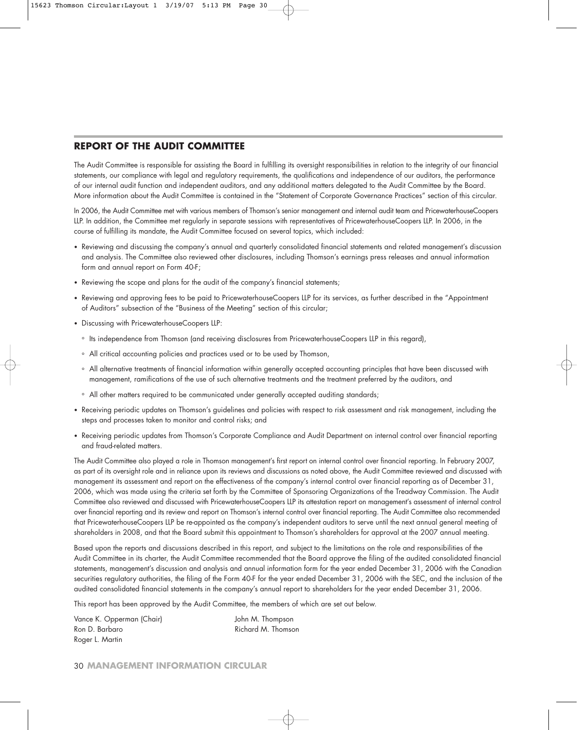## REPORT OF THE AUDIT COMMITTEE

The Audit Committee is responsible for assisting the Board in fulfilling its oversight responsibilities in relation to the integrity of our financial statements, our compliance with legal and regulatory requirements, the qualifications and independence of our auditors, the performance of our internal audit function and independent auditors, and any additional matters delegated to the Audit Committee by the Board. More information about the Audit Committee is contained in the "Statement of Corporate Governance Practices" section of this circular.

In 2006, the Audit Committee met with various members of Thomson's senior management and internal audit team and PricewaterhouseCoopers LLP. In addition, the Committee met regularly in separate sessions with representatives of PricewaterhouseCoopers LLP. In 2006, in the course of fulfilling its mandate, the Audit Committee focused on several topics, which included:

- Reviewing and discussing the company's annual and quarterly consolidated financial statements and related management's discussion and analysis. The Committee also reviewed other disclosures, including Thomson's earnings press releases and annual information form and annual report on Form 40-F;
- Reviewing the scope and plans for the audit of the company's financial statements;
- Reviewing and approving fees to be paid to PricewaterhouseCoopers LLP for its services, as further described in the "Appointment of Auditors" subsection of the "Business of the Meeting" section of this circular;
- Discussing with PricewaterhouseCoopers LLP:
  - Its independence from Thomson (and receiving disclosures from PricewaterhouseCoopers LLP in this regard),
  - All critical accounting policies and practices used or to be used by Thomson,
  - All alternative treatments of financial information within generally accepted accounting principles that have been discussed with management, ramifications of the use of such alternative treatments and the treatment preferred by the auditors, and
  - All other matters required to be communicated under generally accepted auditing standards;
- Receiving periodic updates on Thomson's guidelines and policies with respect to risk assessment and risk management, including the steps and processes taken to monitor and control risks; and
- Receiving periodic updates from Thomson's Corporate Compliance and Audit Department on internal control over financial reporting and fraud-related matters.

The Audit Committee also played a role in Thomson management's first report on internal control over financial reporting. In February 2007, as part of its oversight role and in reliance upon its reviews and discussions as noted above, the Audit Committee reviewed and discussed with management its assessment and report on the effectiveness of the company's internal control over financial reporting as of December 31, 2006, which was made using the criteria set forth by the Committee of Sponsoring Organizations of the Treadway Commission. The Audit Committee also reviewed and discussed with PricewaterhouseCoopers LLP its attestation report on management's assessment of internal control over financial reporting and its review and report on Thomson's internal control over financial reporting. The Audit Committee also recommended that PricewaterhouseCoopers LLP be re-appointed as the company's independent auditors to serve until the next annual general meeting of shareholders in 2008, and that the Board submit this appointment to Thomson's shareholders for approval at the 2007 annual meeting.

Based upon the reports and discussions described in this report, and subject to the limitations on the role and responsibilities of the Audit Committee in its charter, the Audit Committee recommended that the Board approve the filing of the audited consolidated financial statements, management's discussion and analysis and annual information form for the year ended December 31, 2006 with the Canadian securities regulatory authorities, the filing of the Form 40-F for the year ended December 31, 2006 with the SEC, and the inclusion of the audited consolidated financial statements in the company's annual report to shareholders for the year ended December 31, 2006.

This report has been approved by the Audit Committee, the members of which are set out below.

Vance K. Opperman (Chair)
Ron D. Barbaro
Roger L. Martin
John M. Thompson
Richard M. Thomson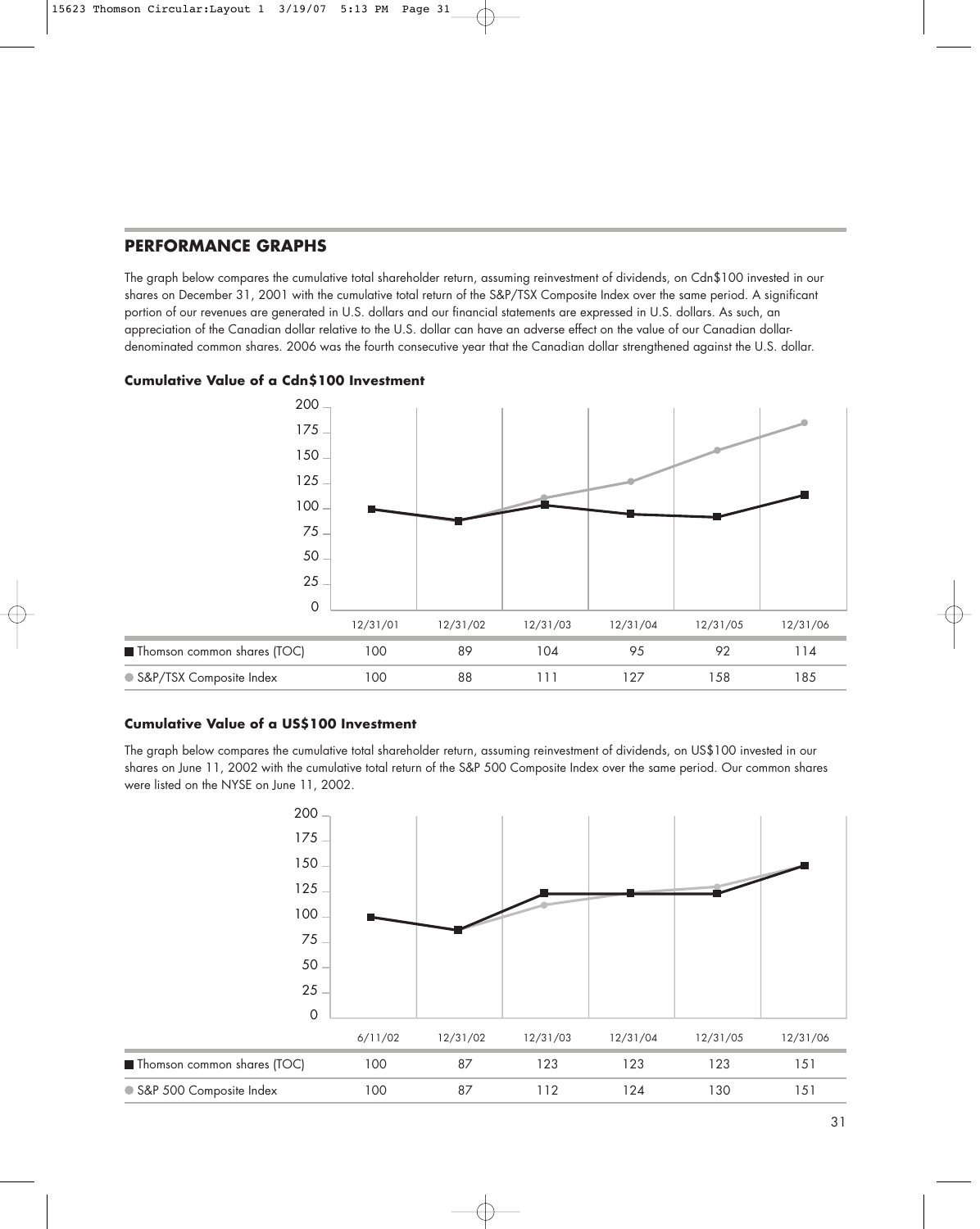## PERFORMANCE GRAPHS

The graph below compares the cumulative total shareholder return, assuming reinvestment of dividends, on Cdn$100 invested in our shares on December 31, 2001 with the cumulative total return of the S&P/TSX Composite Index over the same period. A significant portion of our revenues are generated in U.S. dollars and our financial statements are expressed in U.S. dollars. As such, an appreciation of the Canadian dollar relative to the U.S. dollar can have an adverse effect on the value of our Canadian dollar-denominated common shares. 2006 was the fourth consecutive year that the Canadian dollar strengthened against the U.S. dollar.

**Cumulative Value of a Cdn$100 Investment**

| | 12/31/01 | 12/31/02 | 12/31/03 | 12/31/04 | 12/31/05 | 12/31/06 |
|---|---|---|---|---|---|---|
| Thomson common shares (TOC) | 100 | 89 | 104 | 95 | 92 | 114 |
| S&P/TSX Composite Index | 100 | 88 | 111 | 127 | 158 | 185 |

**Cumulative Value of a US$100 Investment**

The graph below compares the cumulative total shareholder return, assuming reinvestment of dividends, on US$100 invested in our shares on June 11, 2002 with the cumulative total return of the S&P 500 Composite Index over the same period. Our common shares were listed on the NYSE on June 11, 2002.

| | 6/11/02 | 12/31/02 | 12/31/03 | 12/31/04 | 12/31/05 | 12/31/06 |
|---|---|---|---|---|---|---|
| Thomson common shares (TOC) | 100 | 87 | 123 | 123 | 123 | 151 |
| S&P 500 Composite Index | 100 | 87 | 112 | 124 | 130 | 151 |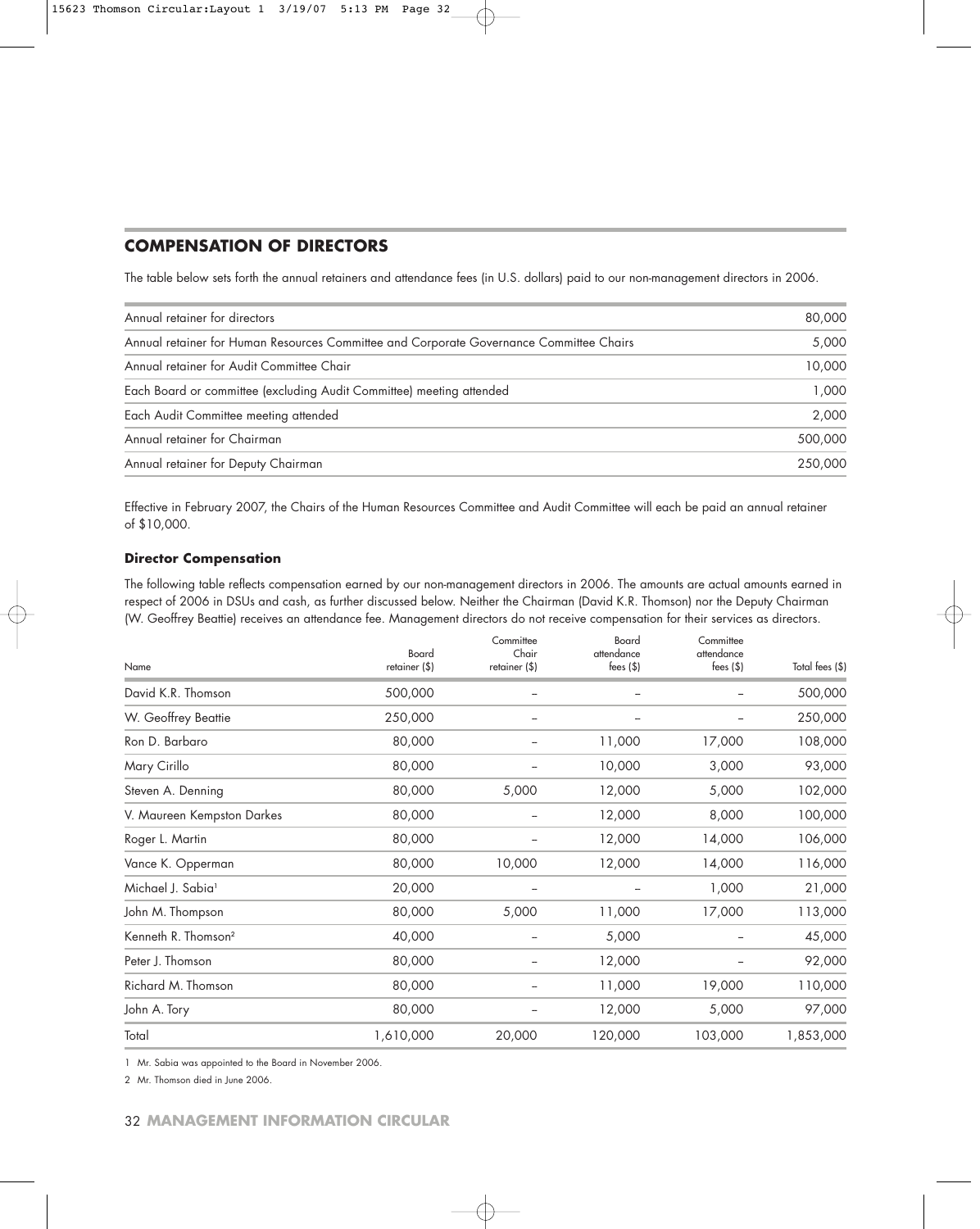## COMPENSATION OF DIRECTORS

The table below sets forth the annual retainers and attendance fees (in U.S. dollars) paid to our non-management directors in 2006.

| | |
|---|---|
| Annual retainer for directors | 80,000 |
| Annual retainer for Human Resources Committee and Corporate Governance Committee Chairs | 5,000 |
| Annual retainer for Audit Committee Chair | 10,000 |
| Each Board or committee (excluding Audit Committee) meeting attended | 1,000 |
| Each Audit Committee meeting attended | 2,000 |
| Annual retainer for Chairman | 500,000 |
| Annual retainer for Deputy Chairman | 250,000 |

Effective in February 2007, the Chairs of the Human Resources Committee and Audit Committee will each be paid an annual retainer of $10,000.

### Director Compensation

The following table reflects compensation earned by our non-management directors in 2006. The amounts are actual amounts earned in respect of 2006 in DSUs and cash, as further discussed below. Neither the Chairman (David K.R. Thomson) nor the Deputy Chairman (W. Geoffrey Beattie) receives an attendance fee. Management directors do not receive compensation for their services as directors.

| Name | Board retainer ($) | Committee Chair retainer ($) | Board attendance fees ($) | Committee attendance fees ($) | Total fees ($) |
|---|---|---|---|---|---|
| David K.R. Thomson | 500,000 | – | – | – | 500,000 |
| W. Geoffrey Beattie | 250,000 | – | – | – | 250,000 |
| Ron D. Barbaro | 80,000 | – | 11,000 | 17,000 | 108,000 |
| Mary Cirillo | 80,000 | – | 10,000 | 3,000 | 93,000 |
| Steven A. Denning | 80,000 | 5,000 | 12,000 | 5,000 | 102,000 |
| V. Maureen Kempston Darkes | 80,000 | – | 12,000 | 8,000 | 100,000 |
| Roger L. Martin | 80,000 | – | 12,000 | 14,000 | 106,000 |
| Vance K. Opperman | 80,000 | 10,000 | 12,000 | 14,000 | 116,000 |
| Michael J. Sabia[1] | 20,000 | – | – | 1,000 | 21,000 |
| John M. Thompson | 80,000 | 5,000 | 11,000 | 17,000 | 113,000 |
| Kenneth R. Thomson[2] | 40,000 | – | 5,000 | – | 45,000 |
| Peter J. Thomson | 80,000 | – | 12,000 | – | 92,000 |
| Richard M. Thomson | 80,000 | – | 11,000 | 19,000 | 110,000 |
| John A. Tory | 80,000 | – | 12,000 | 5,000 | 97,000 |
| Total | 1,610,000 | 20,000 | 120,000 | 103,000 | 1,853,000 |

1 Mr. Sabia was appointed to the Board in November 2006.

2 Mr. Thomson died in June 2006.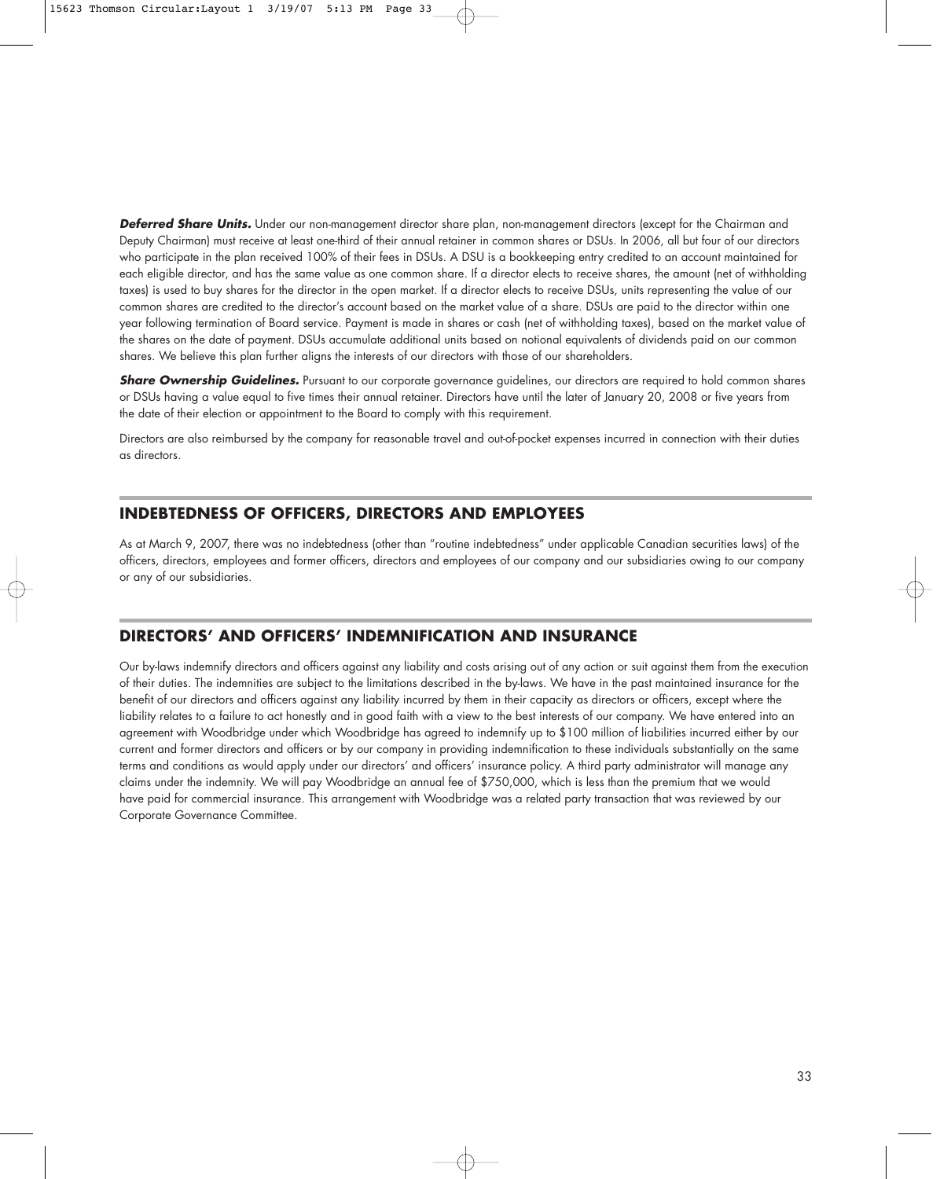***Deferred Share Units.*** Under our non-management director share plan, non-management directors (except for the Chairman and Deputy Chairman) must receive at least one-third of their annual retainer in common shares or DSUs. In 2006, all but four of our directors who participate in the plan received 100% of their fees in DSUs. A DSU is a bookkeeping entry credited to an account maintained for each eligible director, and has the same value as one common share. If a director elects to receive shares, the amount (net of withholding taxes) is used to buy shares for the director in the open market. If a director elects to receive DSUs, units representing the value of our common shares are credited to the director's account based on the market value of a share. DSUs are paid to the director within one year following termination of Board service. Payment is made in shares or cash (net of withholding taxes), based on the market value of the shares on the date of payment. DSUs accumulate additional units based on notional equivalents of dividends paid on our common shares. We believe this plan further aligns the interests of our directors with those of our shareholders.

***Share Ownership Guidelines.*** Pursuant to our corporate governance guidelines, our directors are required to hold common shares or DSUs having a value equal to five times their annual retainer. Directors have until the later of January 20, 2008 or five years from the date of their election or appointment to the Board to comply with this requirement.

Directors are also reimbursed by the company for reasonable travel and out-of-pocket expenses incurred in connection with their duties as directors.

## INDEBTEDNESS OF OFFICERS, DIRECTORS AND EMPLOYEES

As at March 9, 2007, there was no indebtedness (other than "routine indebtedness" under applicable Canadian securities laws) of the officers, directors, employees and former officers, directors and employees of our company and our subsidiaries owing to our company or any of our subsidiaries.

## DIRECTORS' AND OFFICERS' INDEMNIFICATION AND INSURANCE

Our by-laws indemnify directors and officers against any liability and costs arising out of any action or suit against them from the execution of their duties. The indemnities are subject to the limitations described in the by-laws. We have in the past maintained insurance for the benefit of our directors and officers against any liability incurred by them in their capacity as directors or officers, except where the liability relates to a failure to act honestly and in good faith with a view to the best interests of our company. We have entered into an agreement with Woodbridge under which Woodbridge has agreed to indemnify up to $100 million of liabilities incurred either by our current and former directors and officers or by our company in providing indemnification to these individuals substantially on the same terms and conditions as would apply under our directors' and officers' insurance policy. A third party administrator will manage any claims under the indemnity. We will pay Woodbridge an annual fee of $750,000, which is less than the premium that we would have paid for commercial insurance. This arrangement with Woodbridge was a related party transaction that was reviewed by our Corporate Governance Committee.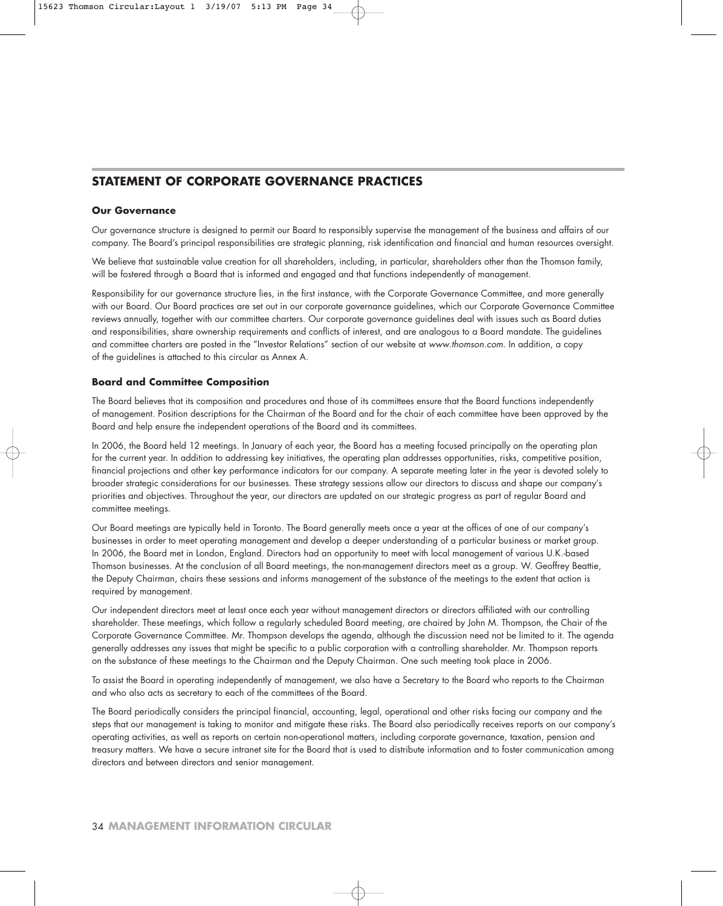## STATEMENT OF CORPORATE GOVERNANCE PRACTICES

### Our Governance

Our governance structure is designed to permit our Board to responsibly supervise the management of the business and affairs of our company. The Board's principal responsibilities are strategic planning, risk identification and financial and human resources oversight.

We believe that sustainable value creation for all shareholders, including, in particular, shareholders other than the Thomson family, will be fostered through a Board that is informed and engaged and that functions independently of management.

Responsibility for our governance structure lies, in the first instance, with the Corporate Governance Committee, and more generally with our Board. Our Board practices are set out in our corporate governance guidelines, which our Corporate Governance Committee reviews annually, together with our committee charters. Our corporate governance guidelines deal with issues such as Board duties and responsibilities, share ownership requirements and conflicts of interest, and are analogous to a Board mandate. The guidelines and committee charters are posted in the "Investor Relations" section of our website at *www.thomson.com*. In addition, a copy of the guidelines is attached to this circular as Annex A.

### Board and Committee Composition

The Board believes that its composition and procedures and those of its committees ensure that the Board functions independently of management. Position descriptions for the Chairman of the Board and for the chair of each committee have been approved by the Board and help ensure the independent operations of the Board and its committees.

In 2006, the Board held 12 meetings. In January of each year, the Board has a meeting focused principally on the operating plan for the current year. In addition to addressing key initiatives, the operating plan addresses opportunities, risks, competitive position, financial projections and other key performance indicators for our company. A separate meeting later in the year is devoted solely to broader strategic considerations for our businesses. These strategy sessions allow our directors to discuss and shape our company's priorities and objectives. Throughout the year, our directors are updated on our strategic progress as part of regular Board and committee meetings.

Our Board meetings are typically held in Toronto. The Board generally meets once a year at the offices of one of our company's businesses in order to meet operating management and develop a deeper understanding of a particular business or market group. In 2006, the Board met in London, England. Directors had an opportunity to meet with local management of various U.K.-based Thomson businesses. At the conclusion of all Board meetings, the non-management directors meet as a group. W. Geoffrey Beattie, the Deputy Chairman, chairs these sessions and informs management of the substance of the meetings to the extent that action is required by management.

Our independent directors meet at least once each year without management directors or directors affiliated with our controlling shareholder. These meetings, which follow a regularly scheduled Board meeting, are chaired by John M. Thompson, the Chair of the Corporate Governance Committee. Mr. Thompson develops the agenda, although the discussion need not be limited to it. The agenda generally addresses any issues that might be specific to a public corporation with a controlling shareholder. Mr. Thompson reports on the substance of these meetings to the Chairman and the Deputy Chairman. One such meeting took place in 2006.

To assist the Board in operating independently of management, we also have a Secretary to the Board who reports to the Chairman and who also acts as secretary to each of the committees of the Board.

The Board periodically considers the principal financial, accounting, legal, operational and other risks facing our company and the steps that our management is taking to monitor and mitigate these risks. The Board also periodically receives reports on our company's operating activities, as well as reports on certain non-operational matters, including corporate governance, taxation, pension and treasury matters. We have a secure intranet site for the Board that is used to distribute information and to foster communication among directors and between directors and senior management.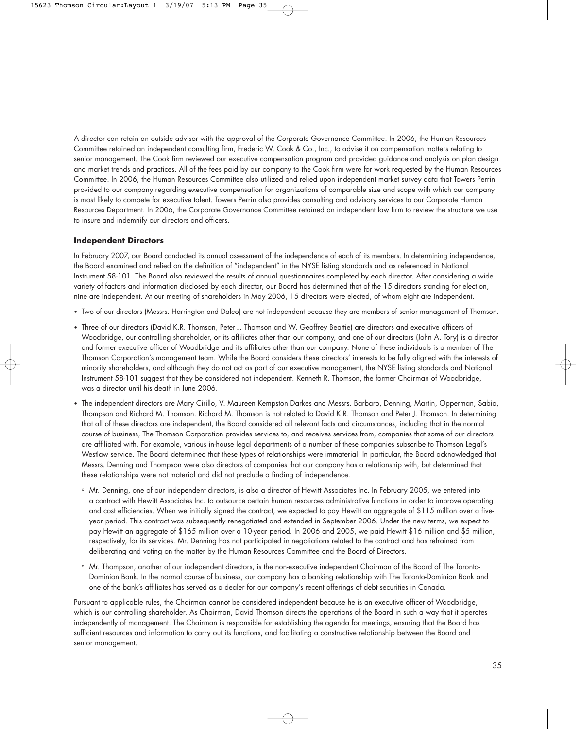A director can retain an outside advisor with the approval of the Corporate Governance Committee. In 2006, the Human Resources Committee retained an independent consulting firm, Frederic W. Cook & Co., Inc., to advise it on compensation matters relating to senior management. The Cook firm reviewed our executive compensation program and provided guidance and analysis on plan design and market trends and practices. All of the fees paid by our company to the Cook firm were for work requested by the Human Resources Committee. In 2006, the Human Resources Committee also utilized and relied upon independent market survey data that Towers Perrin provided to our company regarding executive compensation for organizations of comparable size and scope with which our company is most likely to compete for executive talent. Towers Perrin also provides consulting and advisory services to our Corporate Human Resources Department. In 2006, the Corporate Governance Committee retained an independent law firm to review the structure we use to insure and indemnify our directors and officers.

### Independent Directors

In February 2007, our Board conducted its annual assessment of the independence of each of its members. In determining independence, the Board examined and relied on the definition of "independent" in the NYSE listing standards and as referenced in National Instrument 58-101. The Board also reviewed the results of annual questionnaires completed by each director. After considering a wide variety of factors and information disclosed by each director, our Board has determined that of the 15 directors standing for election, nine are independent. At our meeting of shareholders in May 2006, 15 directors were elected, of whom eight are independent.

- Two of our directors (Messrs. Harrington and Daleo) are not independent because they are members of senior management of Thomson.
- Three of our directors (David K.R. Thomson, Peter J. Thomson and W. Geoffrey Beattie) are directors and executive officers of Woodbridge, our controlling shareholder, or its affiliates other than our company, and one of our directors (John A. Tory) is a director and former executive officer of Woodbridge and its affiliates other than our company. None of these individuals is a member of The Thomson Corporation's management team. While the Board considers these directors' interests to be fully aligned with the interests of minority shareholders, and although they do not act as part of our executive management, the NYSE listing standards and National Instrument 58-101 suggest that they be considered not independent. Kenneth R. Thomson, the former Chairman of Woodbridge, was a director until his death in June 2006.
- The independent directors are Mary Cirillo, V. Maureen Kempston Darkes and Messrs. Barbaro, Denning, Martin, Opperman, Sabia, Thompson and Richard M. Thomson. Richard M. Thomson is not related to David K.R. Thomson and Peter J. Thomson. In determining that all of these directors are independent, the Board considered all relevant facts and circumstances, including that in the normal course of business, The Thomson Corporation provides services to, and receives services from, companies that some of our directors are affiliated with. For example, various in-house legal departments of a number of these companies subscribe to Thomson Legal's Westlaw service. The Board determined that these types of relationships were immaterial. In particular, the Board acknowledged that Messrs. Denning and Thompson were also directors of companies that our company has a relationship with, but determined that these relationships were not material and did not preclude a finding of independence.
  - Mr. Denning, one of our independent directors, is also a director of Hewitt Associates Inc. In February 2005, we entered into a contract with Hewitt Associates Inc. to outsource certain human resources administrative functions in order to improve operating and cost efficiencies. When we initially signed the contract, we expected to pay Hewitt an aggregate of $115 million over a five-year period. This contract was subsequently renegotiated and extended in September 2006. Under the new terms, we expect to pay Hewitt an aggregate of $165 million over a 10-year period. In 2006 and 2005, we paid Hewitt $16 million and $5 million, respectively, for its services. Mr. Denning has not participated in negotiations related to the contract and has refrained from deliberating and voting on the matter by the Human Resources Committee and the Board of Directors.
  - Mr. Thompson, another of our independent directors, is the non-executive independent Chairman of the Board of The Toronto-Dominion Bank. In the normal course of business, our company has a banking relationship with The Toronto-Dominion Bank and one of the bank's affiliates has served as a dealer for our company's recent offerings of debt securities in Canada.

Pursuant to applicable rules, the Chairman cannot be considered independent because he is an executive officer of Woodbridge, which is our controlling shareholder. As Chairman, David Thomson directs the operations of the Board in such a way that it operates independently of management. The Chairman is responsible for establishing the agenda for meetings, ensuring that the Board has sufficient resources and information to carry out its functions, and facilitating a constructive relationship between the Board and senior management.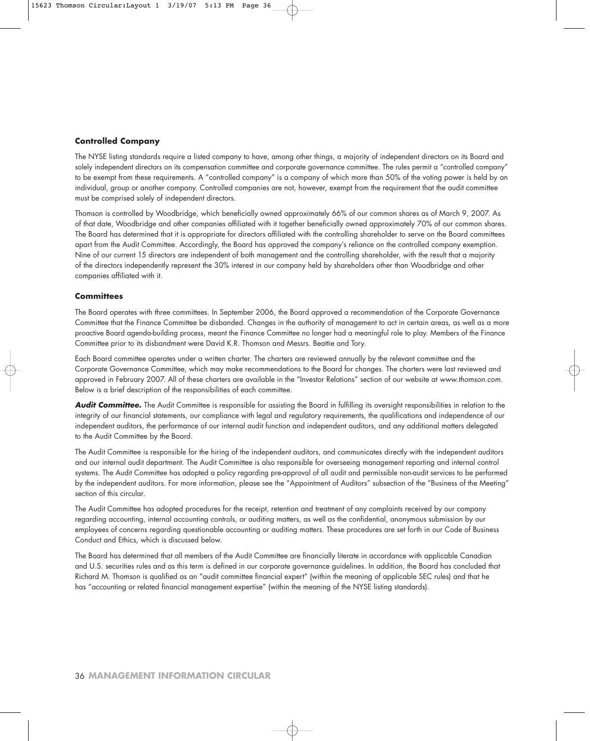## Controlled Company

The NYSE listing standards require a listed company to have, among other things, a majority of independent directors on its Board and solely independent directors on its compensation committee and corporate governance committee. The rules permit a "controlled company" to be exempt from these requirements. A "controlled company" is a company of which more than 50% of the voting power is held by an individual, group or another company. Controlled companies are not, however, exempt from the requirement that the audit committee must be comprised solely of independent directors.

Thomson is controlled by Woodbridge, which beneficially owned approximately 66% of our common shares as of March 9, 2007. As of that date, Woodbridge and other companies affiliated with it together beneficially owned approximately 70% of our common shares. The Board has determined that it is appropriate for directors affiliated with the controlling shareholder to serve on the Board committees apart from the Audit Committee. Accordingly, the Board has approved the company's reliance on the controlled company exemption. Nine of our current 15 directors are independent of both management and the controlling shareholder, with the result that a majority of the directors independently represent the 30% interest in our company held by shareholders other than Woodbridge and other companies affiliated with it.

## Committees

The Board operates with three committees. In September 2006, the Board approved a recommendation of the Corporate Governance Committee that the Finance Committee be disbanded. Changes in the authority of management to act in certain areas, as well as a more proactive Board agenda-building process, meant the Finance Committee no longer had a meaningful role to play. Members of the Finance Committee prior to its disbandment were David K.R. Thomson and Messrs. Beattie and Tory.

Each Board committee operates under a written charter. The charters are reviewed annually by the relevant committee and the Corporate Governance Committee, which may make recommendations to the Board for changes. The charters were last reviewed and approved in February 2007. All of these charters are available in the "Investor Relations" section of our website at *www.thomson.com*. Below is a brief description of the responsibilities of each committee.

***Audit Committee.*** The Audit Committee is responsible for assisting the Board in fulfilling its oversight responsibilities in relation to the integrity of our financial statements, our compliance with legal and regulatory requirements, the qualifications and independence of our independent auditors, the performance of our internal audit function and independent auditors, and any additional matters delegated to the Audit Committee by the Board.

The Audit Committee is responsible for the hiring of the independent auditors, and communicates directly with the independent auditors and our internal audit department. The Audit Committee is also responsible for overseeing management reporting and internal control systems. The Audit Committee has adopted a policy regarding pre-approval of all audit and permissible non-audit services to be performed by the independent auditors. For more information, please see the "Appointment of Auditors" subsection of the "Business of the Meeting" section of this circular.

The Audit Committee has adopted procedures for the receipt, retention and treatment of any complaints received by our company regarding accounting, internal accounting controls, or auditing matters, as well as the confidential, anonymous submission by our employees of concerns regarding questionable accounting or auditing matters. These procedures are set forth in our Code of Business Conduct and Ethics, which is discussed below.

The Board has determined that all members of the Audit Committee are financially literate in accordance with applicable Canadian and U.S. securities rules and as this term is defined in our corporate governance guidelines. In addition, the Board has concluded that Richard M. Thomson is qualified as an "audit committee financial expert" (within the meaning of applicable SEC rules) and that he has "accounting or related financial management expertise" (within the meaning of the NYSE listing standards).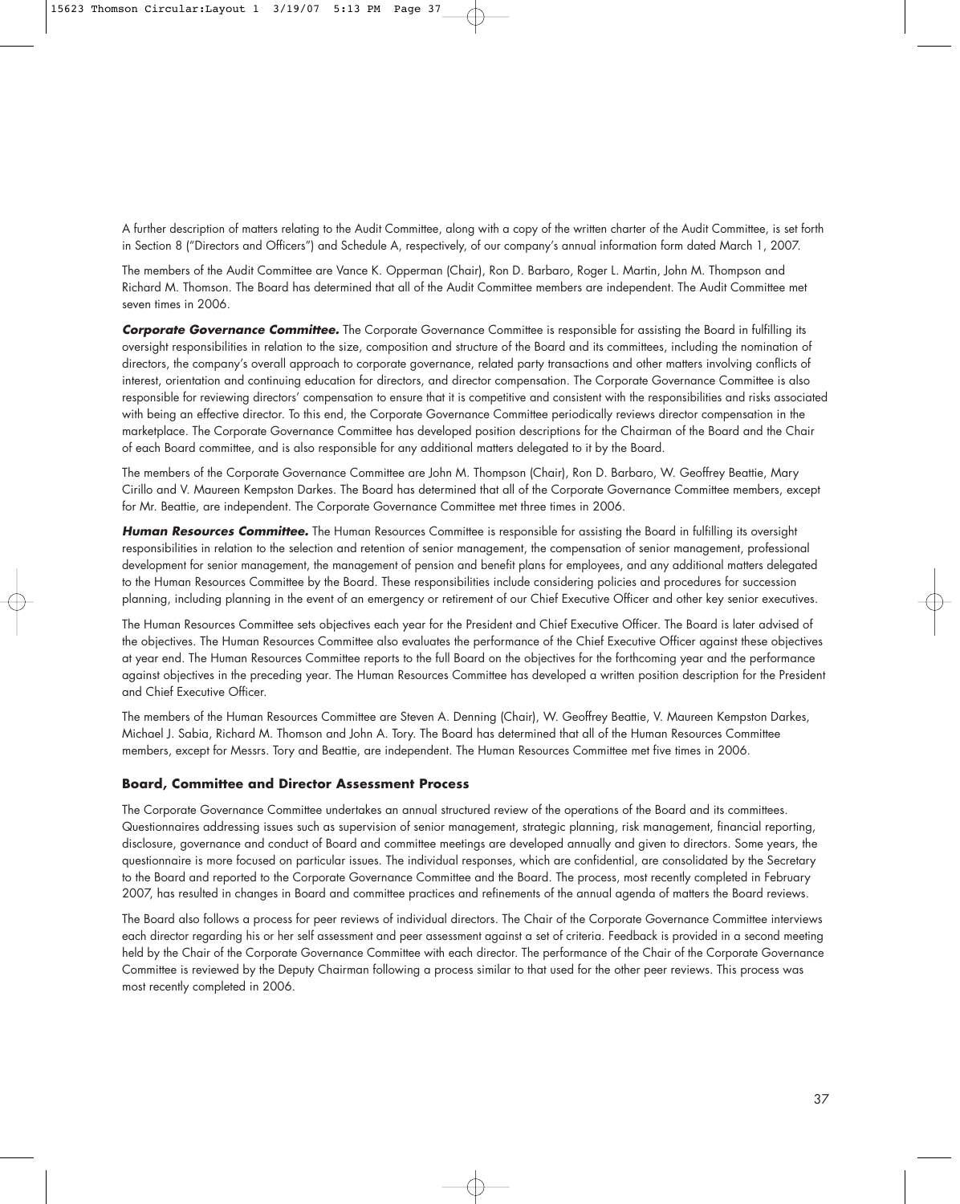A further description of matters relating to the Audit Committee, along with a copy of the written charter of the Audit Committee, is set forth in Section 8 ("Directors and Officers") and Schedule A, respectively, of our company's annual information form dated March 1, 2007.

The members of the Audit Committee are Vance K. Opperman (Chair), Ron D. Barbaro, Roger L. Martin, John M. Thompson and Richard M. Thomson. The Board has determined that all of the Audit Committee members are independent. The Audit Committee met seven times in 2006.

***Corporate Governance Committee.*** The Corporate Governance Committee is responsible for assisting the Board in fulfilling its oversight responsibilities in relation to the size, composition and structure of the Board and its committees, including the nomination of directors, the company's overall approach to corporate governance, related party transactions and other matters involving conflicts of interest, orientation and continuing education for directors, and director compensation. The Corporate Governance Committee is also responsible for reviewing directors' compensation to ensure that it is competitive and consistent with the responsibilities and risks associated with being an effective director. To this end, the Corporate Governance Committee periodically reviews director compensation in the marketplace. The Corporate Governance Committee has developed position descriptions for the Chairman of the Board and the Chair of each Board committee, and is also responsible for any additional matters delegated to it by the Board.

The members of the Corporate Governance Committee are John M. Thompson (Chair), Ron D. Barbaro, W. Geoffrey Beattie, Mary Cirillo and V. Maureen Kempston Darkes. The Board has determined that all of the Corporate Governance Committee members, except for Mr. Beattie, are independent. The Corporate Governance Committee met three times in 2006.

***Human Resources Committee.*** The Human Resources Committee is responsible for assisting the Board in fulfilling its oversight responsibilities in relation to the selection and retention of senior management, the compensation of senior management, professional development for senior management, the management of pension and benefit plans for employees, and any additional matters delegated to the Human Resources Committee by the Board. These responsibilities include considering policies and procedures for succession planning, including planning in the event of an emergency or retirement of our Chief Executive Officer and other key senior executives.

The Human Resources Committee sets objectives each year for the President and Chief Executive Officer. The Board is later advised of the objectives. The Human Resources Committee also evaluates the performance of the Chief Executive Officer against these objectives at year end. The Human Resources Committee reports to the full Board on the objectives for the forthcoming year and the performance against objectives in the preceding year. The Human Resources Committee has developed a written position description for the President and Chief Executive Officer.

The members of the Human Resources Committee are Steven A. Denning (Chair), W. Geoffrey Beattie, V. Maureen Kempston Darkes, Michael J. Sabia, Richard M. Thomson and John A. Tory. The Board has determined that all of the Human Resources Committee members, except for Messrs. Tory and Beattie, are independent. The Human Resources Committee met five times in 2006.

### Board, Committee and Director Assessment Process

The Corporate Governance Committee undertakes an annual structured review of the operations of the Board and its committees. Questionnaires addressing issues such as supervision of senior management, strategic planning, risk management, financial reporting, disclosure, governance and conduct of Board and committee meetings are developed annually and given to directors. Some years, the questionnaire is more focused on particular issues. The individual responses, which are confidential, are consolidated by the Secretary to the Board and reported to the Corporate Governance Committee and the Board. The process, most recently completed in February 2007, has resulted in changes in Board and committee practices and refinements of the annual agenda of matters the Board reviews.

The Board also follows a process for peer reviews of individual directors. The Chair of the Corporate Governance Committee interviews each director regarding his or her self assessment and peer assessment against a set of criteria. Feedback is provided in a second meeting held by the Chair of the Corporate Governance Committee with each director. The performance of the Chair of the Corporate Governance Committee is reviewed by the Deputy Chairman following a process similar to that used for the other peer reviews. This process was most recently completed in 2006.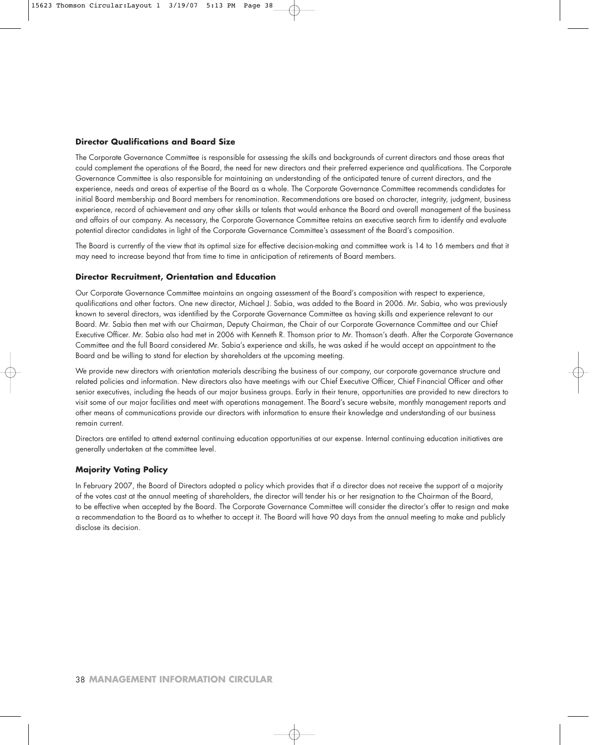### Director Qualifications and Board Size

The Corporate Governance Committee is responsible for assessing the skills and backgrounds of current directors and those areas that could complement the operations of the Board, the need for new directors and their preferred experience and qualifications. The Corporate Governance Committee is also responsible for maintaining an understanding of the anticipated tenure of current directors, and the experience, needs and areas of expertise of the Board as a whole. The Corporate Governance Committee recommends candidates for initial Board membership and Board members for renomination. Recommendations are based on character, integrity, judgment, business experience, record of achievement and any other skills or talents that would enhance the Board and overall management of the business and affairs of our company. As necessary, the Corporate Governance Committee retains an executive search firm to identify and evaluate potential director candidates in light of the Corporate Governance Committee's assessment of the Board's composition.

The Board is currently of the view that its optimal size for effective decision-making and committee work is 14 to 16 members and that it may need to increase beyond that from time to time in anticipation of retirements of Board members.

### Director Recruitment, Orientation and Education

Our Corporate Governance Committee maintains an ongoing assessment of the Board's composition with respect to experience, qualifications and other factors. One new director, Michael J. Sabia, was added to the Board in 2006. Mr. Sabia, who was previously known to several directors, was identified by the Corporate Governance Committee as having skills and experience relevant to our Board. Mr. Sabia then met with our Chairman, Deputy Chairman, the Chair of our Corporate Governance Committee and our Chief Executive Officer. Mr. Sabia also had met in 2006 with Kenneth R. Thomson prior to Mr. Thomson's death. After the Corporate Governance Committee and the full Board considered Mr. Sabia's experience and skills, he was asked if he would accept an appointment to the Board and be willing to stand for election by shareholders at the upcoming meeting.

We provide new directors with orientation materials describing the business of our company, our corporate governance structure and related policies and information. New directors also have meetings with our Chief Executive Officer, Chief Financial Officer and other senior executives, including the heads of our major business groups. Early in their tenure, opportunities are provided to new directors to visit some of our major facilities and meet with operations management. The Board's secure website, monthly management reports and other means of communications provide our directors with information to ensure their knowledge and understanding of our business remain current.

Directors are entitled to attend external continuing education opportunities at our expense. Internal continuing education initiatives are generally undertaken at the committee level.

### Majority Voting Policy

In February 2007, the Board of Directors adopted a policy which provides that if a director does not receive the support of a majority of the votes cast at the annual meeting of shareholders, the director will tender his or her resignation to the Chairman of the Board, to be effective when accepted by the Board. The Corporate Governance Committee will consider the director's offer to resign and make a recommendation to the Board as to whether to accept it. The Board will have 90 days from the annual meeting to make and publicly disclose its decision.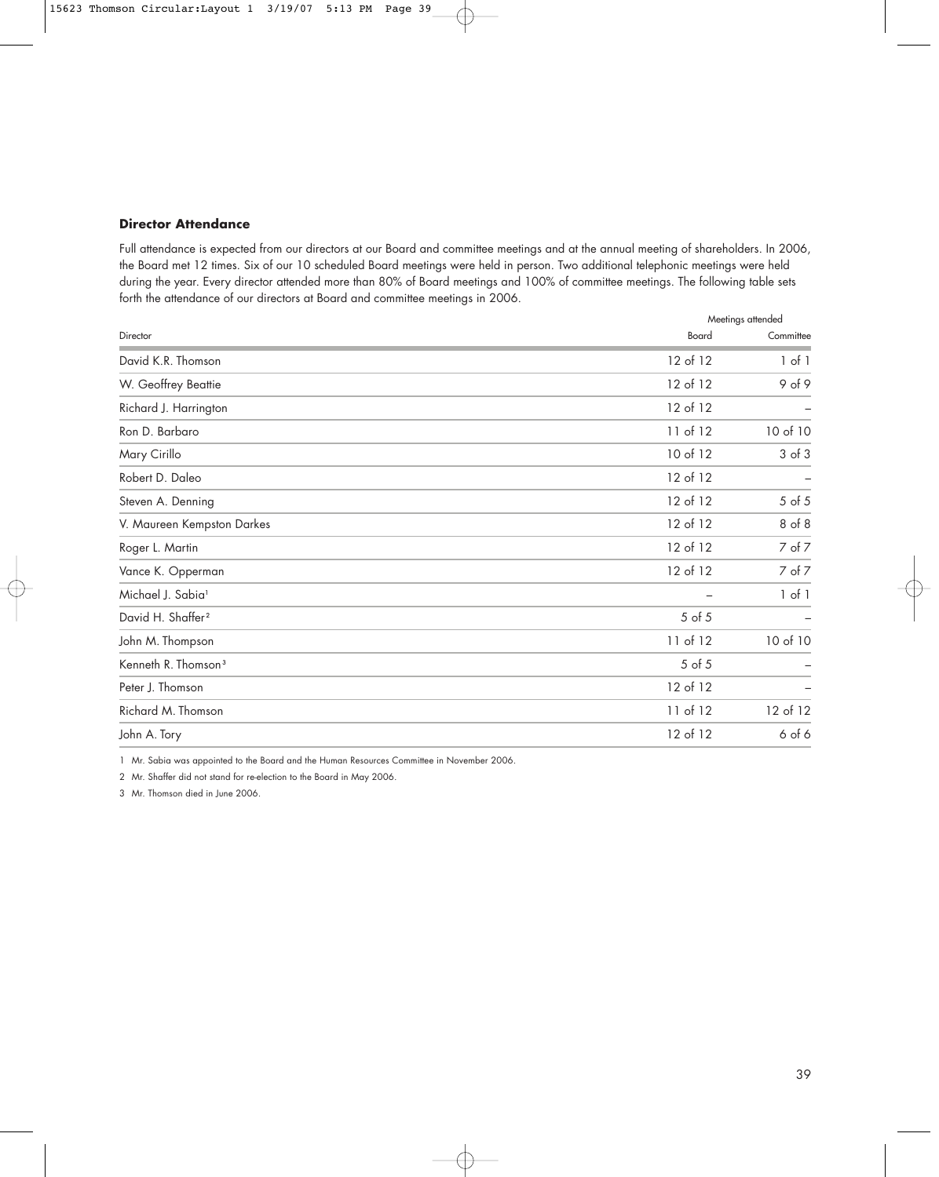### Director Attendance

Full attendance is expected from our directors at our Board and committee meetings and at the annual meeting of shareholders. In 2006, the Board met 12 times. Six of our 10 scheduled Board meetings were held in person. Two additional telephonic meetings were held during the year. Every director attended more than 80% of Board meetings and 100% of committee meetings. The following table sets forth the attendance of our directors at Board and committee meetings in 2006.

| | Meetings attended | |
|---|---|---|
| Director | Board | Committee |
| David K.R. Thomson | 12 of 12 | 1 of 1 |
| W. Geoffrey Beattie | 12 of 12 | 9 of 9 |
| Richard J. Harrington | 12 of 12 | – |
| Ron D. Barbaro | 11 of 12 | 10 of 10 |
| Mary Cirillo | 10 of 12 | 3 of 3 |
| Robert D. Daleo | 12 of 12 | – |
| Steven A. Denning | 12 of 12 | 5 of 5 |
| V. Maureen Kempston Darkes | 12 of 12 | 8 of 8 |
| Roger L. Martin | 12 of 12 | 7 of 7 |
| Vance K. Opperman | 12 of 12 | 7 of 7 |
| Michael J. Sabia[1] | – | 1 of 1 |
| David H. Shaffer[2] | 5 of 5 | – |
| John M. Thompson | 11 of 12 | 10 of 10 |
| Kenneth R. Thomson[3] | 5 of 5 | – |
| Peter J. Thomson | 12 of 12 | – |
| Richard M. Thomson | 11 of 12 | 12 of 12 |
| John A. Tory | 12 of 12 | 6 of 6 |

1 Mr. Sabia was appointed to the Board and the Human Resources Committee in November 2006.

2 Mr. Shaffer did not stand for re-election to the Board in May 2006.

3 Mr. Thomson died in June 2006.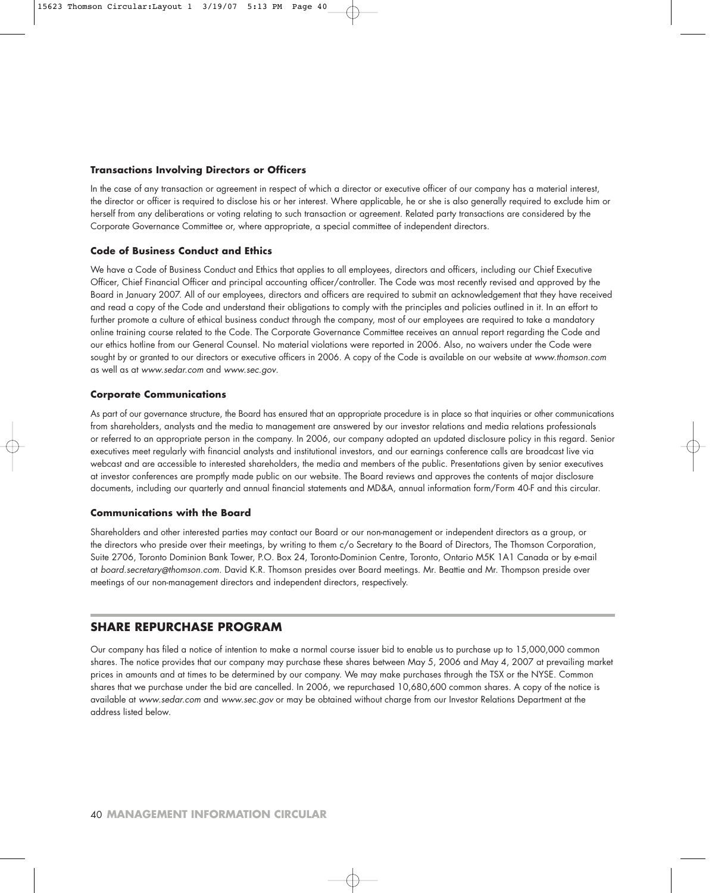### Transactions Involving Directors or Officers

In the case of any transaction or agreement in respect of which a director or executive officer of our company has a material interest, the director or officer is required to disclose his or her interest. Where applicable, he or she is also generally required to exclude him or herself from any deliberations or voting relating to such transaction or agreement. Related party transactions are considered by the Corporate Governance Committee or, where appropriate, a special committee of independent directors.

### Code of Business Conduct and Ethics

We have a Code of Business Conduct and Ethics that applies to all employees, directors and officers, including our Chief Executive Officer, Chief Financial Officer and principal accounting officer/controller. The Code was most recently revised and approved by the Board in January 2007. All of our employees, directors and officers are required to submit an acknowledgement that they have received and read a copy of the Code and understand their obligations to comply with the principles and policies outlined in it. In an effort to further promote a culture of ethical business conduct through the company, most of our employees are required to take a mandatory online training course related to the Code. The Corporate Governance Committee receives an annual report regarding the Code and our ethics hotline from our General Counsel. No material violations were reported in 2006. Also, no waivers under the Code were sought by or granted to our directors or executive officers in 2006. A copy of the Code is available on our website at *www.thomson.com* as well as at *www.sedar.com* and *www.sec.gov*.

### Corporate Communications

As part of our governance structure, the Board has ensured that an appropriate procedure is in place so that inquiries or other communications from shareholders, analysts and the media to management are answered by our investor relations and media relations professionals or referred to an appropriate person in the company. In 2006, our company adopted an updated disclosure policy in this regard. Senior executives meet regularly with financial analysts and institutional investors, and our earnings conference calls are broadcast live via webcast and are accessible to interested shareholders, the media and members of the public. Presentations given by senior executives at investor conferences are promptly made public on our website. The Board reviews and approves the contents of major disclosure documents, including our quarterly and annual financial statements and MD&A, annual information form/Form 40-F and this circular.

### Communications with the Board

Shareholders and other interested parties may contact our Board or our non-management or independent directors as a group, or the directors who preside over their meetings, by writing to them c/o Secretary to the Board of Directors, The Thomson Corporation, Suite 2706, Toronto Dominion Bank Tower, P.O. Box 24, Toronto-Dominion Centre, Toronto, Ontario M5K 1A1 Canada or by e-mail at *board.secretary@thomson.com*. David K.R. Thomson presides over Board meetings. Mr. Beattie and Mr. Thompson preside over meetings of our non-management directors and independent directors, respectively.

## SHARE REPURCHASE PROGRAM

Our company has filed a notice of intention to make a normal course issuer bid to enable us to purchase up to 15,000,000 common shares. The notice provides that our company may purchase these shares between May 5, 2006 and May 4, 2007 at prevailing market prices in amounts and at times to be determined by our company. We may make purchases through the TSX or the NYSE. Common shares that we purchase under the bid are cancelled. In 2006, we repurchased 10,680,600 common shares. A copy of the notice is available at *www.sedar.com* and *www.sec.gov* or may be obtained without charge from our Investor Relations Department at the address listed below.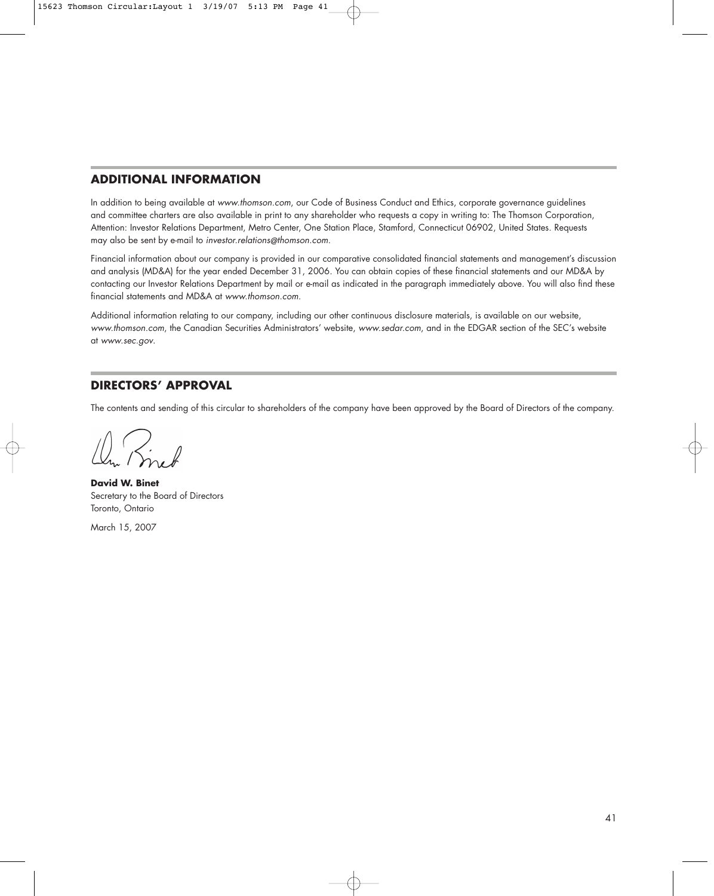## ADDITIONAL INFORMATION

In addition to being available at *www.thomson.com*, our Code of Business Conduct and Ethics, corporate governance guidelines and committee charters are also available in print to any shareholder who requests a copy in writing to: The Thomson Corporation, Attention: Investor Relations Department, Metro Center, One Station Place, Stamford, Connecticut 06902, United States. Requests may also be sent by e-mail to *investor.relations@thomson.com*.

Financial information about our company is provided in our comparative consolidated financial statements and management's discussion and analysis (MD&A) for the year ended December 31, 2006. You can obtain copies of these financial statements and our MD&A by contacting our Investor Relations Department by mail or e-mail as indicated in the paragraph immediately above. You will also find these financial statements and MD&A at *www.thomson.com*.

Additional information relating to our company, including our other continuous disclosure materials, is available on our website, *www.thomson.com*, the Canadian Securities Administrators' website, *www.sedar.com*, and in the EDGAR section of the SEC's website at *www.sec.gov*.

## DIRECTORS' APPROVAL

The contents and sending of this circular to shareholders of the company have been approved by the Board of Directors of the company.

**David W. Binet**
Secretary to the Board of Directors
Toronto, Ontario

March 15, 2007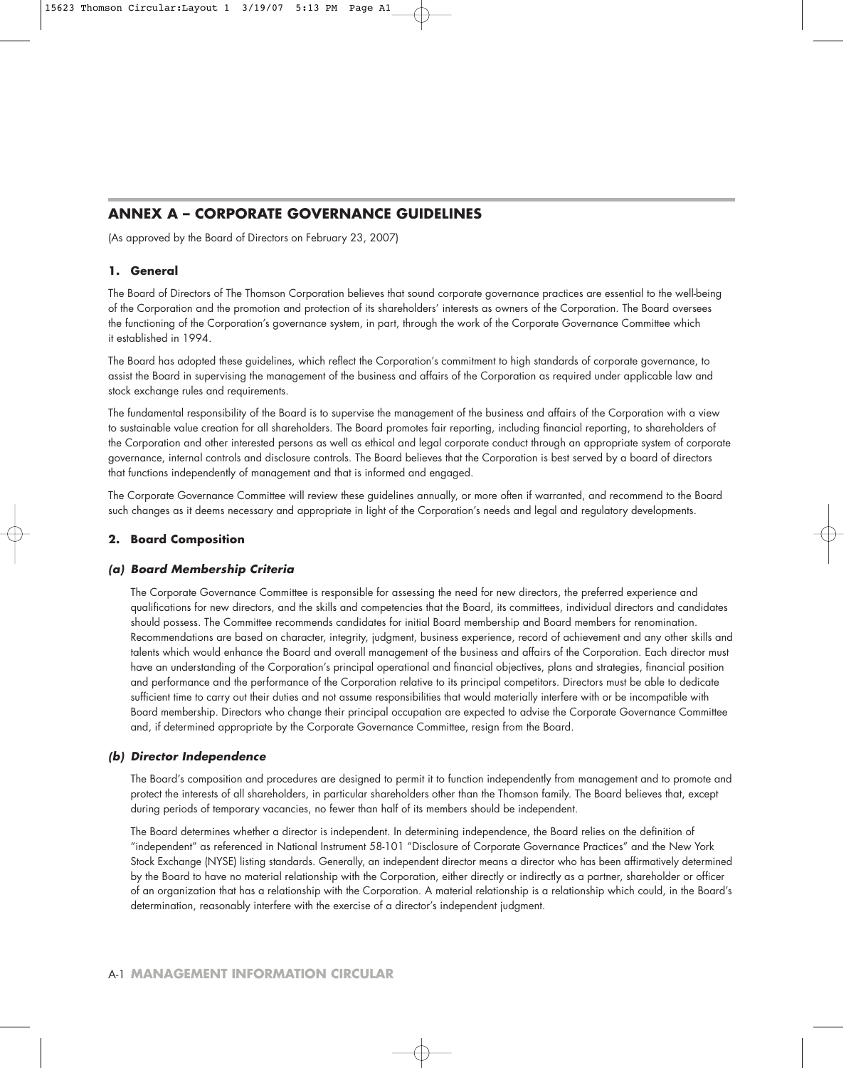## ANNEX A – CORPORATE GOVERNANCE GUIDELINES

(As approved by the Board of Directors on February 23, 2007)

### 1. General

The Board of Directors of The Thomson Corporation believes that sound corporate governance practices are essential to the well-being of the Corporation and the promotion and protection of its shareholders' interests as owners of the Corporation. The Board oversees the functioning of the Corporation's governance system, in part, through the work of the Corporate Governance Committee which it established in 1994.

The Board has adopted these guidelines, which reflect the Corporation's commitment to high standards of corporate governance, to assist the Board in supervising the management of the business and affairs of the Corporation as required under applicable law and stock exchange rules and requirements.

The fundamental responsibility of the Board is to supervise the management of the business and affairs of the Corporation with a view to sustainable value creation for all shareholders. The Board promotes fair reporting, including financial reporting, to shareholders of the Corporation and other interested persons as well as ethical and legal corporate conduct through an appropriate system of corporate governance, internal controls and disclosure controls. The Board believes that the Corporation is best served by a board of directors that functions independently of management and that is informed and engaged.

The Corporate Governance Committee will review these guidelines annually, or more often if warranted, and recommend to the Board such changes as it deems necessary and appropriate in light of the Corporation's needs and legal and regulatory developments.

### 2. Board Composition

#### *(a) Board Membership Criteria*

The Corporate Governance Committee is responsible for assessing the need for new directors, the preferred experience and qualifications for new directors, and the skills and competencies that the Board, its committees, individual directors and candidates should possess. The Committee recommends candidates for initial Board membership and Board members for renomination. Recommendations are based on character, integrity, judgment, business experience, record of achievement and any other skills and talents which would enhance the Board and overall management of the business and affairs of the Corporation. Each director must have an understanding of the Corporation's principal operational and financial objectives, plans and strategies, financial position and performance and the performance of the Corporation relative to its principal competitors. Directors must be able to dedicate sufficient time to carry out their duties and not assume responsibilities that would materially interfere with or be incompatible with Board membership. Directors who change their principal occupation are expected to advise the Corporate Governance Committee and, if determined appropriate by the Corporate Governance Committee, resign from the Board.

#### *(b) Director Independence*

The Board's composition and procedures are designed to permit it to function independently from management and to promote and protect the interests of all shareholders, in particular shareholders other than the Thomson family. The Board believes that, except during periods of temporary vacancies, no fewer than half of its members should be independent.

The Board determines whether a director is independent. In determining independence, the Board relies on the definition of "independent" as referenced in National Instrument 58-101 "Disclosure of Corporate Governance Practices" and the New York Stock Exchange (NYSE) listing standards. Generally, an independent director means a director who has been affirmatively determined by the Board to have no material relationship with the Corporation, either directly or indirectly as a partner, shareholder or officer of an organization that has a relationship with the Corporation. A material relationship is a relationship which could, in the Board's determination, reasonably interfere with the exercise of a director's independent judgment.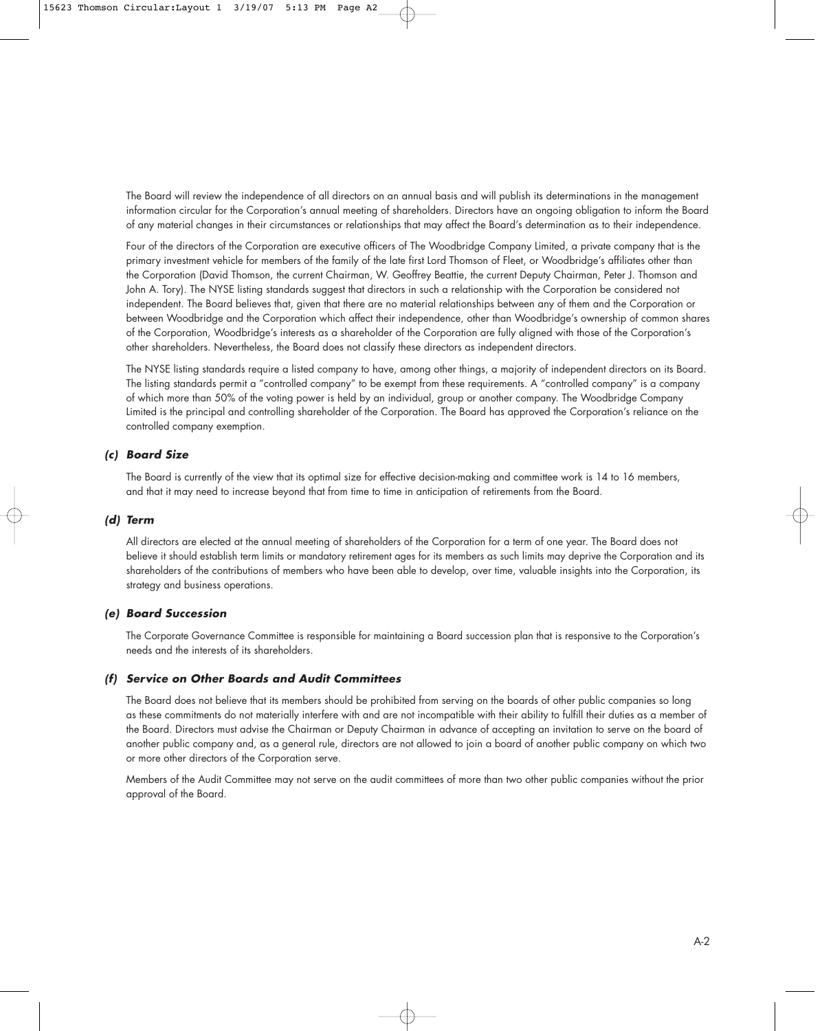The Board will review the independence of all directors on an annual basis and will publish its determinations in the management information circular for the Corporation's annual meeting of shareholders. Directors have an ongoing obligation to inform the Board of any material changes in their circumstances or relationships that may affect the Board's determination as to their independence.

Four of the directors of the Corporation are executive officers of The Woodbridge Company Limited, a private company that is the primary investment vehicle for members of the family of the late first Lord Thomson of Fleet, or Woodbridge's affiliates other than the Corporation (David Thomson, the current Chairman, W. Geoffrey Beattie, the current Deputy Chairman, Peter J. Thomson and John A. Tory). The NYSE listing standards suggest that directors in such a relationship with the Corporation be considered not independent. The Board believes that, given that there are no material relationships between any of them and the Corporation or between Woodbridge and the Corporation which affect their independence, other than Woodbridge's ownership of common shares of the Corporation, Woodbridge's interests as a shareholder of the Corporation are fully aligned with those of the Corporation's other shareholders. Nevertheless, the Board does not classify these directors as independent directors.

The NYSE listing standards require a listed company to have, among other things, a majority of independent directors on its Board. The listing standards permit a "controlled company" to be exempt from these requirements. A "controlled company" is a company of which more than 50% of the voting power is held by an individual, group or another company. The Woodbridge Company Limited is the principal and controlling shareholder of the Corporation. The Board has approved the Corporation's reliance on the controlled company exemption.

### *(c) Board Size*

The Board is currently of the view that its optimal size for effective decision-making and committee work is 14 to 16 members, and that it may need to increase beyond that from time to time in anticipation of retirements from the Board.

### *(d) Term*

All directors are elected at the annual meeting of shareholders of the Corporation for a term of one year. The Board does not believe it should establish term limits or mandatory retirement ages for its members as such limits may deprive the Corporation and its shareholders of the contributions of members who have been able to develop, over time, valuable insights into the Corporation, its strategy and business operations.

### *(e) Board Succession*

The Corporate Governance Committee is responsible for maintaining a Board succession plan that is responsive to the Corporation's needs and the interests of its shareholders.

### *(f) Service on Other Boards and Audit Committees*

The Board does not believe that its members should be prohibited from serving on the boards of other public companies so long as these commitments do not materially interfere with and are not incompatible with their ability to fulfill their duties as a member of the Board. Directors must advise the Chairman or Deputy Chairman in advance of accepting an invitation to serve on the board of another public company and, as a general rule, directors are not allowed to join a board of another public company on which two or more other directors of the Corporation serve.

Members of the Audit Committee may not serve on the audit committees of more than two other public companies without the prior approval of the Board.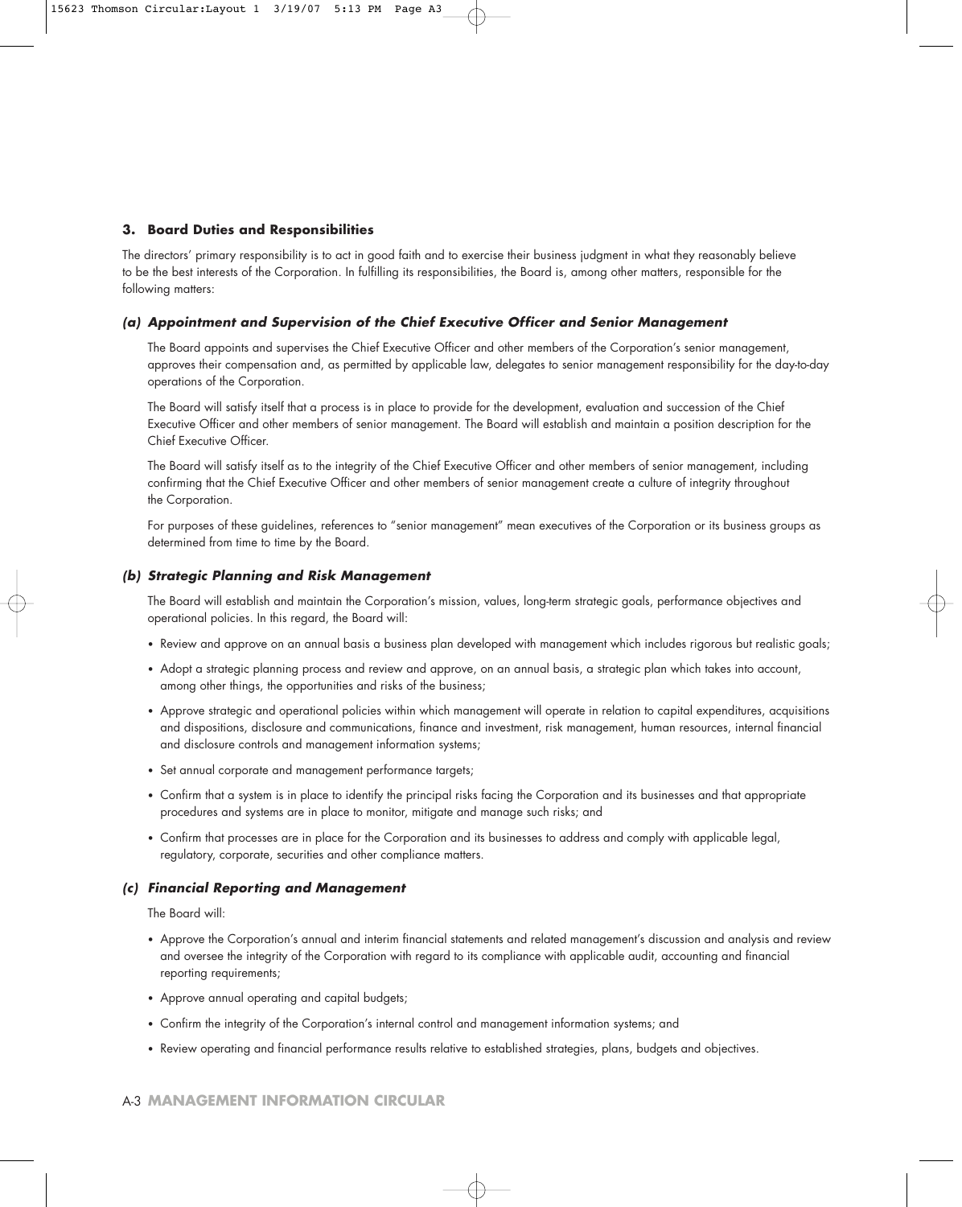### 3. Board Duties and Responsibilities

The directors' primary responsibility is to act in good faith and to exercise their business judgment in what they reasonably believe to be the best interests of the Corporation. In fulfilling its responsibilities, the Board is, among other matters, responsible for the following matters:

#### *(a) Appointment and Supervision of the Chief Executive Officer and Senior Management*

The Board appoints and supervises the Chief Executive Officer and other members of the Corporation's senior management, approves their compensation and, as permitted by applicable law, delegates to senior management responsibility for the day-to-day operations of the Corporation.

The Board will satisfy itself that a process is in place to provide for the development, evaluation and succession of the Chief Executive Officer and other members of senior management. The Board will establish and maintain a position description for the Chief Executive Officer.

The Board will satisfy itself as to the integrity of the Chief Executive Officer and other members of senior management, including confirming that the Chief Executive Officer and other members of senior management create a culture of integrity throughout the Corporation.

For purposes of these guidelines, references to "senior management" mean executives of the Corporation or its business groups as determined from time to time by the Board.

#### *(b) Strategic Planning and Risk Management*

The Board will establish and maintain the Corporation's mission, values, long-term strategic goals, performance objectives and operational policies. In this regard, the Board will:

- Review and approve on an annual basis a business plan developed with management which includes rigorous but realistic goals;
- Adopt a strategic planning process and review and approve, on an annual basis, a strategic plan which takes into account, among other things, the opportunities and risks of the business;
- Approve strategic and operational policies within which management will operate in relation to capital expenditures, acquisitions and dispositions, disclosure and communications, finance and investment, risk management, human resources, internal financial and disclosure controls and management information systems;
- Set annual corporate and management performance targets;
- Confirm that a system is in place to identify the principal risks facing the Corporation and its businesses and that appropriate procedures and systems are in place to monitor, mitigate and manage such risks; and
- Confirm that processes are in place for the Corporation and its businesses to address and comply with applicable legal, regulatory, corporate, securities and other compliance matters.

#### *(c) Financial Reporting and Management*

The Board will:

- Approve the Corporation's annual and interim financial statements and related management's discussion and analysis and review and oversee the integrity of the Corporation with regard to its compliance with applicable audit, accounting and financial reporting requirements;
- Approve annual operating and capital budgets;
- Confirm the integrity of the Corporation's internal control and management information systems; and
- Review operating and financial performance results relative to established strategies, plans, budgets and objectives.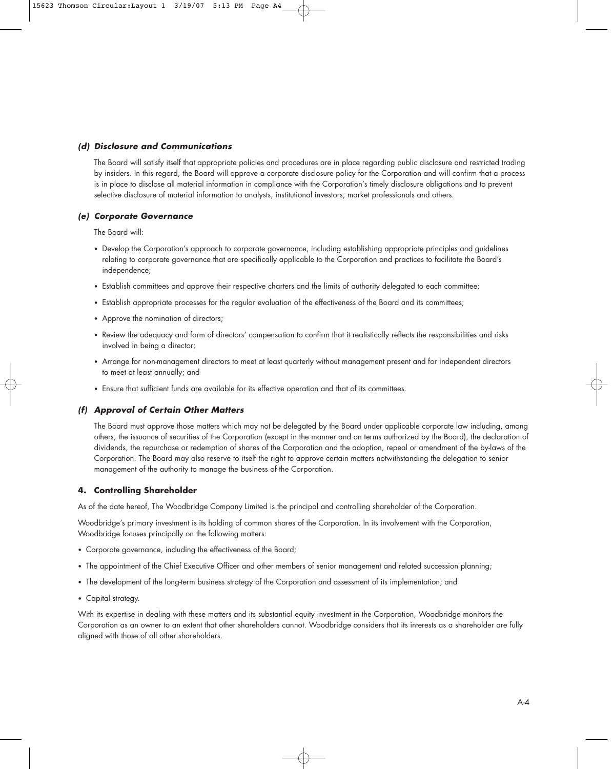### *(d) Disclosure and Communications*

The Board will satisfy itself that appropriate policies and procedures are in place regarding public disclosure and restricted trading by insiders. In this regard, the Board will approve a corporate disclosure policy for the Corporation and will confirm that a process is in place to disclose all material information in compliance with the Corporation's timely disclosure obligations and to prevent selective disclosure of material information to analysts, institutional investors, market professionals and others.

### *(e) Corporate Governance*

The Board will:

- Develop the Corporation's approach to corporate governance, including establishing appropriate principles and guidelines relating to corporate governance that are specifically applicable to the Corporation and practices to facilitate the Board's independence;
- Establish committees and approve their respective charters and the limits of authority delegated to each committee;
- Establish appropriate processes for the regular evaluation of the effectiveness of the Board and its committees;
- Approve the nomination of directors;
- Review the adequacy and form of directors' compensation to confirm that it realistically reflects the responsibilities and risks involved in being a director;
- Arrange for non-management directors to meet at least quarterly without management present and for independent directors to meet at least annually; and
- Ensure that sufficient funds are available for its effective operation and that of its committees.

### *(f) Approval of Certain Other Matters*

The Board must approve those matters which may not be delegated by the Board under applicable corporate law including, among others, the issuance of securities of the Corporation (except in the manner and on terms authorized by the Board), the declaration of dividends, the repurchase or redemption of shares of the Corporation and the adoption, repeal or amendment of the by-laws of the Corporation. The Board may also reserve to itself the right to approve certain matters notwithstanding the delegation to senior management of the authority to manage the business of the Corporation.

## 4. Controlling Shareholder

As of the date hereof, The Woodbridge Company Limited is the principal and controlling shareholder of the Corporation.

Woodbridge's primary investment is its holding of common shares of the Corporation. In its involvement with the Corporation, Woodbridge focuses principally on the following matters:

- Corporate governance, including the effectiveness of the Board;
- The appointment of the Chief Executive Officer and other members of senior management and related succession planning;
- The development of the long-term business strategy of the Corporation and assessment of its implementation; and
- Capital strategy.

With its expertise in dealing with these matters and its substantial equity investment in the Corporation, Woodbridge monitors the Corporation as an owner to an extent that other shareholders cannot. Woodbridge considers that its interests as a shareholder are fully aligned with those of all other shareholders.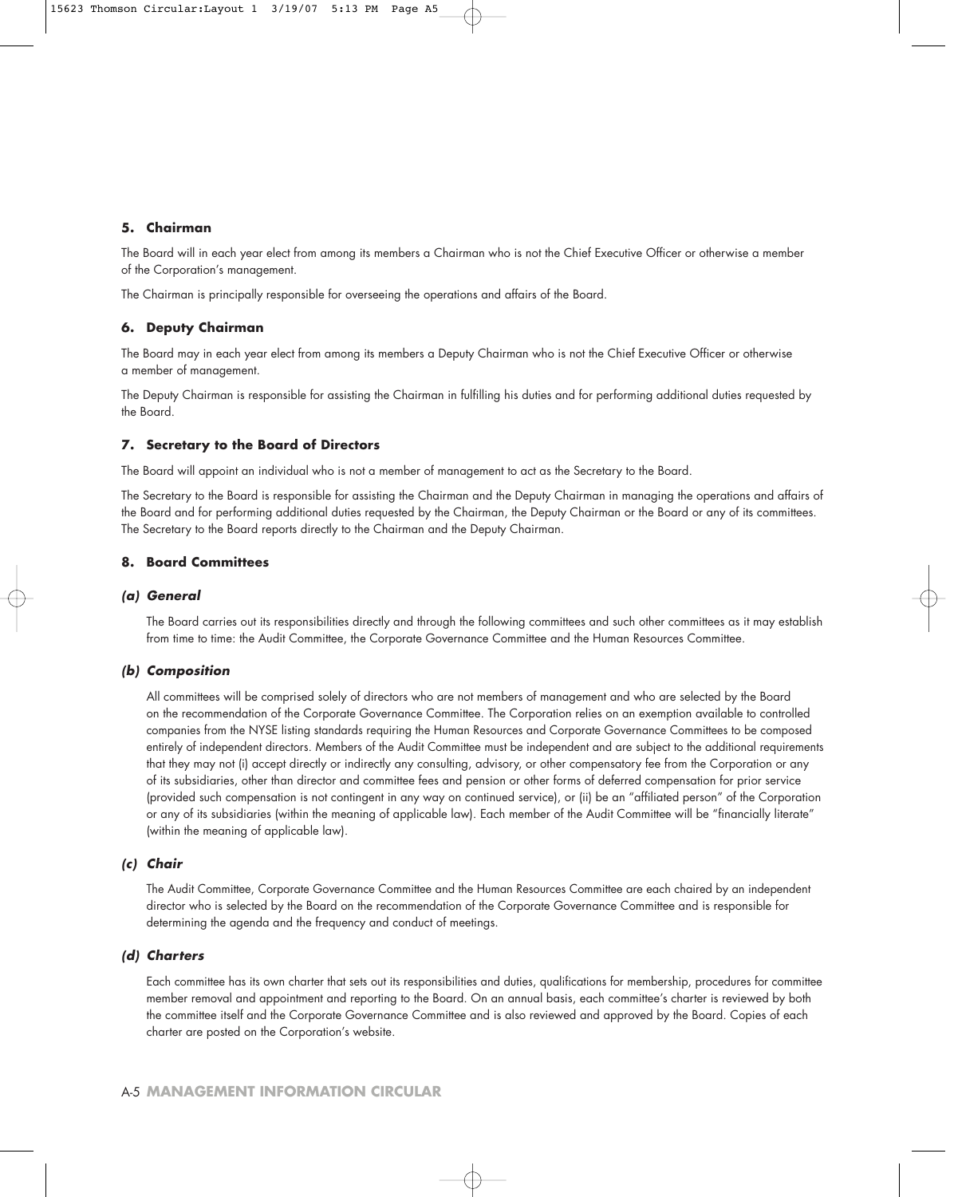## 5. Chairman

The Board will in each year elect from among its members a Chairman who is not the Chief Executive Officer or otherwise a member of the Corporation's management.

The Chairman is principally responsible for overseeing the operations and affairs of the Board.

## 6. Deputy Chairman

The Board may in each year elect from among its members a Deputy Chairman who is not the Chief Executive Officer or otherwise a member of management.

The Deputy Chairman is responsible for assisting the Chairman in fulfilling his duties and for performing additional duties requested by the Board.

## 7. Secretary to the Board of Directors

The Board will appoint an individual who is not a member of management to act as the Secretary to the Board.

The Secretary to the Board is responsible for assisting the Chairman and the Deputy Chairman in managing the operations and affairs of the Board and for performing additional duties requested by the Chairman, the Deputy Chairman or the Board or any of its committees. The Secretary to the Board reports directly to the Chairman and the Deputy Chairman.

## 8. Board Committees

### *(a) General*

The Board carries out its responsibilities directly and through the following committees and such other committees as it may establish from time to time: the Audit Committee, the Corporate Governance Committee and the Human Resources Committee.

### *(b) Composition*

All committees will be comprised solely of directors who are not members of management and who are selected by the Board on the recommendation of the Corporate Governance Committee. The Corporation relies on an exemption available to controlled companies from the NYSE listing standards requiring the Human Resources and Corporate Governance Committees to be composed entirely of independent directors. Members of the Audit Committee must be independent and are subject to the additional requirements that they may not (i) accept directly or indirectly any consulting, advisory, or other compensatory fee from the Corporation or any of its subsidiaries, other than director and committee fees and pension or other forms of deferred compensation for prior service (provided such compensation is not contingent in any way on continued service), or (ii) be an "affiliated person" of the Corporation or any of its subsidiaries (within the meaning of applicable law). Each member of the Audit Committee will be "financially literate" (within the meaning of applicable law).

### *(c) Chair*

The Audit Committee, Corporate Governance Committee and the Human Resources Committee are each chaired by an independent director who is selected by the Board on the recommendation of the Corporate Governance Committee and is responsible for determining the agenda and the frequency and conduct of meetings.

### *(d) Charters*

Each committee has its own charter that sets out its responsibilities and duties, qualifications for membership, procedures for committee member removal and appointment and reporting to the Board. On an annual basis, each committee's charter is reviewed by both the committee itself and the Corporate Governance Committee and is also reviewed and approved by the Board. Copies of each charter are posted on the Corporation's website.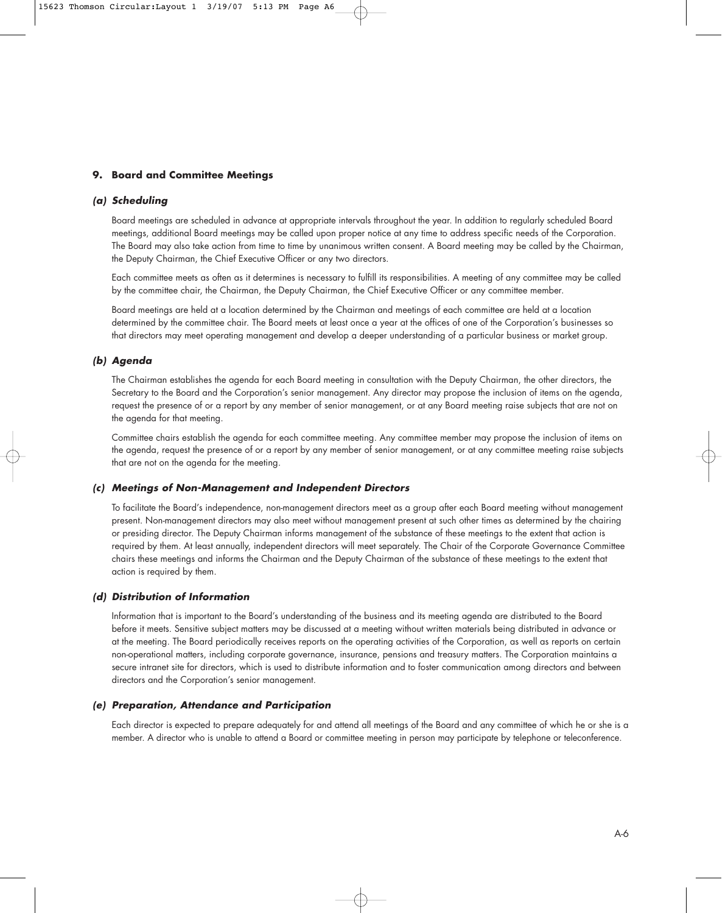## 9. Board and Committee Meetings

### *(a) Scheduling*

Board meetings are scheduled in advance at appropriate intervals throughout the year. In addition to regularly scheduled Board meetings, additional Board meetings may be called upon proper notice at any time to address specific needs of the Corporation. The Board may also take action from time to time by unanimous written consent. A Board meeting may be called by the Chairman, the Deputy Chairman, the Chief Executive Officer or any two directors.

Each committee meets as often as it determines is necessary to fulfill its responsibilities. A meeting of any committee may be called by the committee chair, the Chairman, the Deputy Chairman, the Chief Executive Officer or any committee member.

Board meetings are held at a location determined by the Chairman and meetings of each committee are held at a location determined by the committee chair. The Board meets at least once a year at the offices of one of the Corporation's businesses so that directors may meet operating management and develop a deeper understanding of a particular business or market group.

### *(b) Agenda*

The Chairman establishes the agenda for each Board meeting in consultation with the Deputy Chairman, the other directors, the Secretary to the Board and the Corporation's senior management. Any director may propose the inclusion of items on the agenda, request the presence of or a report by any member of senior management, or at any Board meeting raise subjects that are not on the agenda for that meeting.

Committee chairs establish the agenda for each committee meeting. Any committee member may propose the inclusion of items on the agenda, request the presence of or a report by any member of senior management, or at any committee meeting raise subjects that are not on the agenda for the meeting.

### *(c) Meetings of Non-Management and Independent Directors*

To facilitate the Board's independence, non-management directors meet as a group after each Board meeting without management present. Non-management directors may also meet without management present at such other times as determined by the chairing or presiding director. The Deputy Chairman informs management of the substance of these meetings to the extent that action is required by them. At least annually, independent directors will meet separately. The Chair of the Corporate Governance Committee chairs these meetings and informs the Chairman and the Deputy Chairman of the substance of these meetings to the extent that action is required by them.

### *(d) Distribution of Information*

Information that is important to the Board's understanding of the business and its meeting agenda are distributed to the Board before it meets. Sensitive subject matters may be discussed at a meeting without written materials being distributed in advance or at the meeting. The Board periodically receives reports on the operating activities of the Corporation, as well as reports on certain non-operational matters, including corporate governance, insurance, pensions and treasury matters. The Corporation maintains a secure intranet site for directors, which is used to distribute information and to foster communication among directors and between directors and the Corporation's senior management.

### *(e) Preparation, Attendance and Participation*

Each director is expected to prepare adequately for and attend all meetings of the Board and any committee of which he or she is a member. A director who is unable to attend a Board or committee meeting in person may participate by telephone or teleconference.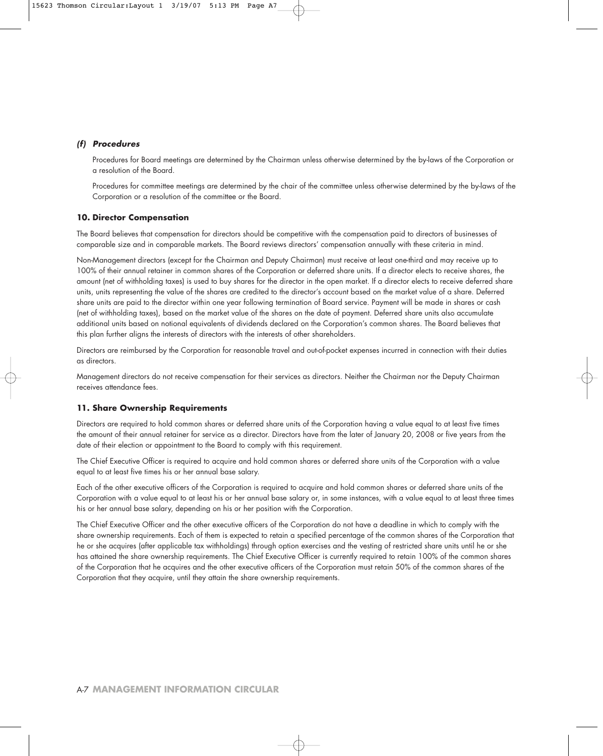### *(f) Procedures*

Procedures for Board meetings are determined by the Chairman unless otherwise determined by the by-laws of the Corporation or a resolution of the Board.

Procedures for committee meetings are determined by the chair of the committee unless otherwise determined by the by-laws of the Corporation or a resolution of the committee or the Board.

## 10. Director Compensation

The Board believes that compensation for directors should be competitive with the compensation paid to directors of businesses of comparable size and in comparable markets. The Board reviews directors' compensation annually with these criteria in mind.

Non-Management directors (except for the Chairman and Deputy Chairman) must receive at least one-third and may receive up to 100% of their annual retainer in common shares of the Corporation or deferred share units. If a director elects to receive shares, the amount (net of withholding taxes) is used to buy shares for the director in the open market. If a director elects to receive deferred share units, units representing the value of the shares are credited to the director's account based on the market value of a share. Deferred share units are paid to the director within one year following termination of Board service. Payment will be made in shares or cash (net of withholding taxes), based on the market value of the shares on the date of payment. Deferred share units also accumulate additional units based on notional equivalents of dividends declared on the Corporation's common shares. The Board believes that this plan further aligns the interests of directors with the interests of other shareholders.

Directors are reimbursed by the Corporation for reasonable travel and out-of-pocket expenses incurred in connection with their duties as directors.

Management directors do not receive compensation for their services as directors. Neither the Chairman nor the Deputy Chairman receives attendance fees.

## 11. Share Ownership Requirements

Directors are required to hold common shares or deferred share units of the Corporation having a value equal to at least five times the amount of their annual retainer for service as a director. Directors have from the later of January 20, 2008 or five years from the date of their election or appointment to the Board to comply with this requirement.

The Chief Executive Officer is required to acquire and hold common shares or deferred share units of the Corporation with a value equal to at least five times his or her annual base salary.

Each of the other executive officers of the Corporation is required to acquire and hold common shares or deferred share units of the Corporation with a value equal to at least his or her annual base salary or, in some instances, with a value equal to at least three times his or her annual base salary, depending on his or her position with the Corporation.

The Chief Executive Officer and the other executive officers of the Corporation do not have a deadline in which to comply with the share ownership requirements. Each of them is expected to retain a specified percentage of the common shares of the Corporation that he or she acquires (after applicable tax withholdings) through option exercises and the vesting of restricted share units until he or she has attained the share ownership requirements. The Chief Executive Officer is currently required to retain 100% of the common shares of the Corporation that he acquires and the other executive officers of the Corporation must retain 50% of the common shares of the Corporation that they acquire, until they attain the share ownership requirements.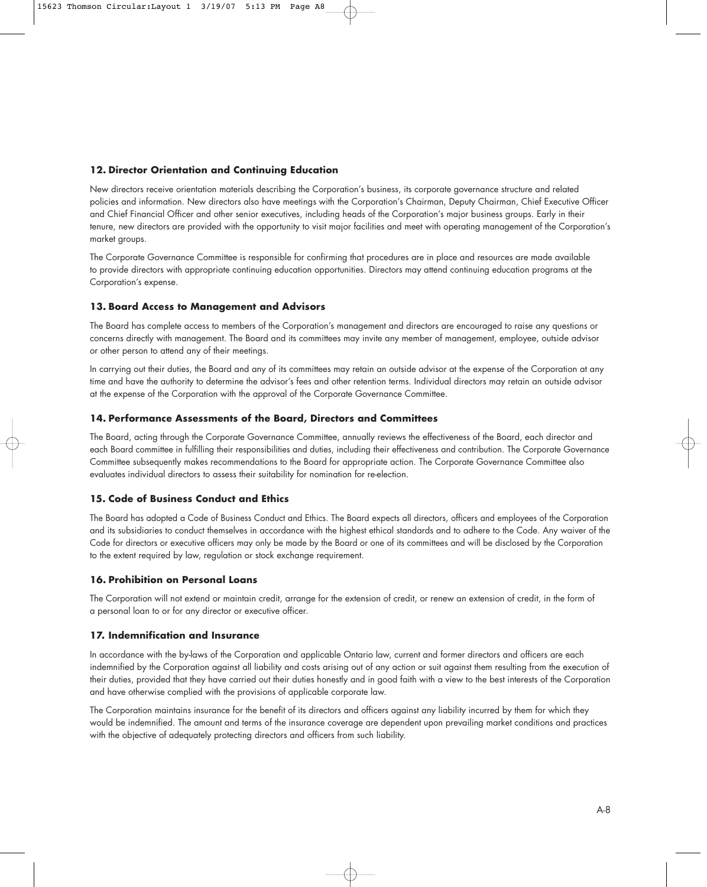## 12. Director Orientation and Continuing Education

New directors receive orientation materials describing the Corporation's business, its corporate governance structure and related policies and information. New directors also have meetings with the Corporation's Chairman, Deputy Chairman, Chief Executive Officer and Chief Financial Officer and other senior executives, including heads of the Corporation's major business groups. Early in their tenure, new directors are provided with the opportunity to visit major facilities and meet with operating management of the Corporation's market groups.

The Corporate Governance Committee is responsible for confirming that procedures are in place and resources are made available to provide directors with appropriate continuing education opportunities. Directors may attend continuing education programs at the Corporation's expense.

## 13. Board Access to Management and Advisors

The Board has complete access to members of the Corporation's management and directors are encouraged to raise any questions or concerns directly with management. The Board and its committees may invite any member of management, employee, outside advisor or other person to attend any of their meetings.

In carrying out their duties, the Board and any of its committees may retain an outside advisor at the expense of the Corporation at any time and have the authority to determine the advisor's fees and other retention terms. Individual directors may retain an outside advisor at the expense of the Corporation with the approval of the Corporate Governance Committee.

## 14. Performance Assessments of the Board, Directors and Committees

The Board, acting through the Corporate Governance Committee, annually reviews the effectiveness of the Board, each director and each Board committee in fulfilling their responsibilities and duties, including their effectiveness and contribution. The Corporate Governance Committee subsequently makes recommendations to the Board for appropriate action. The Corporate Governance Committee also evaluates individual directors to assess their suitability for nomination for re-election.

## 15. Code of Business Conduct and Ethics

The Board has adopted a Code of Business Conduct and Ethics. The Board expects all directors, officers and employees of the Corporation and its subsidiaries to conduct themselves in accordance with the highest ethical standards and to adhere to the Code. Any waiver of the Code for directors or executive officers may only be made by the Board or one of its committees and will be disclosed by the Corporation to the extent required by law, regulation or stock exchange requirement.

## 16. Prohibition on Personal Loans

The Corporation will not extend or maintain credit, arrange for the extension of credit, or renew an extension of credit, in the form of a personal loan to or for any director or executive officer.

## 17. Indemnification and Insurance

In accordance with the by-laws of the Corporation and applicable Ontario law, current and former directors and officers are each indemnified by the Corporation against all liability and costs arising out of any action or suit against them resulting from the execution of their duties, provided that they have carried out their duties honestly and in good faith with a view to the best interests of the Corporation and have otherwise complied with the provisions of applicable corporate law.

The Corporation maintains insurance for the benefit of its directors and officers against any liability incurred by them for which they would be indemnified. The amount and terms of the insurance coverage are dependent upon prevailing market conditions and practices with the objective of adequately protecting directors and officers from such liability.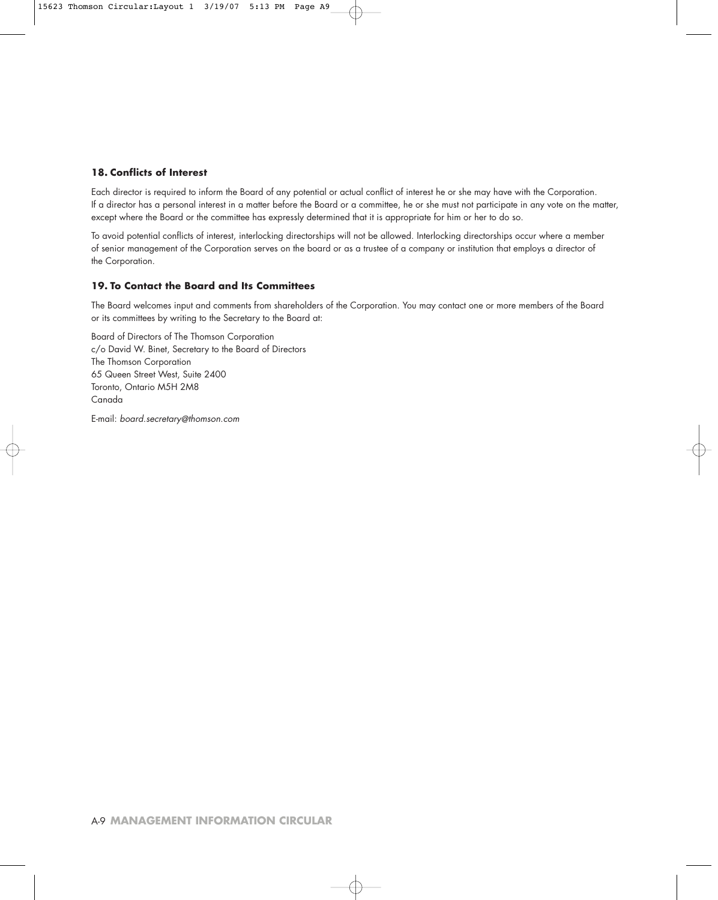### 18. Conflicts of Interest

Each director is required to inform the Board of any potential or actual conflict of interest he or she may have with the Corporation. If a director has a personal interest in a matter before the Board or a committee, he or she must not participate in any vote on the matter, except where the Board or the committee has expressly determined that it is appropriate for him or her to do so.

To avoid potential conflicts of interest, interlocking directorships will not be allowed. Interlocking directorships occur where a member of senior management of the Corporation serves on the board or as a trustee of a company or institution that employs a director of the Corporation.

### 19. To Contact the Board and Its Committees

The Board welcomes input and comments from shareholders of the Corporation. You may contact one or more members of the Board or its committees by writing to the Secretary to the Board at:

Board of Directors of The Thomson Corporation  
c/o David W. Binet, Secretary to the Board of Directors  
The Thomson Corporation  
65 Queen Street West, Suite 2400  
Toronto, Ontario M5H 2M8  
Canada

E-mail: *board.secretary@thomson.com*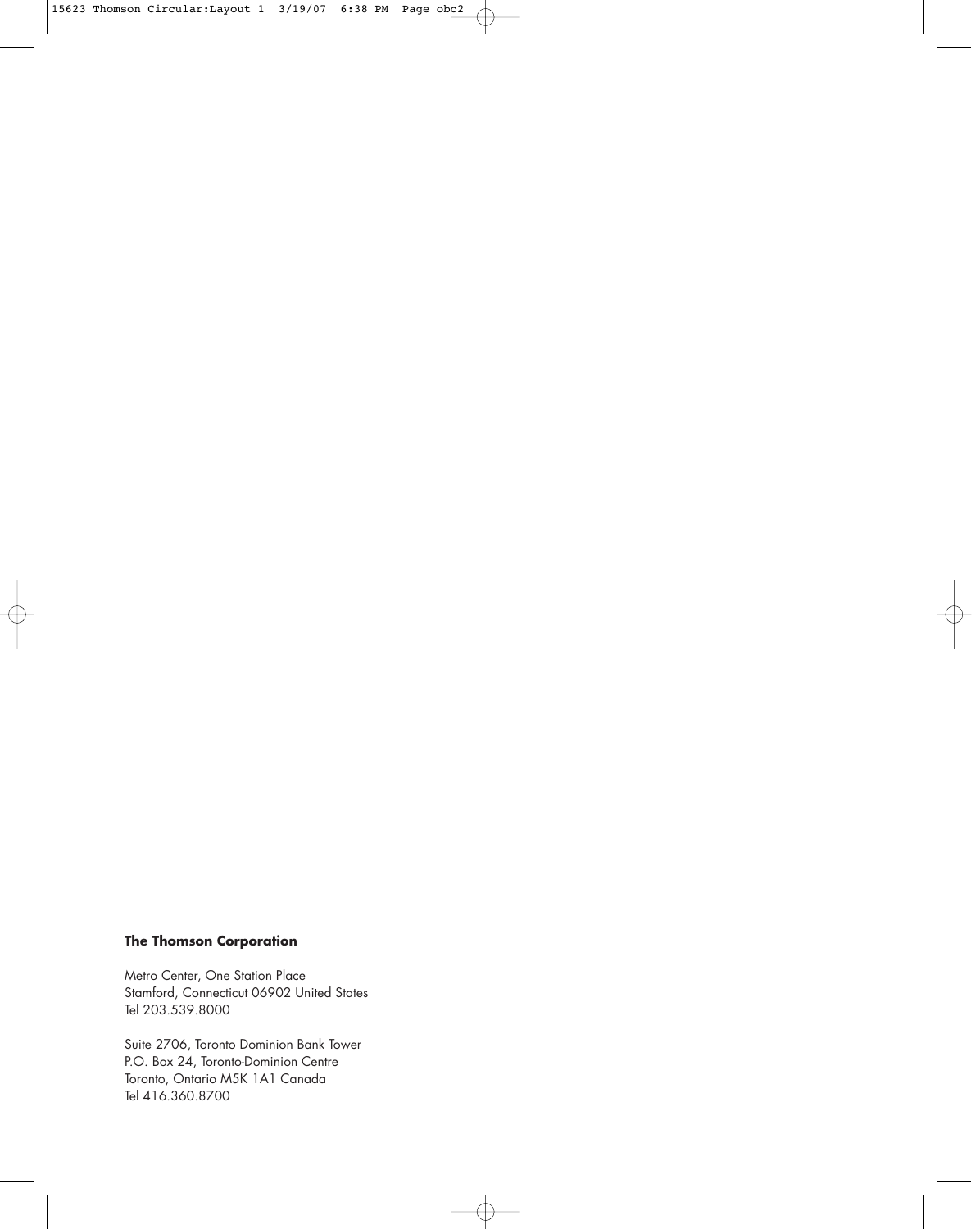**The Thomson Corporation**

Metro Center, One Station Place
Stamford, Connecticut 06902 United States
Tel 203.539.8000

Suite 2706, Toronto Dominion Bank Tower
P.O. Box 24, Toronto-Dominion Centre
Toronto, Ontario M5K 1A1 Canada
Tel 416.360.8700